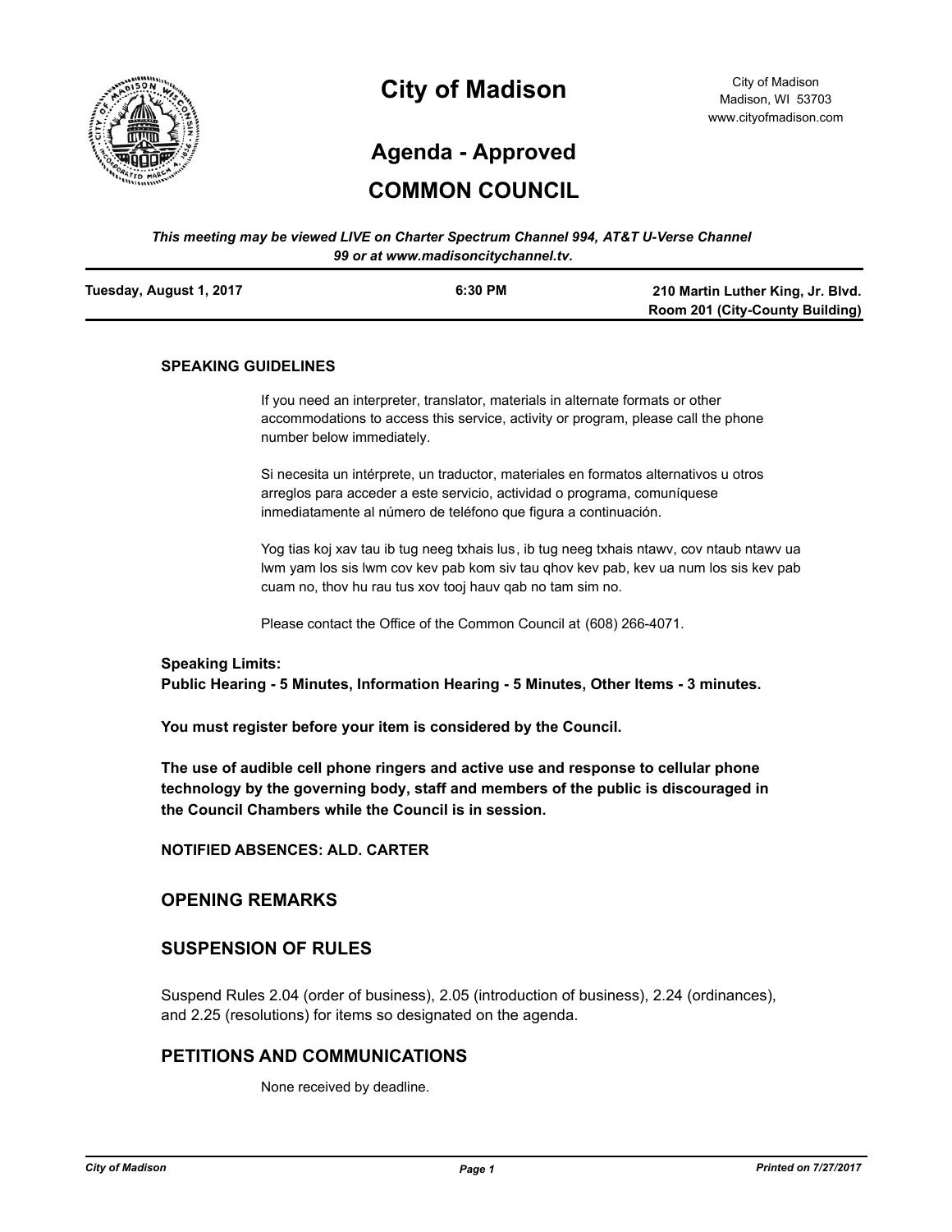# City of Madison

City of Madison
Madison, WI 53703
www.cityofmadison.com

## Agenda - Approved

## COMMON COUNCIL

*This meeting may be viewed LIVE on Charter Spectrum Channel 994, AT&T U-Verse Channel 99 or at www.madisoncitychannel.tv.*

**Tuesday, August 1, 2017** | **6:30 PM** | **210 Martin Luther King, Jr. Blvd. Room 201 (City-County Building)**

**SPEAKING GUIDELINES**

If you need an interpreter, translator, materials in alternate formats or other accommodations to access this service, activity or program, please call the phone number below immediately.

Si necesita un intérprete, un traductor, materiales en formatos alternativos u otros arreglos para acceder a este servicio, actividad o programa, comuníquese inmediatamente al número de teléfono que figura a continuación.

Yog tias koj xav tau ib tug neeg txhais lus, ib tug neeg txhais ntawv, cov ntaub ntawv ua lwm yam los sis lwm cov kev pab kom siv tau qhov kev pab, kev ua num los sis kev pab cuam no, thov hu rau tus xov tooj hauv qab no tam sim no.

Please contact the Office of the Common Council at (608) 266-4071.

**Speaking Limits:**
**Public Hearing - 5 Minutes, Information Hearing - 5 Minutes, Other Items - 3 minutes.**

**You must register before your item is considered by the Council.**

**The use of audible cell phone ringers and active use and response to cellular phone technology by the governing body, staff and members of the public is discouraged in the Council Chambers while the Council is in session.**

**NOTIFIED ABSENCES: ALD. CARTER**

## OPENING REMARKS

## SUSPENSION OF RULES

Suspend Rules 2.04 (order of business), 2.05 (introduction of business), 2.24 (ordinances), and 2.25 (resolutions) for items so designated on the agenda.

## PETITIONS AND COMMUNICATIONS

None received by deadline.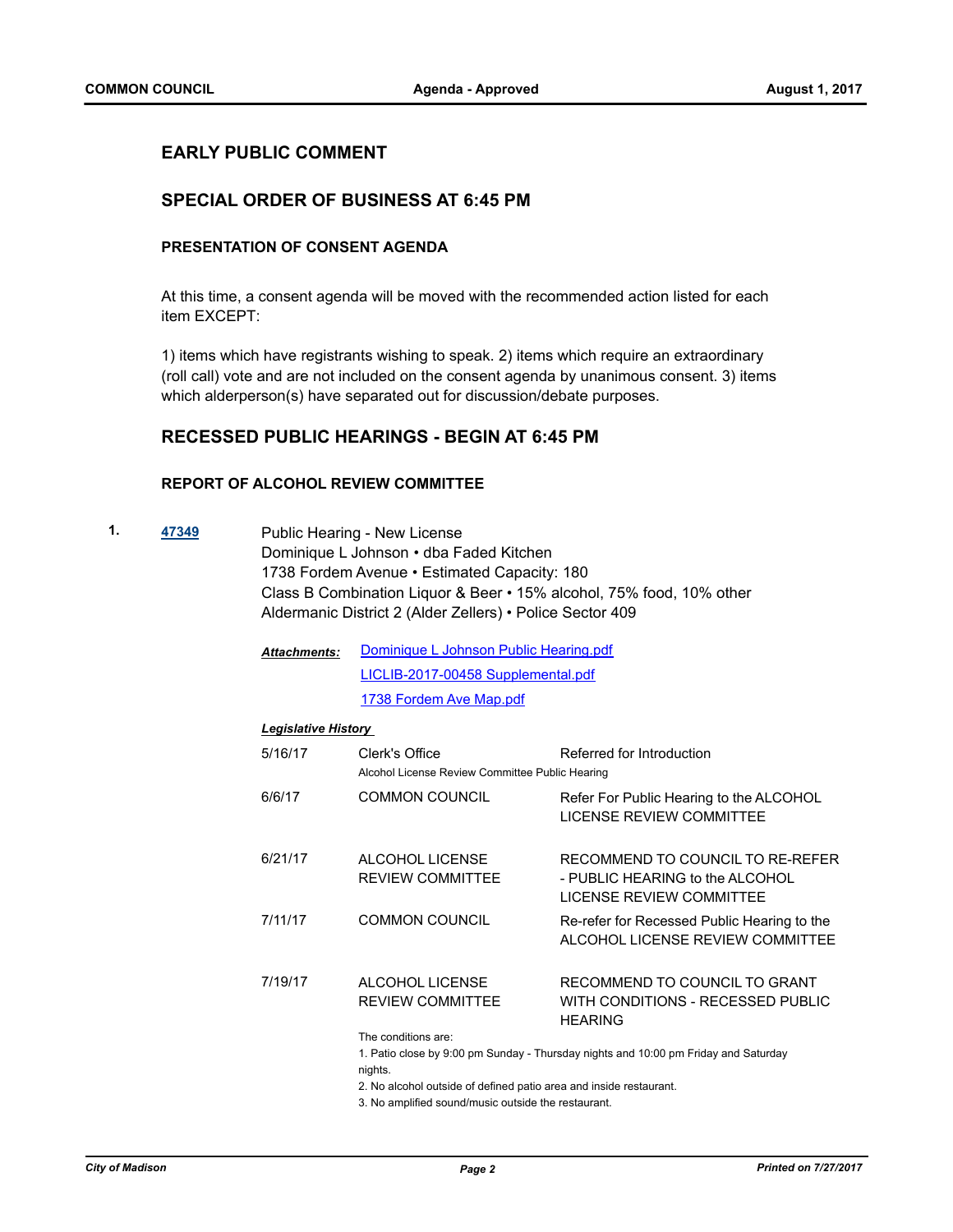## EARLY PUBLIC COMMENT

## SPECIAL ORDER OF BUSINESS AT 6:45 PM

### PRESENTATION OF CONSENT AGENDA

At this time, a consent agenda will be moved with the recommended action listed for each item EXCEPT:

1) items which have registrants wishing to speak. 2) items which require an extraordinary (roll call) vote and are not included on the consent agenda by unanimous consent. 3) items which alderperson(s) have separated out for discussion/debate purposes.

## RECESSED PUBLIC HEARINGS - BEGIN AT 6:45 PM

### REPORT OF ALCOHOL REVIEW COMMITTEE

**1.** **47349**

Public Hearing - New License
Dominique L Johnson • dba Faded Kitchen
1738 Fordem Avenue • Estimated Capacity: 180
Class B Combination Liquor & Beer • 15% alcohol, 75% food, 10% other
Aldermanic District 2 (Alder Zellers) • Police Sector 409

*Attachments:* Dominique L Johnson Public Hearing.pdf
LICLIB-2017-00458 Supplemental.pdf
1738 Fordem Ave Map.pdf

*Legislative History*

| | | |
|---|---|---|
| 5/16/17 | Clerk's Office<br>Alcohol License Review Committee Public Hearing | Referred for Introduction |
| 6/6/17 | COMMON COUNCIL | Refer For Public Hearing to the ALCOHOL LICENSE REVIEW COMMITTEE |
| 6/21/17 | ALCOHOL LICENSE REVIEW COMMITTEE | RECOMMEND TO COUNCIL TO RE-REFER - PUBLIC HEARING to the ALCOHOL LICENSE REVIEW COMMITTEE |
| 7/11/17 | COMMON COUNCIL | Re-refer for Recessed Public Hearing to the ALCOHOL LICENSE REVIEW COMMITTEE |
| 7/19/17 | ALCOHOL LICENSE REVIEW COMMITTEE | RECOMMEND TO COUNCIL TO GRANT WITH CONDITIONS - RECESSED PUBLIC HEARING |

The conditions are:
1. Patio close by 9:00 pm Sunday - Thursday nights and 10:00 pm Friday and Saturday nights.
2. No alcohol outside of defined patio area and inside restaurant.
3. No amplified sound/music outside the restaurant.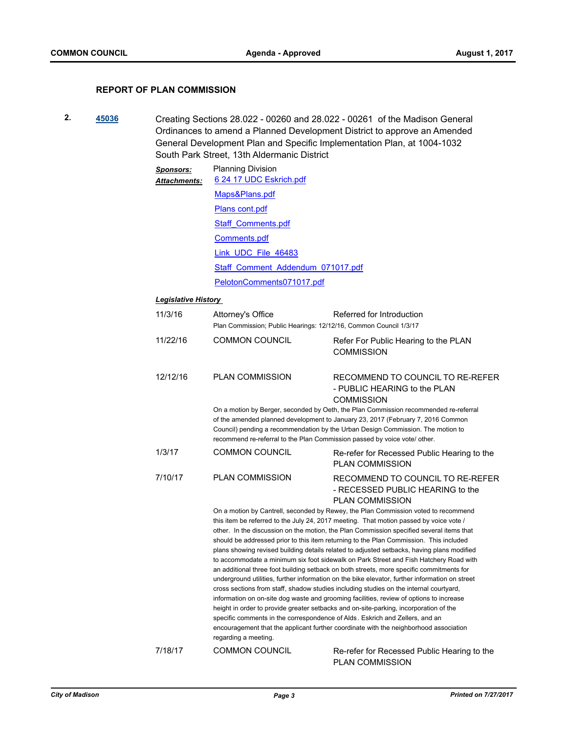### REPORT OF PLAN COMMISSION

**2.** **[45036]** Creating Sections 28.022 - 00260 and 28.022 - 00261 of the Madison General Ordinances to amend a Planned Development District to approve an Amended General Development Plan and Specific Implementation Plan, at 1004-1032 South Park Street, 13th Aldermanic District

***Sponsors:*** Planning Division

***Attachments:*** 6 24 17 UDC Eskrich.pdf
Maps&Plans.pdf
Plans cont.pdf
Staff_Comments.pdf
Comments.pdf
Link_UDC_File_46483
Staff_Comment_Addendum_071017.pdf
PelotonComments071017.pdf

***Legislative History***

| Date | Body | Action |
|---|---|---|
| 11/3/16 | Attorney's Office | Referred for Introduction |

Plan Commission; Public Hearings: 12/12/16, Common Council 1/3/17

| Date | Body | Action |
|---|---|---|
| 11/22/16 | COMMON COUNCIL | Refer For Public Hearing to the PLAN COMMISSION |
| 12/12/16 | PLAN COMMISSION | RECOMMEND TO COUNCIL TO RE-REFER - PUBLIC HEARING to the PLAN COMMISSION |

On a motion by Berger, seconded by Oeth, the Plan Commission recommended re-referral of the amended planned development to January 23, 2017 (February 7, 2016 Common Council) pending a recommendation by the Urban Design Commission. The motion to recommend re-referral to the Plan Commission passed by voice vote/ other.

| Date | Body | Action |
|---|---|---|
| 1/3/17 | COMMON COUNCIL | Re-refer for Recessed Public Hearing to the PLAN COMMISSION |
| 7/10/17 | PLAN COMMISSION | RECOMMEND TO COUNCIL TO RE-REFER - RECESSED PUBLIC HEARING to the PLAN COMMISSION |

On a motion by Cantrell, seconded by Rewey, the Plan Commission voted to recommend this item be referred to the July 24, 2017 meeting. That motion passed by voice vote / other. In the discussion on the motion, the Plan Commission specified several items that should be addressed prior to this item returning to the Plan Commission. This included plans showing revised building details related to adjusted setbacks, having plans modified to accommodate a minimum six foot sidewalk on Park Street and Fish Hatchery Road with an additional three foot building setback on both streets, more specific commitments for underground utilities, further information on the bike elevator, further information on street cross sections from staff, shadow studies including studies on the internal courtyard, information on on-site dog waste and grooming facilities, review of options to increase height in order to provide greater setbacks and on-site-parking, incorporation of the specific comments in the correspondence of Alds. Eskrich and Zellers, and an encouragement that the applicant further coordinate with the neighborhood association regarding a meeting.

| Date | Body | Action |
|---|---|---|
| 7/18/17 | COMMON COUNCIL | Re-refer for Recessed Public Hearing to the PLAN COMMISSION |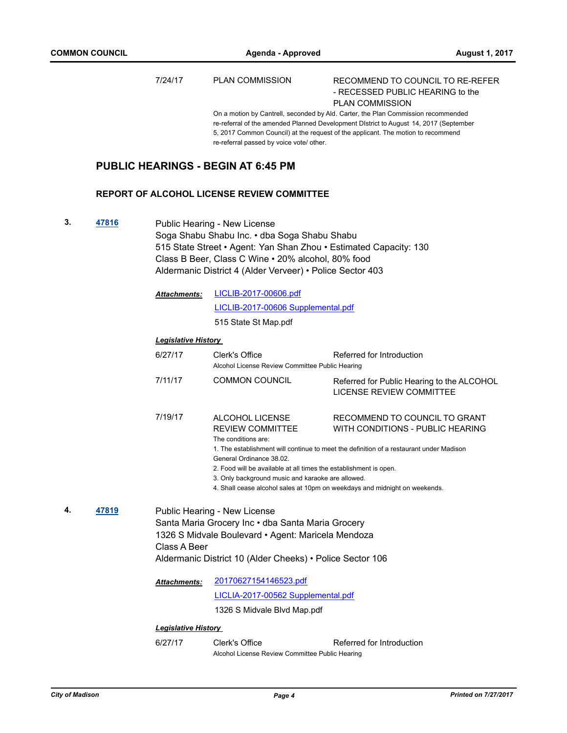| | | |
|---|---|---|
| 7/24/17 | PLAN COMMISSION | RECOMMEND TO COUNCIL TO RE-REFER - RECESSED PUBLIC HEARING to the PLAN COMMISSION |

On a motion by Cantrell, seconded by Ald. Carter, the Plan Commission recommended re-referral of the amended Planned Development DIstrict to August 14, 2017 (September 5, 2017 Common Council) at the request of the applicant. The motion to recommend re-referral passed by voice vote/ other.

## PUBLIC HEARINGS - BEGIN AT 6:45 PM

### REPORT OF ALCOHOL LICENSE REVIEW COMMITTEE

**3.** **47816**

Public Hearing - New License
Soga Shabu Shabu Inc. • dba Soga Shabu Shabu
515 State Street • Agent: Yan Shan Zhou • Estimated Capacity: 130
Class B Beer, Class C Wine • 20% alcohol, 80% food
Aldermanic District 4 (Alder Verveer) • Police Sector 403

***Attachments:*** LICLIB-2017-00606.pdf
LICLIB-2017-00606 Supplemental.pdf
515 State St Map.pdf

***Legislative History***

| | | |
|---|---|---|
| 6/27/17 | Clerk's Office | Referred for Introduction |
| | Alcohol License Review Committee Public Hearing | |
| 7/11/17 | COMMON COUNCIL | Referred for Public Hearing to the ALCOHOL LICENSE REVIEW COMMITTEE |
| 7/19/17 | ALCOHOL LICENSE REVIEW COMMITTEE | RECOMMEND TO COUNCIL TO GRANT WITH CONDITIONS - PUBLIC HEARING |

The conditions are:
1. The establishment will continue to meet the definition of a restaurant under Madison General Ordinance 38.02.
2. Food will be available at all times the establishment is open.
3. Only background music and karaoke are allowed.
4. Shall cease alcohol sales at 10pm on weekdays and midnight on weekends.

**4.** **47819**

Public Hearing - New License
Santa Maria Grocery Inc • dba Santa Maria Grocery
1326 S Midvale Boulevard • Agent: Maricela Mendoza
Class A Beer
Aldermanic District 10 (Alder Cheeks) • Police Sector 106

***Attachments:*** 20170627154146523.pdf
LICLIA-2017-00562 Supplemental.pdf
1326 S Midvale Blvd Map.pdf

***Legislative History***

| | | |
|---|---|---|
| 6/27/17 | Clerk's Office | Referred for Introduction |
| | Alcohol License Review Committee Public Hearing | |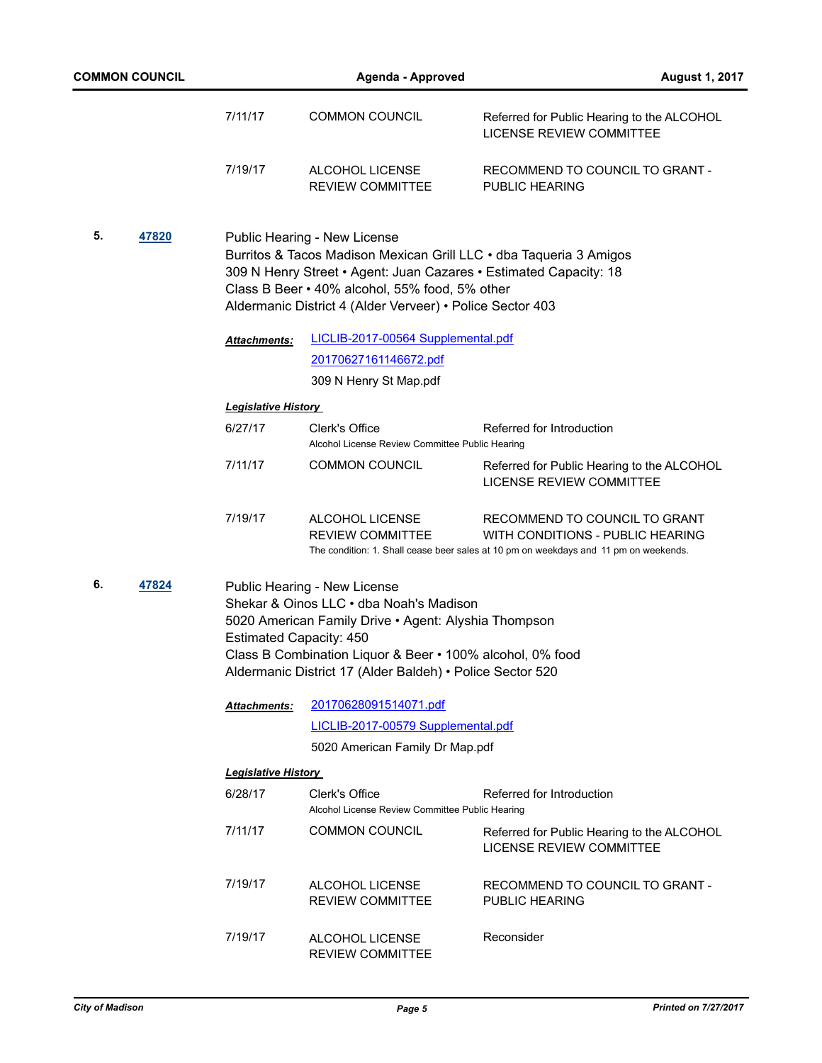| | | |
|---|---|---|
| 7/11/17 | COMMON COUNCIL | Referred for Public Hearing to the ALCOHOL LICENSE REVIEW COMMITTEE |
| 7/19/17 | ALCOHOL LICENSE REVIEW COMMITTEE | RECOMMEND TO COUNCIL TO GRANT - PUBLIC HEARING |

**5.** **47820**

Public Hearing - New License
Burritos & Tacos Madison Mexican Grill LLC • dba Taqueria 3 Amigos
309 N Henry Street • Agent: Juan Cazares • Estimated Capacity: 18
Class B Beer • 40% alcohol, 55% food, 5% other
Aldermanic District 4 (Alder Verveer) • Police Sector 403

***Attachments:*** LICLIB-2017-00564 Supplemental.pdf
20170627161146672.pdf
309 N Henry St Map.pdf

***Legislative History***

| | | |
|---|---|---|
| 6/27/17 | Clerk's Office<br>Alcohol License Review Committee Public Hearing | Referred for Introduction |
| 7/11/17 | COMMON COUNCIL | Referred for Public Hearing to the ALCOHOL LICENSE REVIEW COMMITTEE |
| 7/19/17 | ALCOHOL LICENSE REVIEW COMMITTEE | RECOMMEND TO COUNCIL TO GRANT WITH CONDITIONS - PUBLIC HEARING<br>The condition: 1. Shall cease beer sales at 10 pm on weekdays and 11 pm on weekends. |

**6.** **47824**

Public Hearing - New License
Shekar & Oinos LLC • dba Noah's Madison
5020 American Family Drive • Agent: Alyshia Thompson
Estimated Capacity: 450
Class B Combination Liquor & Beer • 100% alcohol, 0% food
Aldermanic District 17 (Alder Baldeh) • Police Sector 520

***Attachments:*** 20170628091514071.pdf
LICLIB-2017-00579 Supplemental.pdf
5020 American Family Dr Map.pdf

***Legislative History***

| | | |
|---|---|---|
| 6/28/17 | Clerk's Office<br>Alcohol License Review Committee Public Hearing | Referred for Introduction |
| 7/11/17 | COMMON COUNCIL | Referred for Public Hearing to the ALCOHOL LICENSE REVIEW COMMITTEE |
| 7/19/17 | ALCOHOL LICENSE REVIEW COMMITTEE | RECOMMEND TO COUNCIL TO GRANT - PUBLIC HEARING |
| 7/19/17 | ALCOHOL LICENSE REVIEW COMMITTEE | Reconsider |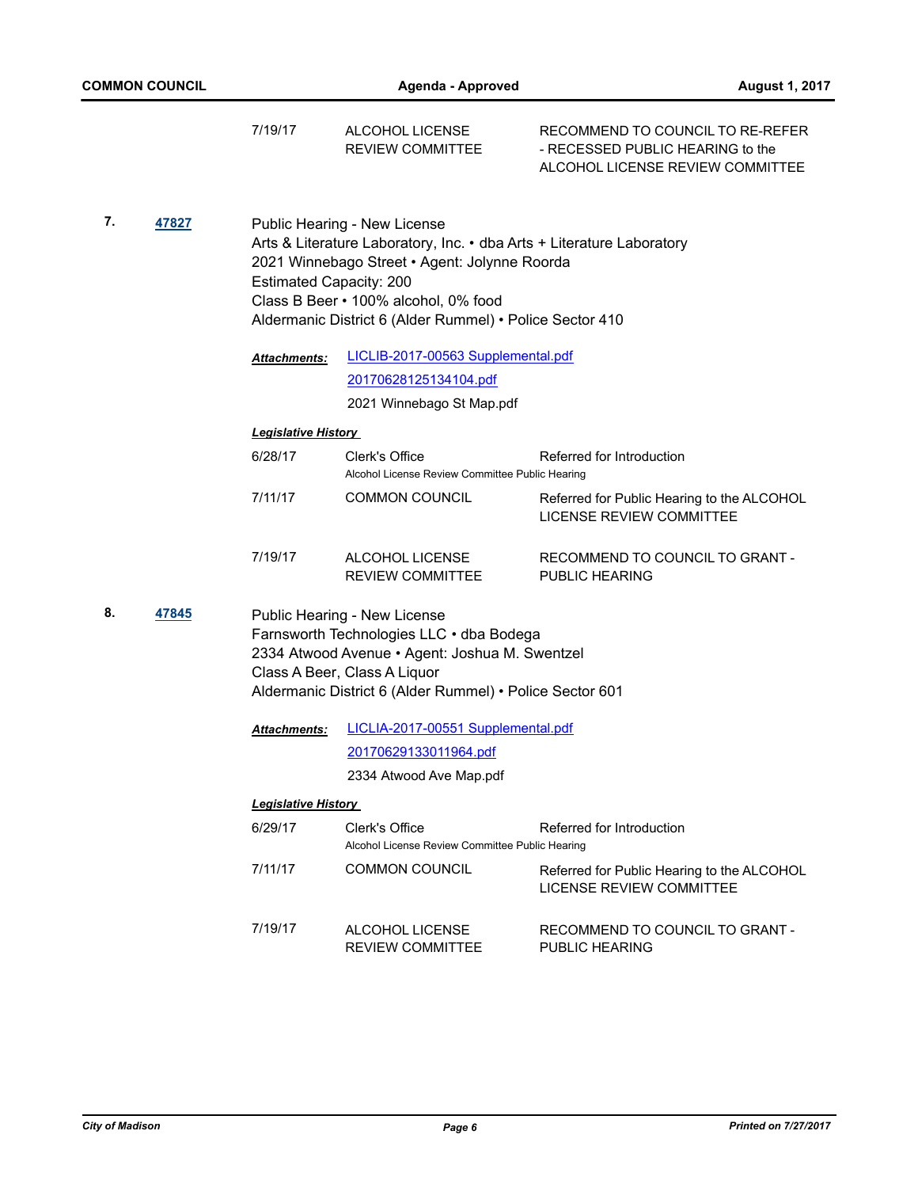| | | |
|---|---|---|
| 7/19/17 | ALCOHOL LICENSE REVIEW COMMITTEE | RECOMMEND TO COUNCIL TO RE-REFER - RECESSED PUBLIC HEARING to the ALCOHOL LICENSE REVIEW COMMITTEE |

**7.** **47827**

Public Hearing - New License
Arts & Literature Laboratory, Inc. • dba Arts + Literature Laboratory
2021 Winnebago Street • Agent: Jolynne Roorda
Estimated Capacity: 200
Class B Beer • 100% alcohol, 0% food
Aldermanic District 6 (Alder Rummel) • Police Sector 410

***Attachments:*** LICLIB-2017-00563 Supplemental.pdf
20170628125134104.pdf
2021 Winnebago St Map.pdf

***Legislative History***

| | | |
|---|---|---|
| 6/28/17 | Clerk's Office<br>Alcohol License Review Committee Public Hearing | Referred for Introduction |
| 7/11/17 | COMMON COUNCIL | Referred for Public Hearing to the ALCOHOL LICENSE REVIEW COMMITTEE |
| 7/19/17 | ALCOHOL LICENSE REVIEW COMMITTEE | RECOMMEND TO COUNCIL TO GRANT - PUBLIC HEARING |

**8.** **47845**

Public Hearing - New License
Farnsworth Technologies LLC • dba Bodega
2334 Atwood Avenue • Agent: Joshua M. Swentzel
Class A Beer, Class A Liquor
Aldermanic District 6 (Alder Rummel) • Police Sector 601

***Attachments:*** LICLIA-2017-00551 Supplemental.pdf
20170629133011964.pdf
2334 Atwood Ave Map.pdf

***Legislative History***

| | | |
|---|---|---|
| 6/29/17 | Clerk's Office<br>Alcohol License Review Committee Public Hearing | Referred for Introduction |
| 7/11/17 | COMMON COUNCIL | Referred for Public Hearing to the ALCOHOL LICENSE REVIEW COMMITTEE |
| 7/19/17 | ALCOHOL LICENSE REVIEW COMMITTEE | RECOMMEND TO COUNCIL TO GRANT - PUBLIC HEARING |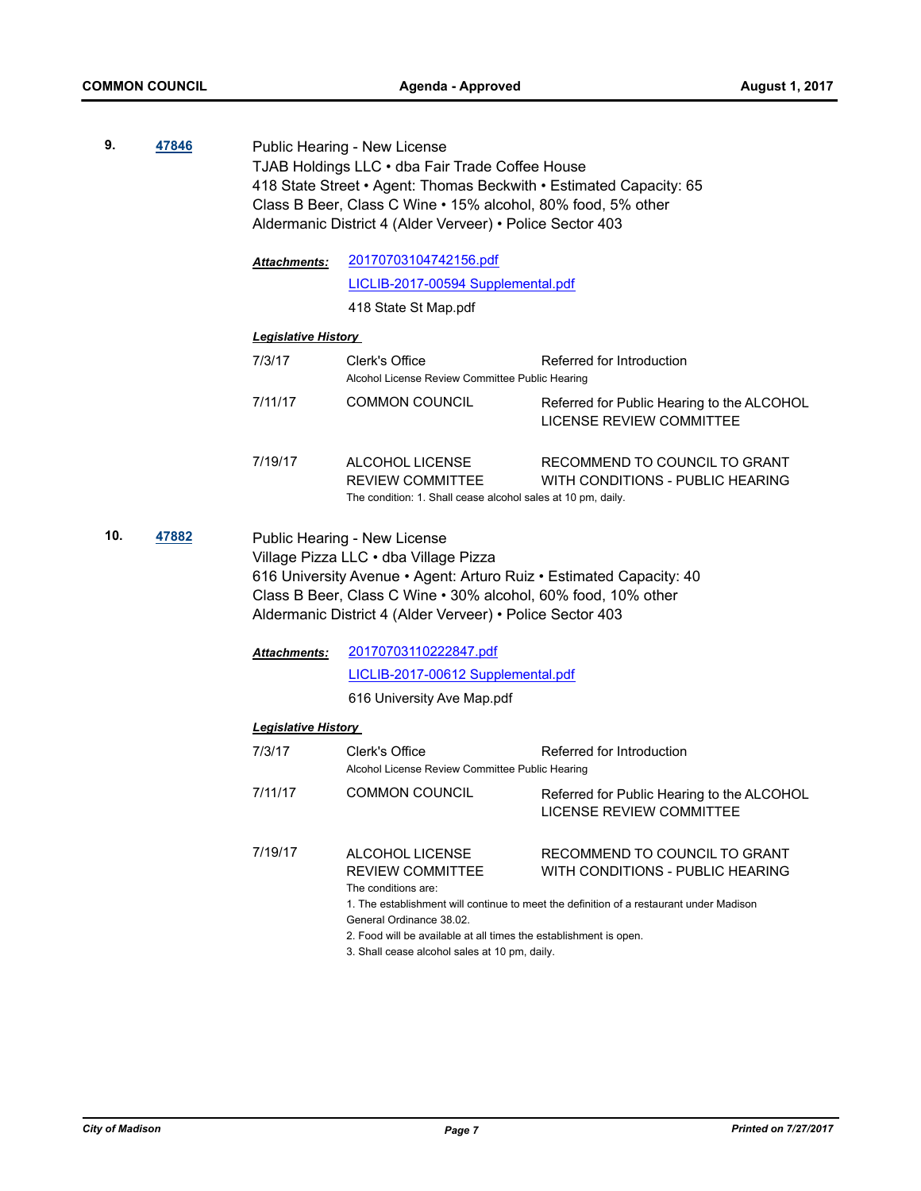**9.** **47846**

Public Hearing - New License
TJAB Holdings LLC • dba Fair Trade Coffee House
418 State Street • Agent: Thomas Beckwith • Estimated Capacity: 65
Class B Beer, Class C Wine • 15% alcohol, 80% food, 5% other
Aldermanic District 4 (Alder Verveer) • Police Sector 403

***Attachments:*** 20170703104742156.pdf
LICLIB-2017-00594 Supplemental.pdf
418 State St Map.pdf

***Legislative History***

| | | |
|---|---|---|
| 7/3/17 | Clerk's Office<br>Alcohol License Review Committee Public Hearing | Referred for Introduction |
| 7/11/17 | COMMON COUNCIL | Referred for Public Hearing to the ALCOHOL LICENSE REVIEW COMMITTEE |
| 7/19/17 | ALCOHOL LICENSE REVIEW COMMITTEE<br>The condition: 1. Shall cease alcohol sales at 10 pm, daily. | RECOMMEND TO COUNCIL TO GRANT WITH CONDITIONS - PUBLIC HEARING |

**10.** **47882**

Public Hearing - New License
Village Pizza LLC • dba Village Pizza
616 University Avenue • Agent: Arturo Ruiz • Estimated Capacity: 40
Class B Beer, Class C Wine • 30% alcohol, 60% food, 10% other
Aldermanic District 4 (Alder Verveer) • Police Sector 403

***Attachments:*** 20170703110222847.pdf
LICLIB-2017-00612 Supplemental.pdf
616 University Ave Map.pdf

***Legislative History***

| | | |
|---|---|---|
| 7/3/17 | Clerk's Office<br>Alcohol License Review Committee Public Hearing | Referred for Introduction |
| 7/11/17 | COMMON COUNCIL | Referred for Public Hearing to the ALCOHOL LICENSE REVIEW COMMITTEE |
| 7/19/17 | ALCOHOL LICENSE REVIEW COMMITTEE<br>The conditions are:<br>1. The establishment will continue to meet the definition of a restaurant under Madison General Ordinance 38.02.<br>2. Food will be available at all times the establishment is open.<br>3. Shall cease alcohol sales at 10 pm, daily. | RECOMMEND TO COUNCIL TO GRANT WITH CONDITIONS - PUBLIC HEARING |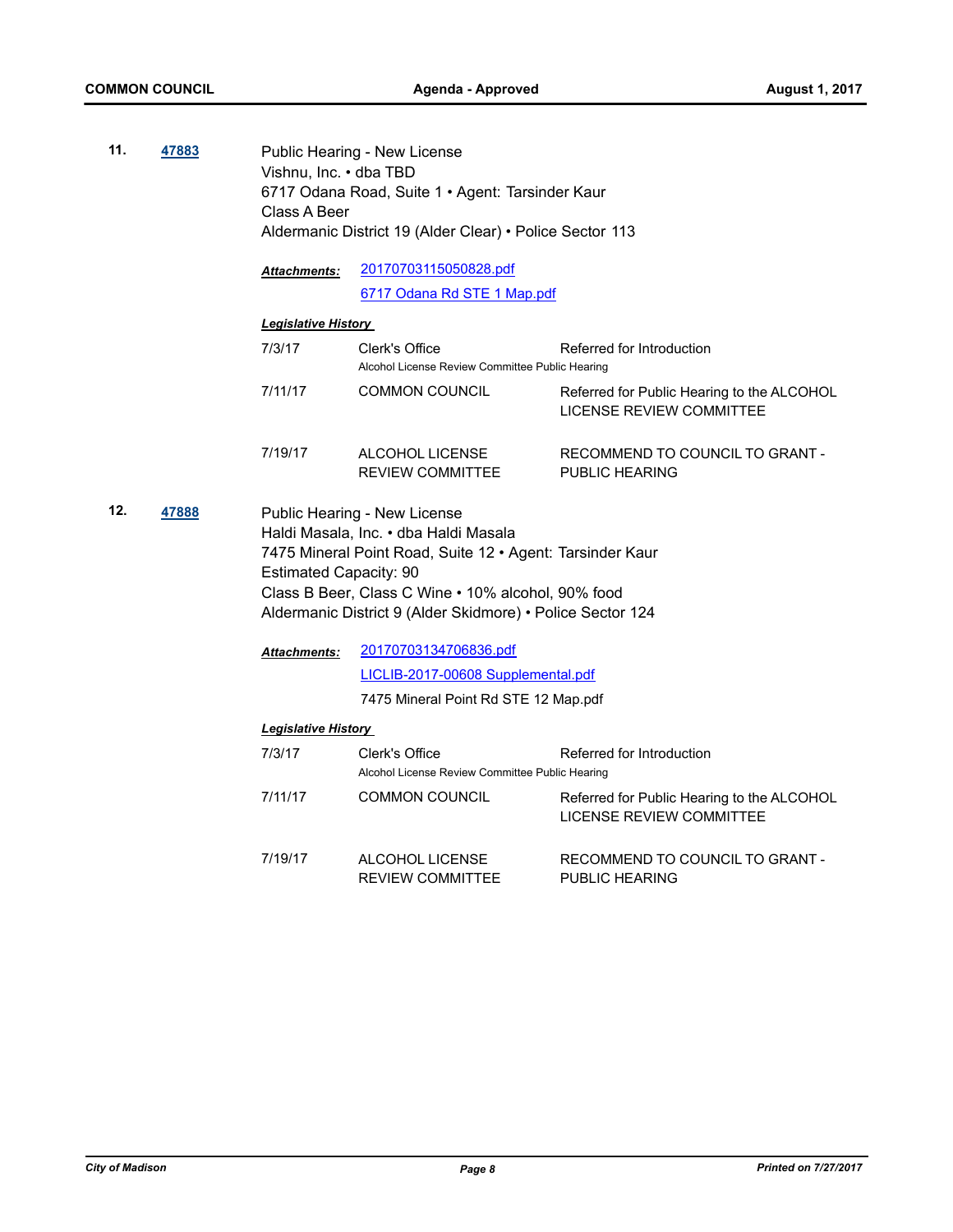**11.** **47883**

Public Hearing - New License
Vishnu, Inc. • dba TBD
6717 Odana Road, Suite 1 • Agent: Tarsinder Kaur
Class A Beer
Aldermanic District 19 (Alder Clear) • Police Sector 113

***Attachments:*** 20170703115050828.pdf
6717 Odana Rd STE 1 Map.pdf

***Legislative History***

| | | |
|---|---|---|
| 7/3/17 | Clerk's Office<br>Alcohol License Review Committee Public Hearing | Referred for Introduction |
| 7/11/17 | COMMON COUNCIL | Referred for Public Hearing to the ALCOHOL LICENSE REVIEW COMMITTEE |
| 7/19/17 | ALCOHOL LICENSE REVIEW COMMITTEE | RECOMMEND TO COUNCIL TO GRANT - PUBLIC HEARING |

**12.** **47888**

Public Hearing - New License
Haldi Masala, Inc. • dba Haldi Masala
7475 Mineral Point Road, Suite 12 • Agent: Tarsinder Kaur
Estimated Capacity: 90
Class B Beer, Class C Wine • 10% alcohol, 90% food
Aldermanic District 9 (Alder Skidmore) • Police Sector 124

***Attachments:*** 20170703134706836.pdf
LICLIB-2017-00608 Supplemental.pdf
7475 Mineral Point Rd STE 12 Map.pdf

***Legislative History***

| | | |
|---|---|---|
| 7/3/17 | Clerk's Office<br>Alcohol License Review Committee Public Hearing | Referred for Introduction |
| 7/11/17 | COMMON COUNCIL | Referred for Public Hearing to the ALCOHOL LICENSE REVIEW COMMITTEE |
| 7/19/17 | ALCOHOL LICENSE REVIEW COMMITTEE | RECOMMEND TO COUNCIL TO GRANT - PUBLIC HEARING |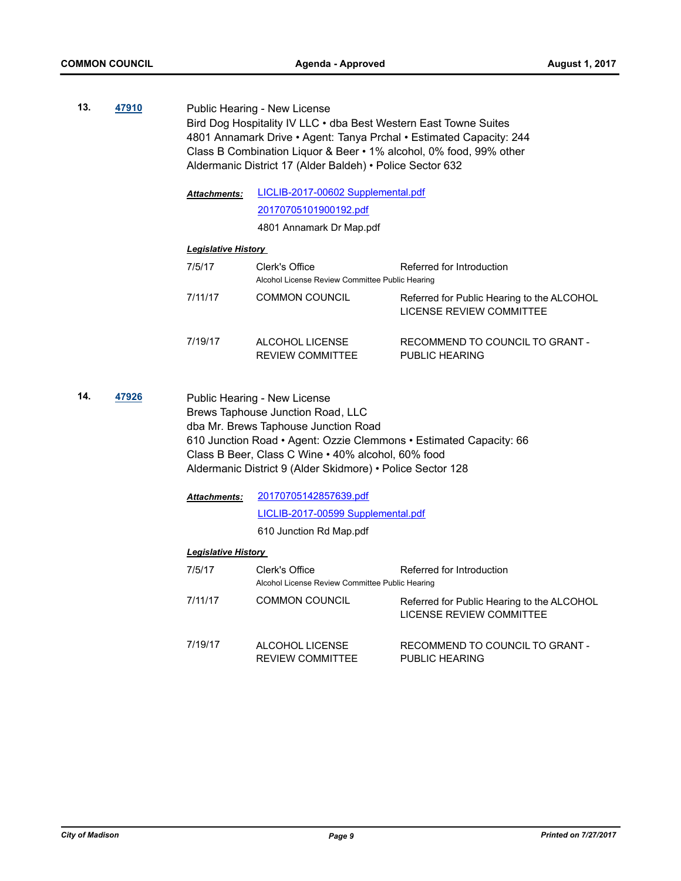**13.** **47910**

Public Hearing - New License
Bird Dog Hospitality IV LLC • dba Best Western East Towne Suites
4801 Annamark Drive • Agent: Tanya Prchal • Estimated Capacity: 244
Class B Combination Liquor & Beer • 1% alcohol, 0% food, 99% other
Aldermanic District 17 (Alder Baldeh) • Police Sector 632

***Attachments:*** LICLIB-2017-00602 Supplemental.pdf
20170705101900192.pdf
4801 Annamark Dr Map.pdf

***Legislative History***

| | | |
|---|---|---|
| 7/5/17 | Clerk's Office<br>Alcohol License Review Committee Public Hearing | Referred for Introduction |
| 7/11/17 | COMMON COUNCIL | Referred for Public Hearing to the ALCOHOL LICENSE REVIEW COMMITTEE |
| 7/19/17 | ALCOHOL LICENSE REVIEW COMMITTEE | RECOMMEND TO COUNCIL TO GRANT - PUBLIC HEARING |

**14.** **47926**

Public Hearing - New License
Brews Taphouse Junction Road, LLC
dba Mr. Brews Taphouse Junction Road
610 Junction Road • Agent: Ozzie Clemmons • Estimated Capacity: 66
Class B Beer, Class C Wine • 40% alcohol, 60% food
Aldermanic District 9 (Alder Skidmore) • Police Sector 128

***Attachments:*** 20170705142857639.pdf
LICLIB-2017-00599 Supplemental.pdf
610 Junction Rd Map.pdf

***Legislative History***

| | | |
|---|---|---|
| 7/5/17 | Clerk's Office<br>Alcohol License Review Committee Public Hearing | Referred for Introduction |
| 7/11/17 | COMMON COUNCIL | Referred for Public Hearing to the ALCOHOL LICENSE REVIEW COMMITTEE |
| 7/19/17 | ALCOHOL LICENSE REVIEW COMMITTEE | RECOMMEND TO COUNCIL TO GRANT - PUBLIC HEARING |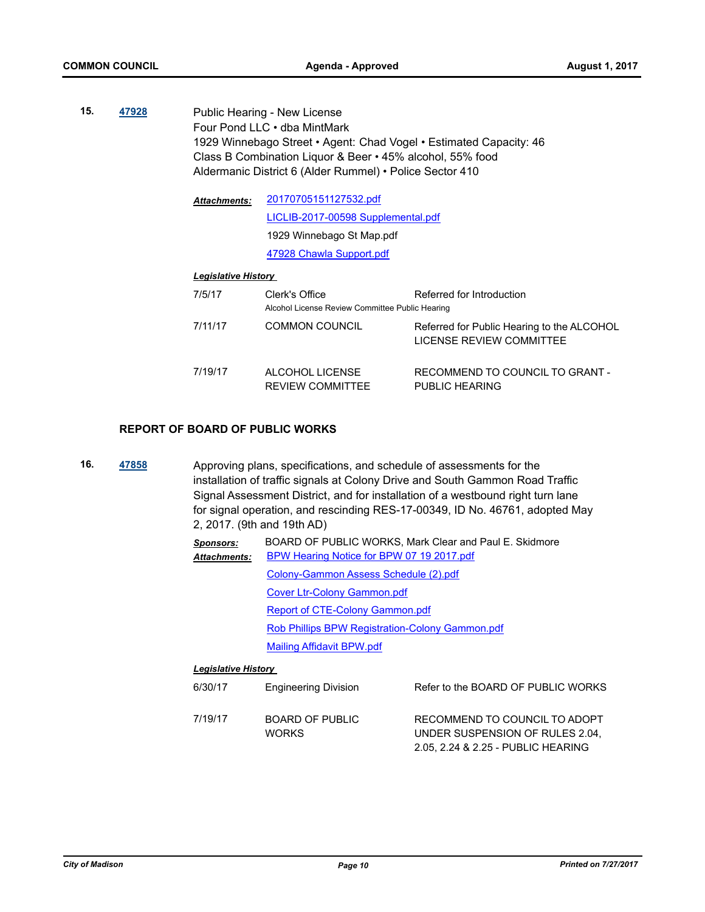**15.** **47928**

Public Hearing - New License
Four Pond LLC • dba MintMark
1929 Winnebago Street • Agent: Chad Vogel • Estimated Capacity: 46
Class B Combination Liquor & Beer • 45% alcohol, 55% food
Aldermanic District 6 (Alder Rummel) • Police Sector 410

***Attachments:*** 20170705151127532.pdf
LICLIB-2017-00598 Supplemental.pdf
1929 Winnebago St Map.pdf
47928 Chawla Support.pdf

***Legislative History***

| | | |
|---|---|---|
| 7/5/17 | Clerk's Office<br>Alcohol License Review Committee Public Hearing | Referred for Introduction |
| 7/11/17 | COMMON COUNCIL | Referred for Public Hearing to the ALCOHOL LICENSE REVIEW COMMITTEE |
| 7/19/17 | ALCOHOL LICENSE REVIEW COMMITTEE | RECOMMEND TO COUNCIL TO GRANT - PUBLIC HEARING |

**REPORT OF BOARD OF PUBLIC WORKS**

**16.** **47858**

Approving plans, specifications, and schedule of assessments for the installation of traffic signals at Colony Drive and South Gammon Road Traffic Signal Assessment District, and for installation of a westbound right turn lane for signal operation, and rescinding RES-17-00349, ID No. 46761, adopted May 2, 2017. (9th and 19th AD)

***Sponsors:*** BOARD OF PUBLIC WORKS, Mark Clear and Paul E. Skidmore

***Attachments:*** BPW Hearing Notice for BPW 07 19 2017.pdf
Colony-Gammon Assess Schedule (2).pdf
Cover Ltr-Colony Gammon.pdf
Report of CTE-Colony Gammon.pdf
Rob Phillips BPW Registration-Colony Gammon.pdf
Mailing Affidavit BPW.pdf

***Legislative History***

| | | |
|---|---|---|
| 6/30/17 | Engineering Division | Refer to the BOARD OF PUBLIC WORKS |
| 7/19/17 | BOARD OF PUBLIC WORKS | RECOMMEND TO COUNCIL TO ADOPT UNDER SUSPENSION OF RULES 2.04, 2.05, 2.24 & 2.25 - PUBLIC HEARING |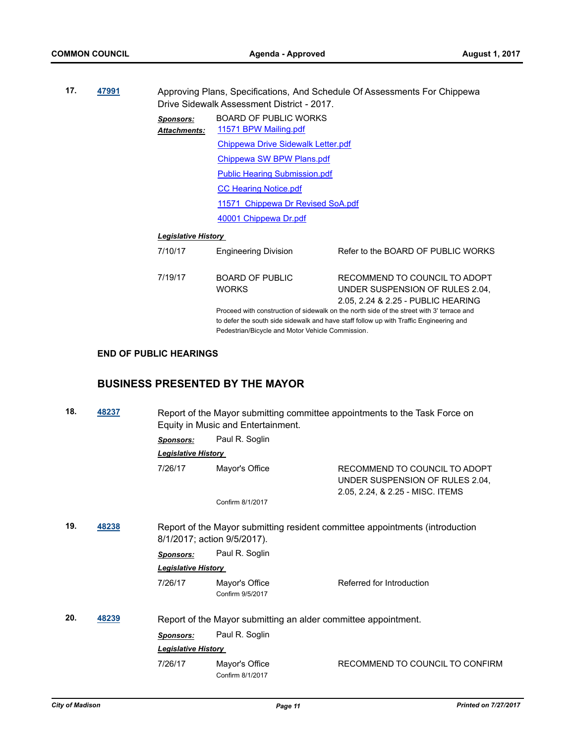**17.** **47991** Approving Plans, Specifications, And Schedule Of Assessments For Chippewa Drive Sidewalk Assessment District - 2017.

***Sponsors:*** BOARD OF PUBLIC WORKS

***Attachments:*** 11571 BPW Mailing.pdf
Chippewa Drive Sidewalk Letter.pdf
Chippewa SW BPW Plans.pdf
Public Hearing Submission.pdf
CC Hearing Notice.pdf
11571 Chippewa Dr Revised SoA.pdf
40001 Chippewa Dr.pdf

***Legislative History***

| | | |
|---|---|---|
| 7/10/17 | Engineering Division | Refer to the BOARD OF PUBLIC WORKS |
| 7/19/17 | BOARD OF PUBLIC WORKS | RECOMMEND TO COUNCIL TO ADOPT UNDER SUSPENSION OF RULES 2.04, 2.05, 2.24 & 2.25 - PUBLIC HEARING |

Proceed with construction of sidewalk on the north side of the street with 3' terrace and to defer the south side sidewalk and have staff follow up with Traffic Engineering and Pedestrian/Bicycle and Motor Vehicle Commission.

**END OF PUBLIC HEARINGS**

## BUSINESS PRESENTED BY THE MAYOR

**18.** **48237** Report of the Mayor submitting committee appointments to the Task Force on Equity in Music and Entertainment.

***Sponsors:*** Paul R. Soglin

***Legislative History***

| | | |
|---|---|---|
| 7/26/17 | Mayor's Office | RECOMMEND TO COUNCIL TO ADOPT UNDER SUSPENSION OF RULES 2.04, 2.05, 2.24, & 2.25 - MISC. ITEMS |

Confirm 8/1/2017

**19.** **48238** Report of the Mayor submitting resident committee appointments (introduction 8/1/2017; action 9/5/2017).

***Sponsors:*** Paul R. Soglin

***Legislative History***

| | | |
|---|---|---|
| 7/26/17 | Mayor's Office | Referred for Introduction |

Confirm 9/5/2017

**20.** **48239** Report of the Mayor submitting an alder committee appointment.

***Sponsors:*** Paul R. Soglin

***Legislative History***

| | | |
|---|---|---|
| 7/26/17 | Mayor's Office | RECOMMEND TO COUNCIL TO CONFIRM |

Confirm 8/1/2017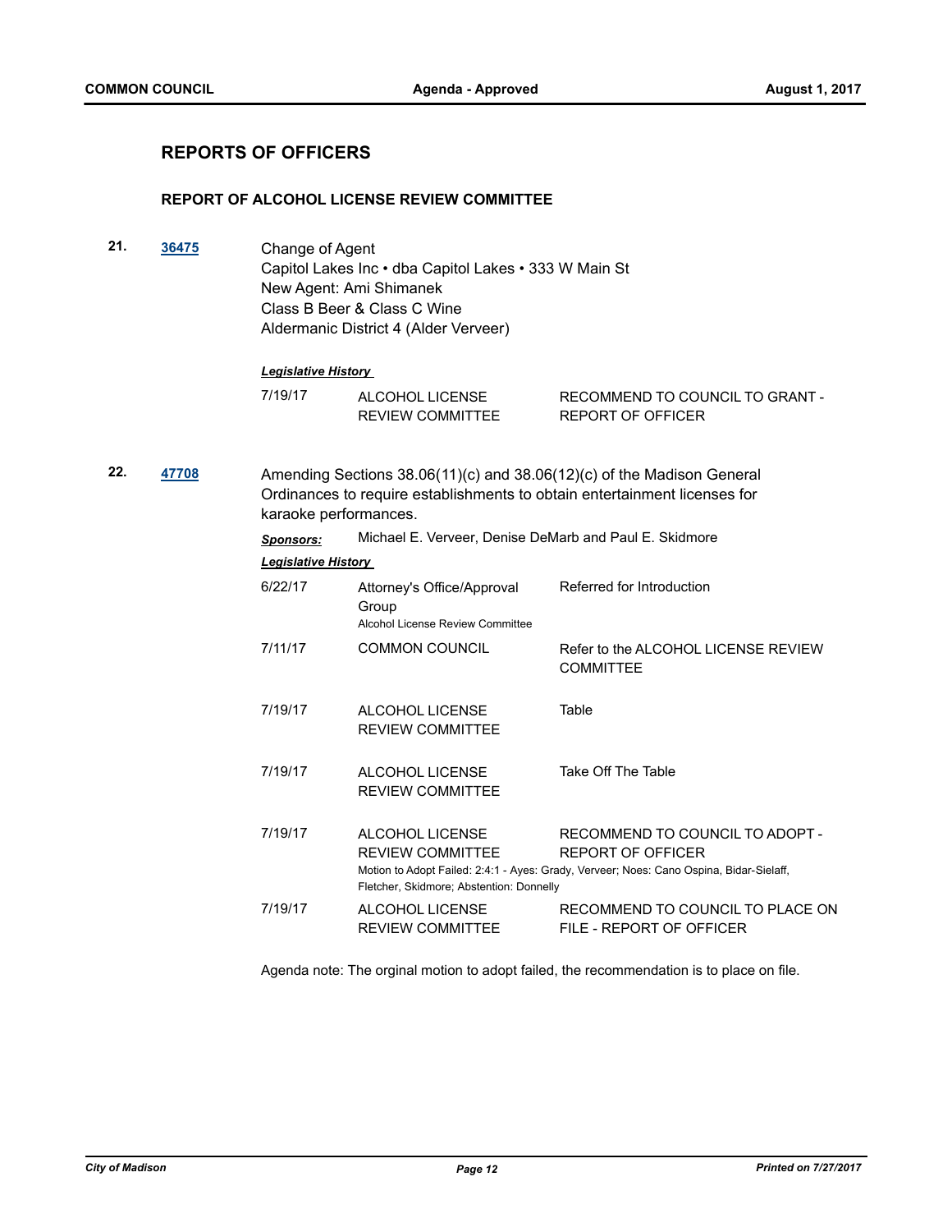## REPORTS OF OFFICERS

### REPORT OF ALCOHOL LICENSE REVIEW COMMITTEE

**21.** **36475**

Change of Agent
Capitol Lakes Inc • dba Capitol Lakes • 333 W Main St
New Agent: Ami Shimanek
Class B Beer & Class C Wine
Aldermanic District 4 (Alder Verveer)

***Legislative History***

| | | |
|---|---|---|
| 7/19/17 | ALCOHOL LICENSE REVIEW COMMITTEE | RECOMMEND TO COUNCIL TO GRANT - REPORT OF OFFICER |

**22.** **47708**

Amending Sections 38.06(11)(c) and 38.06(12)(c) of the Madison General Ordinances to require establishments to obtain entertainment licenses for karaoke performances.

***Sponsors:*** Michael E. Verveer, Denise DeMarb and Paul E. Skidmore

***Legislative History***

| | | |
|---|---|---|
| 6/22/17 | Attorney's Office/Approval Group<br>Alcohol License Review Committee | Referred for Introduction |
| 7/11/17 | COMMON COUNCIL | Refer to the ALCOHOL LICENSE REVIEW COMMITTEE |
| 7/19/17 | ALCOHOL LICENSE REVIEW COMMITTEE | Table |
| 7/19/17 | ALCOHOL LICENSE REVIEW COMMITTEE | Take Off The Table |
| 7/19/17 | ALCOHOL LICENSE REVIEW COMMITTEE | RECOMMEND TO COUNCIL TO ADOPT - REPORT OF OFFICER |

Motion to Adopt Failed: 2:4:1 - Ayes: Grady, Verveer; Noes: Cano Ospina, Bidar-Sielaff, Fletcher, Skidmore; Abstention: Donnelly

| | | |
|---|---|---|
| 7/19/17 | ALCOHOL LICENSE REVIEW COMMITTEE | RECOMMEND TO COUNCIL TO PLACE ON FILE - REPORT OF OFFICER |

Agenda note: The orginal motion to adopt failed, the recommendation is to place on file.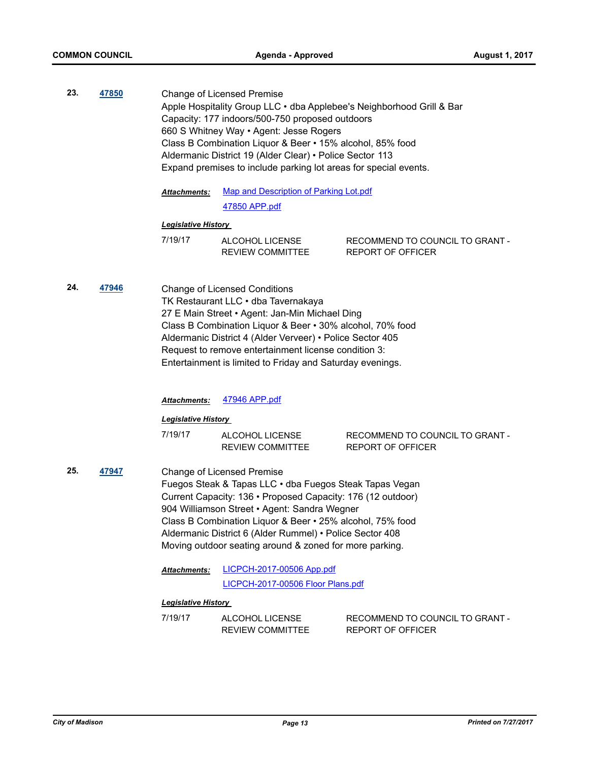**23.** **47850**

Change of Licensed Premise
Apple Hospitality Group LLC • dba Applebee's Neighborhood Grill & Bar
Capacity: 177 indoors/500-750 proposed outdoors
660 S Whitney Way • Agent: Jesse Rogers
Class B Combination Liquor & Beer • 15% alcohol, 85% food
Aldermanic District 19 (Alder Clear) • Police Sector 113
Expand premises to include parking lot areas for special events.

***Attachments:*** Map and Description of Parking Lot.pdf
47850 APP.pdf

***Legislative History***

| | | |
|---|---|---|
| 7/19/17 | ALCOHOL LICENSE REVIEW COMMITTEE | RECOMMEND TO COUNCIL TO GRANT - REPORT OF OFFICER |

**24.** **47946**

Change of Licensed Conditions
TK Restaurant LLC • dba Tavernakaya
27 E Main Street • Agent: Jan-Min Michael Ding
Class B Combination Liquor & Beer • 30% alcohol, 70% food
Aldermanic District 4 (Alder Verveer) • Police Sector 405
Request to remove entertainment license condition 3:
Entertainment is limited to Friday and Saturday evenings.

***Attachments:*** 47946 APP.pdf

***Legislative History***

| | | |
|---|---|---|
| 7/19/17 | ALCOHOL LICENSE REVIEW COMMITTEE | RECOMMEND TO COUNCIL TO GRANT - REPORT OF OFFICER |

**25.** **47947**

Change of Licensed Premise
Fuegos Steak & Tapas LLC • dba Fuegos Steak Tapas Vegan
Current Capacity: 136 • Proposed Capacity: 176 (12 outdoor)
904 Williamson Street • Agent: Sandra Wegner
Class B Combination Liquor & Beer • 25% alcohol, 75% food
Aldermanic District 6 (Alder Rummel) • Police Sector 408
Moving outdoor seating around & zoned for more parking.

***Attachments:*** LICPCH-2017-00506 App.pdf
LICPCH-2017-00506 Floor Plans.pdf

***Legislative History***

| | | |
|---|---|---|
| 7/19/17 | ALCOHOL LICENSE REVIEW COMMITTEE | RECOMMEND TO COUNCIL TO GRANT - REPORT OF OFFICER |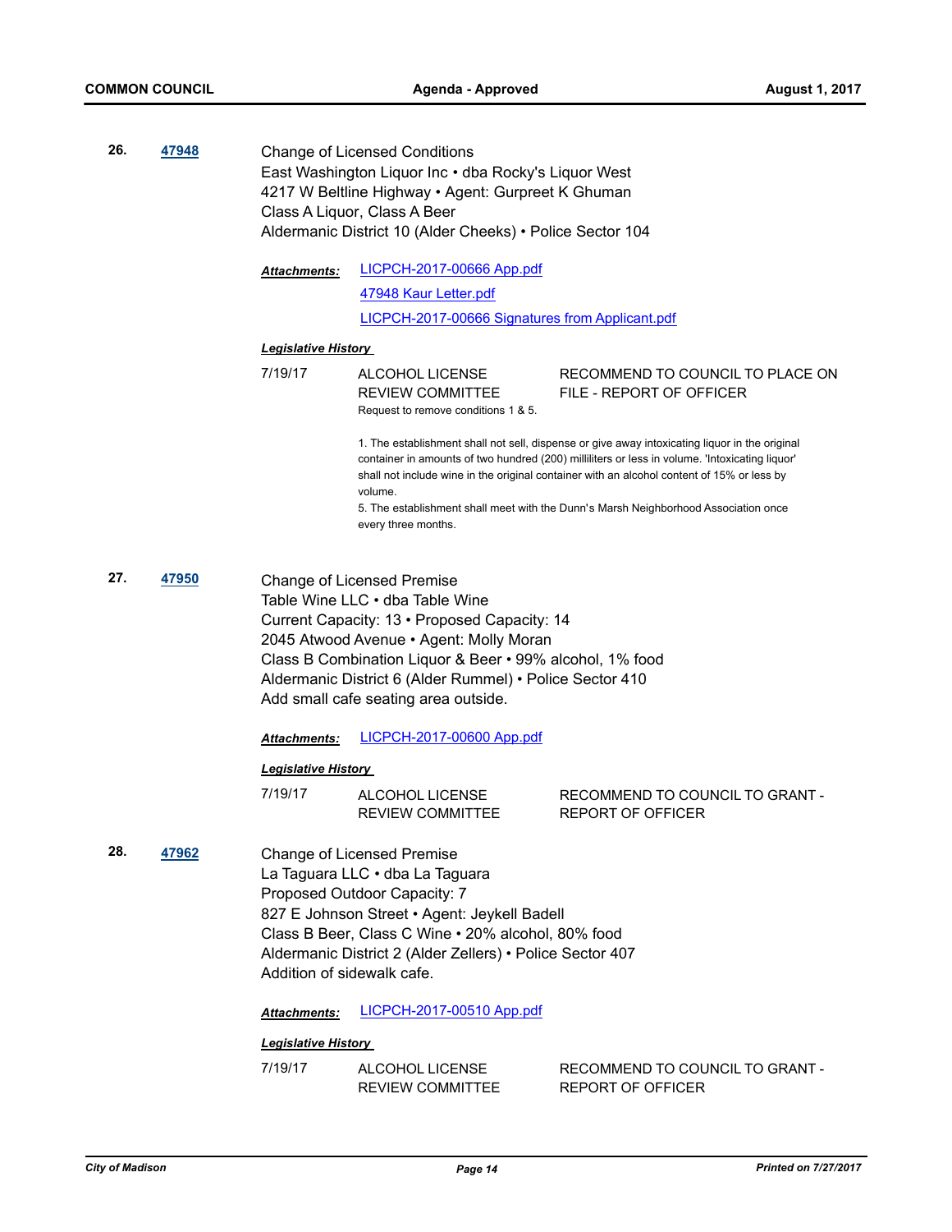**26.** **47948**

Change of Licensed Conditions
East Washington Liquor Inc • dba Rocky's Liquor West
4217 W Beltline Highway • Agent: Gurpreet K Ghuman
Class A Liquor, Class A Beer
Aldermanic District 10 (Alder Cheeks) • Police Sector 104

***Attachments:*** LICPCH-2017-00666 App.pdf
47948 Kaur Letter.pdf
LICPCH-2017-00666 Signatures from Applicant.pdf

***Legislative History***

7/19/17 ALCOHOL LICENSE REVIEW COMMITTEE — RECOMMEND TO COUNCIL TO PLACE ON FILE - REPORT OF OFFICER

Request to remove conditions 1 & 5.

1. The establishment shall not sell, dispense or give away intoxicating liquor in the original container in amounts of two hundred (200) milliliters or less in volume. 'Intoxicating liquor' shall not include wine in the original container with an alcohol content of 15% or less by volume.
5. The establishment shall meet with the Dunn's Marsh Neighborhood Association once every three months.

**27.** **47950**

Change of Licensed Premise
Table Wine LLC • dba Table Wine
Current Capacity: 13 • Proposed Capacity: 14
2045 Atwood Avenue • Agent: Molly Moran
Class B Combination Liquor & Beer • 99% alcohol, 1% food
Aldermanic District 6 (Alder Rummel) • Police Sector 410
Add small cafe seating area outside.

***Attachments:*** LICPCH-2017-00600 App.pdf

***Legislative History***

7/19/17 ALCOHOL LICENSE REVIEW COMMITTEE — RECOMMEND TO COUNCIL TO GRANT - REPORT OF OFFICER

**28.** **47962**

Change of Licensed Premise
La Taguara LLC • dba La Taguara
Proposed Outdoor Capacity: 7
827 E Johnson Street • Agent: Jeykell Badell
Class B Beer, Class C Wine • 20% alcohol, 80% food
Aldermanic District 2 (Alder Zellers) • Police Sector 407
Addition of sidewalk cafe.

***Attachments:*** LICPCH-2017-00510 App.pdf

***Legislative History***

7/19/17 ALCOHOL LICENSE REVIEW COMMITTEE — RECOMMEND TO COUNCIL TO GRANT - REPORT OF OFFICER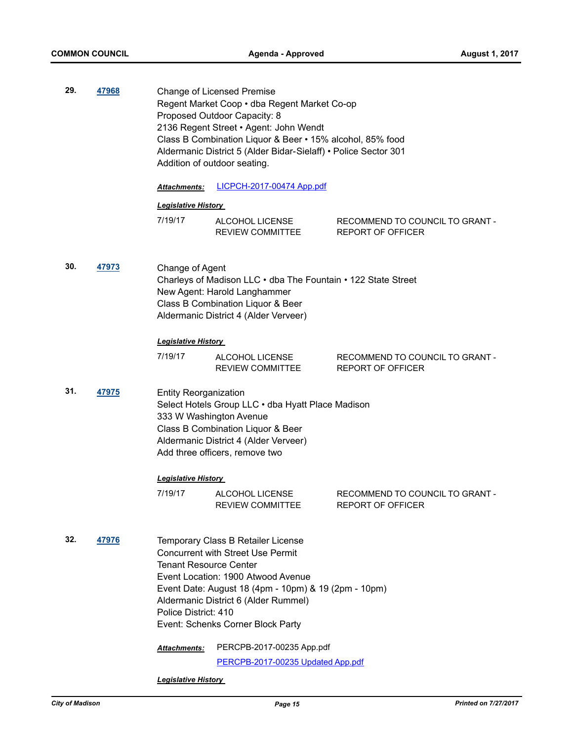**29.** **47968**

Change of Licensed Premise
Regent Market Coop • dba Regent Market Co-op
Proposed Outdoor Capacity: 8
2136 Regent Street • Agent: John Wendt
Class B Combination Liquor & Beer • 15% alcohol, 85% food
Aldermanic District 5 (Alder Bidar-Sielaff) • Police Sector 301
Addition of outdoor seating.

***Attachments:*** LICPCH-2017-00474 App.pdf

***Legislative History***

| | | |
|---|---|---|
| 7/19/17 | ALCOHOL LICENSE REVIEW COMMITTEE | RECOMMEND TO COUNCIL TO GRANT - REPORT OF OFFICER |

**30.** **47973**

Change of Agent
Charleys of Madison LLC • dba The Fountain • 122 State Street
New Agent: Harold Langhammer
Class B Combination Liquor & Beer
Aldermanic District 4 (Alder Verveer)

***Legislative History***

| | | |
|---|---|---|
| 7/19/17 | ALCOHOL LICENSE REVIEW COMMITTEE | RECOMMEND TO COUNCIL TO GRANT - REPORT OF OFFICER |

**31.** **47975**

Entity Reorganization
Select Hotels Group LLC • dba Hyatt Place Madison
333 W Washington Avenue
Class B Combination Liquor & Beer
Aldermanic District 4 (Alder Verveer)
Add three officers, remove two

***Legislative History***

| | | |
|---|---|---|
| 7/19/17 | ALCOHOL LICENSE REVIEW COMMITTEE | RECOMMEND TO COUNCIL TO GRANT - REPORT OF OFFICER |

**32.** **47976**

Temporary Class B Retailer License
Concurrent with Street Use Permit
Tenant Resource Center
Event Location: 1900 Atwood Avenue
Event Date: August 18 (4pm - 10pm) & 19 (2pm - 10pm)
Aldermanic District 6 (Alder Rummel)
Police District: 410
Event: Schenks Corner Block Party

***Attachments:*** PERCPB-2017-00235 App.pdf
PERCPB-2017-00235 Updated App.pdf

***Legislative History***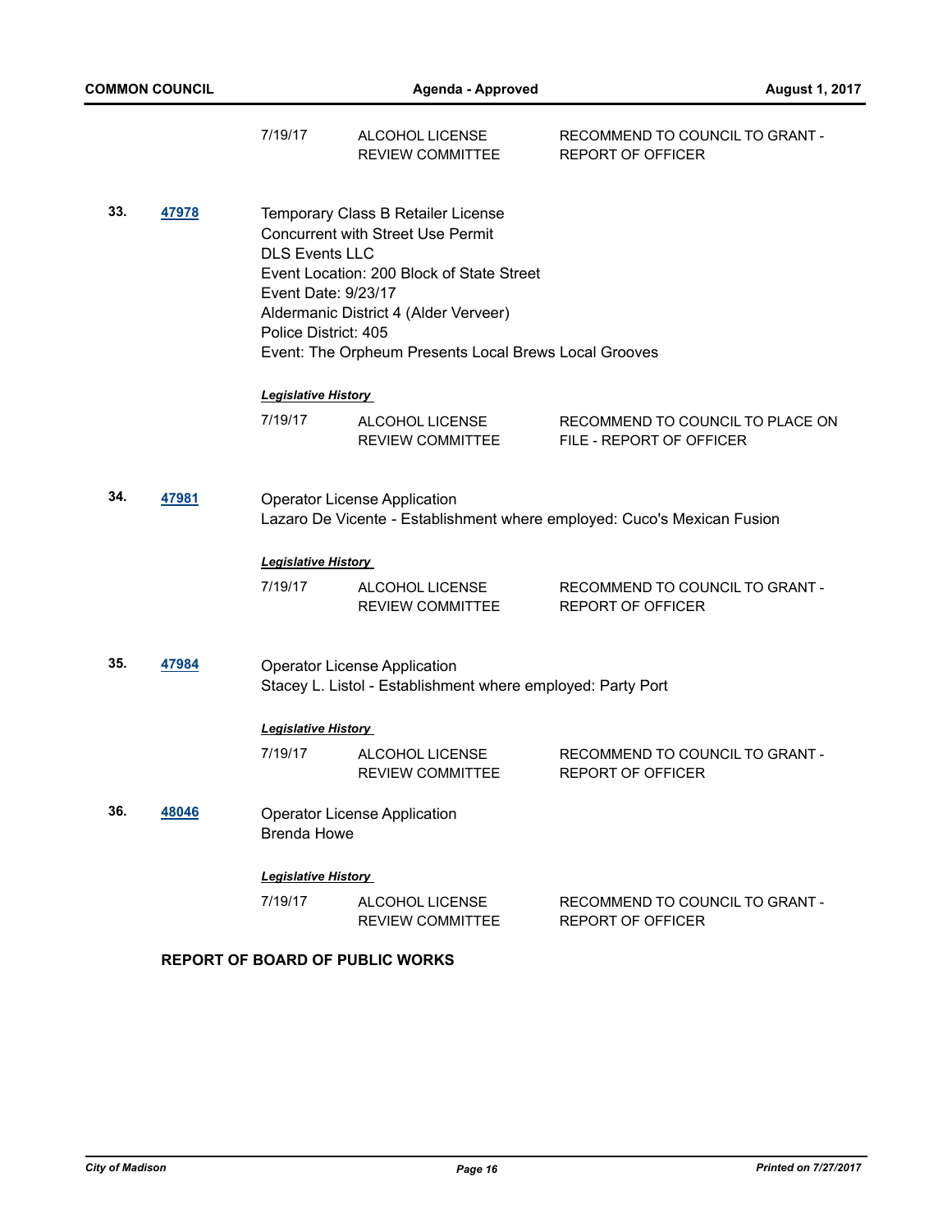| | | |
|---|---|---|
| 7/19/17 | ALCOHOL LICENSE REVIEW COMMITTEE | RECOMMEND TO COUNCIL TO GRANT - REPORT OF OFFICER |

**33.** **[47978]**

Temporary Class B Retailer License
Concurrent with Street Use Permit
DLS Events LLC
Event Location: 200 Block of State Street
Event Date: 9/23/17
Aldermanic District 4 (Alder Verveer)
Police District: 405
Event: The Orpheum Presents Local Brews Local Grooves

***Legislative History***

| | | |
|---|---|---|
| 7/19/17 | ALCOHOL LICENSE REVIEW COMMITTEE | RECOMMEND TO COUNCIL TO PLACE ON FILE - REPORT OF OFFICER |

**34.** **[47981]**

Operator License Application
Lazaro De Vicente - Establishment where employed: Cuco's Mexican Fusion

***Legislative History***

| | | |
|---|---|---|
| 7/19/17 | ALCOHOL LICENSE REVIEW COMMITTEE | RECOMMEND TO COUNCIL TO GRANT - REPORT OF OFFICER |

**35.** **[47984]**

Operator License Application
Stacey L. Listol - Establishment where employed: Party Port

***Legislative History***

| | | |
|---|---|---|
| 7/19/17 | ALCOHOL LICENSE REVIEW COMMITTEE | RECOMMEND TO COUNCIL TO GRANT - REPORT OF OFFICER |

**36.** **[48046]**

Operator License Application
Brenda Howe

***Legislative History***

| | | |
|---|---|---|
| 7/19/17 | ALCOHOL LICENSE REVIEW COMMITTEE | RECOMMEND TO COUNCIL TO GRANT - REPORT OF OFFICER |

**REPORT OF BOARD OF PUBLIC WORKS**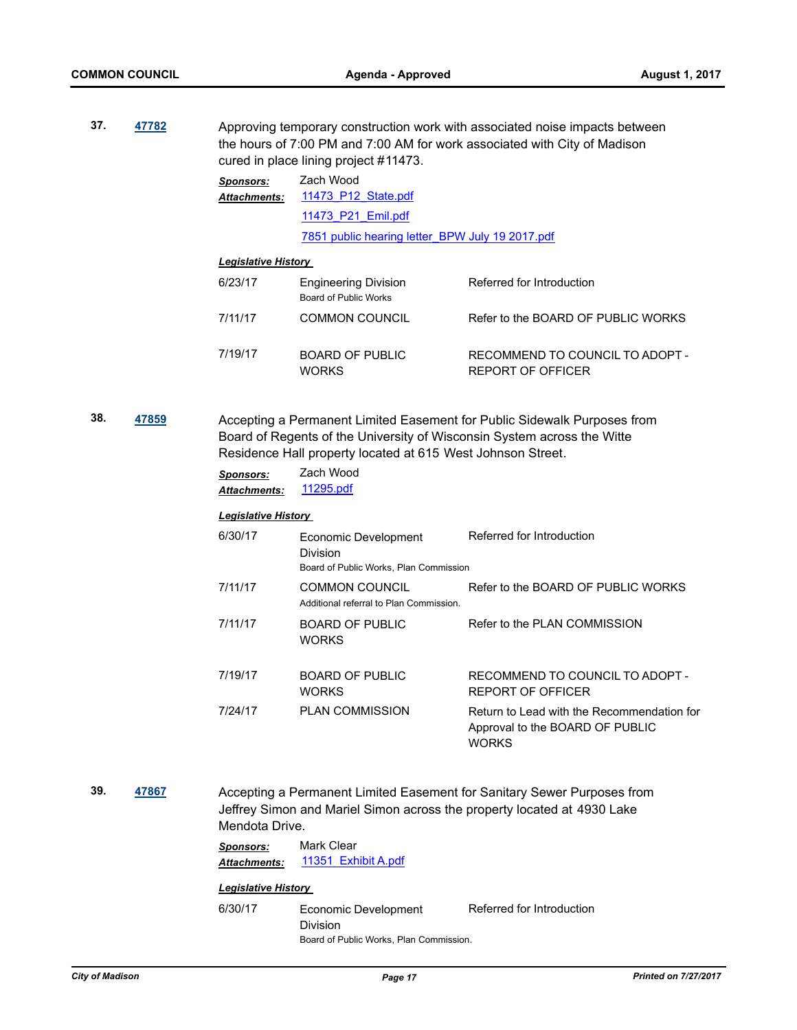**37.** **47782**

Approving temporary construction work with associated noise impacts between the hours of 7:00 PM and 7:00 AM for work associated with City of Madison cured in place lining project #11473.

***Sponsors:*** Zach Wood

***Attachments:*** 11473_P12_State.pdf
11473_P21_Emil.pdf
7851 public hearing letter_BPW July 19 2017.pdf

***Legislative History***

| | | |
|---|---|---|
| 6/23/17 | Engineering Division<br>Board of Public Works | Referred for Introduction |
| 7/11/17 | COMMON COUNCIL | Refer to the BOARD OF PUBLIC WORKS |
| 7/19/17 | BOARD OF PUBLIC WORKS | RECOMMEND TO COUNCIL TO ADOPT - REPORT OF OFFICER |

**38.** **47859**

Accepting a Permanent Limited Easement for Public Sidewalk Purposes from Board of Regents of the University of Wisconsin System across the Witte Residence Hall property located at 615 West Johnson Street.

***Sponsors:*** Zach Wood

***Attachments:*** 11295.pdf

***Legislative History***

| | | |
|---|---|---|
| 6/30/17 | Economic Development Division<br>Board of Public Works, Plan Commission | Referred for Introduction |
| 7/11/17 | COMMON COUNCIL<br>Additional referral to Plan Commission. | Refer to the BOARD OF PUBLIC WORKS |
| 7/11/17 | BOARD OF PUBLIC WORKS | Refer to the PLAN COMMISSION |
| 7/19/17 | BOARD OF PUBLIC WORKS | RECOMMEND TO COUNCIL TO ADOPT - REPORT OF OFFICER |
| 7/24/17 | PLAN COMMISSION | Return to Lead with the Recommendation for Approval to the BOARD OF PUBLIC WORKS |

**39.** **47867**

Accepting a Permanent Limited Easement for Sanitary Sewer Purposes from Jeffrey Simon and Mariel Simon across the property located at 4930 Lake Mendota Drive.

***Sponsors:*** Mark Clear

***Attachments:*** 11351_Exhibit A.pdf

***Legislative History***

| | | |
|---|---|---|
| 6/30/17 | Economic Development Division<br>Board of Public Works, Plan Commission. | Referred for Introduction |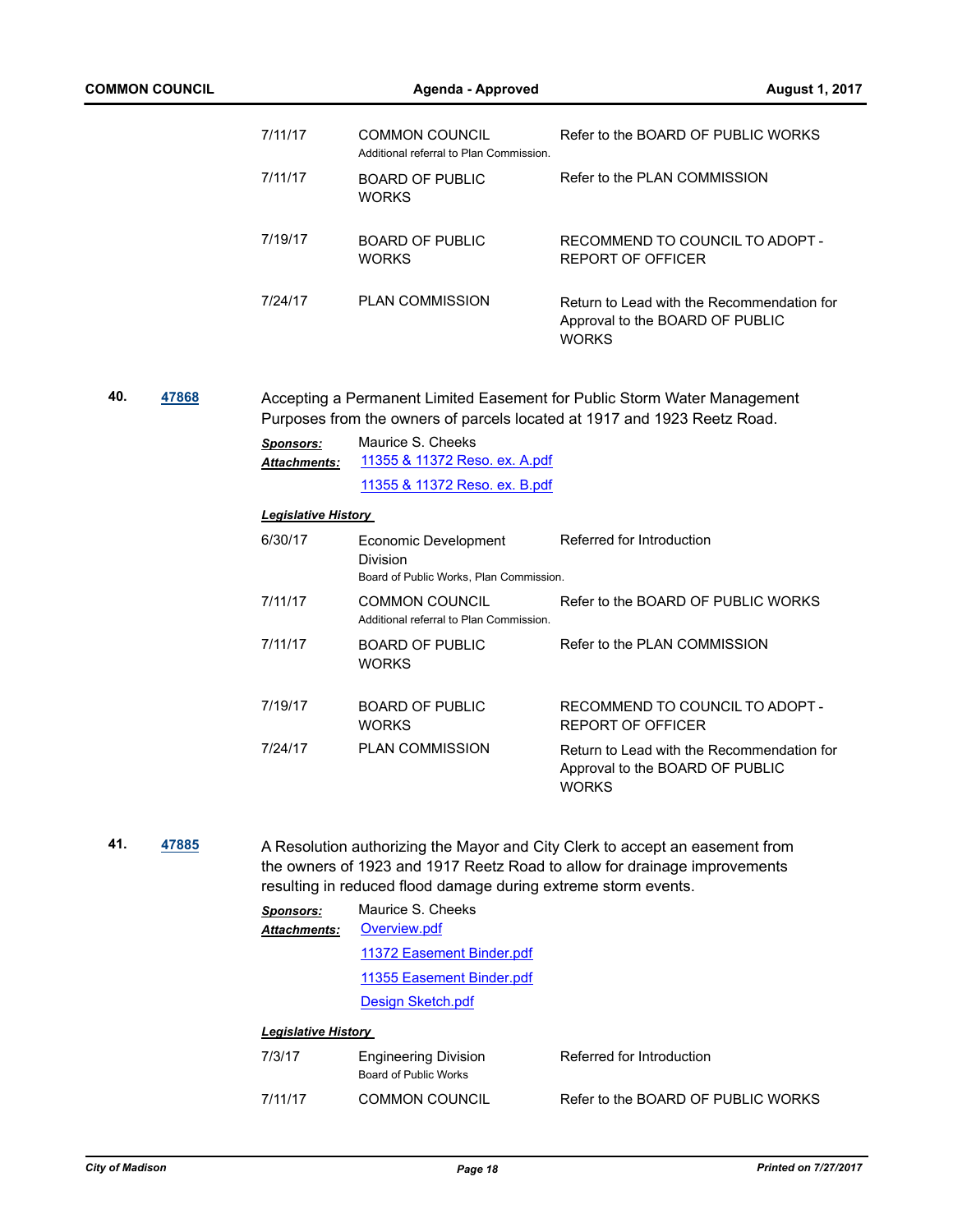| | | |
|---|---|---|
| 7/11/17 | COMMON COUNCIL<br>Additional referral to Plan Commission. | Refer to the BOARD OF PUBLIC WORKS |
| 7/11/17 | BOARD OF PUBLIC WORKS | Refer to the PLAN COMMISSION |
| 7/19/17 | BOARD OF PUBLIC WORKS | RECOMMEND TO COUNCIL TO ADOPT - REPORT OF OFFICER |
| 7/24/17 | PLAN COMMISSION | Return to Lead with the Recommendation for Approval to the BOARD OF PUBLIC WORKS |

**40.** **47868**

Accepting a Permanent Limited Easement for Public Storm Water Management Purposes from the owners of parcels located at 1917 and 1923 Reetz Road.

***Sponsors:*** Maurice S. Cheeks

***Attachments:*** 11355 & 11372 Reso. ex. A.pdf
11355 & 11372 Reso. ex. B.pdf

***Legislative History***

| | | |
|---|---|---|
| 6/30/17 | Economic Development Division<br>Board of Public Works, Plan Commission. | Referred for Introduction |
| 7/11/17 | COMMON COUNCIL<br>Additional referral to Plan Commission. | Refer to the BOARD OF PUBLIC WORKS |
| 7/11/17 | BOARD OF PUBLIC WORKS | Refer to the PLAN COMMISSION |
| 7/19/17 | BOARD OF PUBLIC WORKS | RECOMMEND TO COUNCIL TO ADOPT - REPORT OF OFFICER |
| 7/24/17 | PLAN COMMISSION | Return to Lead with the Recommendation for Approval to the BOARD OF PUBLIC WORKS |

**41.** **47885**

A Resolution authorizing the Mayor and City Clerk to accept an easement from the owners of 1923 and 1917 Reetz Road to allow for drainage improvements resulting in reduced flood damage during extreme storm events.

***Sponsors:*** Maurice S. Cheeks

***Attachments:*** Overview.pdf
11372 Easement Binder.pdf
11355 Easement Binder.pdf
Design Sketch.pdf

***Legislative History***

| | | |
|---|---|---|
| 7/3/17 | Engineering Division<br>Board of Public Works | Referred for Introduction |
| 7/11/17 | COMMON COUNCIL | Refer to the BOARD OF PUBLIC WORKS |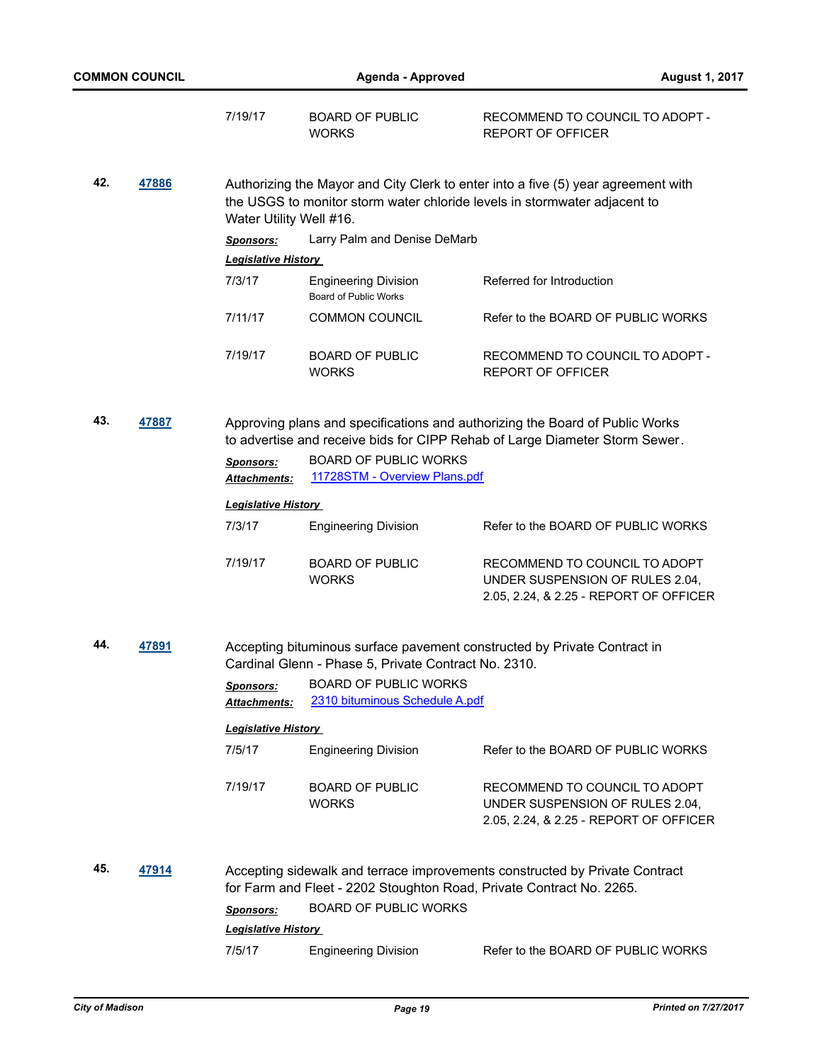| | | |
|---|---|---|
| 7/19/17 | BOARD OF PUBLIC WORKS | RECOMMEND TO COUNCIL TO ADOPT - REPORT OF OFFICER |

**42.** **47886**

Authorizing the Mayor and City Clerk to enter into a five (5) year agreement with the USGS to monitor storm water chloride levels in stormwater adjacent to Water Utility Well #16.

***Sponsors:*** Larry Palm and Denise DeMarb

***Legislative History***

| | | |
|---|---|---|
| 7/3/17 | Engineering Division<br>Board of Public Works | Referred for Introduction |
| 7/11/17 | COMMON COUNCIL | Refer to the BOARD OF PUBLIC WORKS |
| 7/19/17 | BOARD OF PUBLIC WORKS | RECOMMEND TO COUNCIL TO ADOPT - REPORT OF OFFICER |

**43.** **47887**

Approving plans and specifications and authorizing the Board of Public Works to advertise and receive bids for CIPP Rehab of Large Diameter Storm Sewer.

***Sponsors:*** BOARD OF PUBLIC WORKS

***Attachments:*** 11728STM - Overview Plans.pdf

***Legislative History***

| | | |
|---|---|---|
| 7/3/17 | Engineering Division | Refer to the BOARD OF PUBLIC WORKS |
| 7/19/17 | BOARD OF PUBLIC WORKS | RECOMMEND TO COUNCIL TO ADOPT UNDER SUSPENSION OF RULES 2.04, 2.05, 2.24, & 2.25 - REPORT OF OFFICER |

**44.** **47891**

Accepting bituminous surface pavement constructed by Private Contract in Cardinal Glenn - Phase 5, Private Contract No. 2310.

***Sponsors:*** BOARD OF PUBLIC WORKS

***Attachments:*** 2310 bituminous Schedule A.pdf

***Legislative History***

| | | |
|---|---|---|
| 7/5/17 | Engineering Division | Refer to the BOARD OF PUBLIC WORKS |
| 7/19/17 | BOARD OF PUBLIC WORKS | RECOMMEND TO COUNCIL TO ADOPT UNDER SUSPENSION OF RULES 2.04, 2.05, 2.24, & 2.25 - REPORT OF OFFICER |

**45.** **47914**

Accepting sidewalk and terrace improvements constructed by Private Contract for Farm and Fleet - 2202 Stoughton Road, Private Contract No. 2265.

***Sponsors:*** BOARD OF PUBLIC WORKS

***Legislative History***

| | | |
|---|---|---|
| 7/5/17 | Engineering Division | Refer to the BOARD OF PUBLIC WORKS |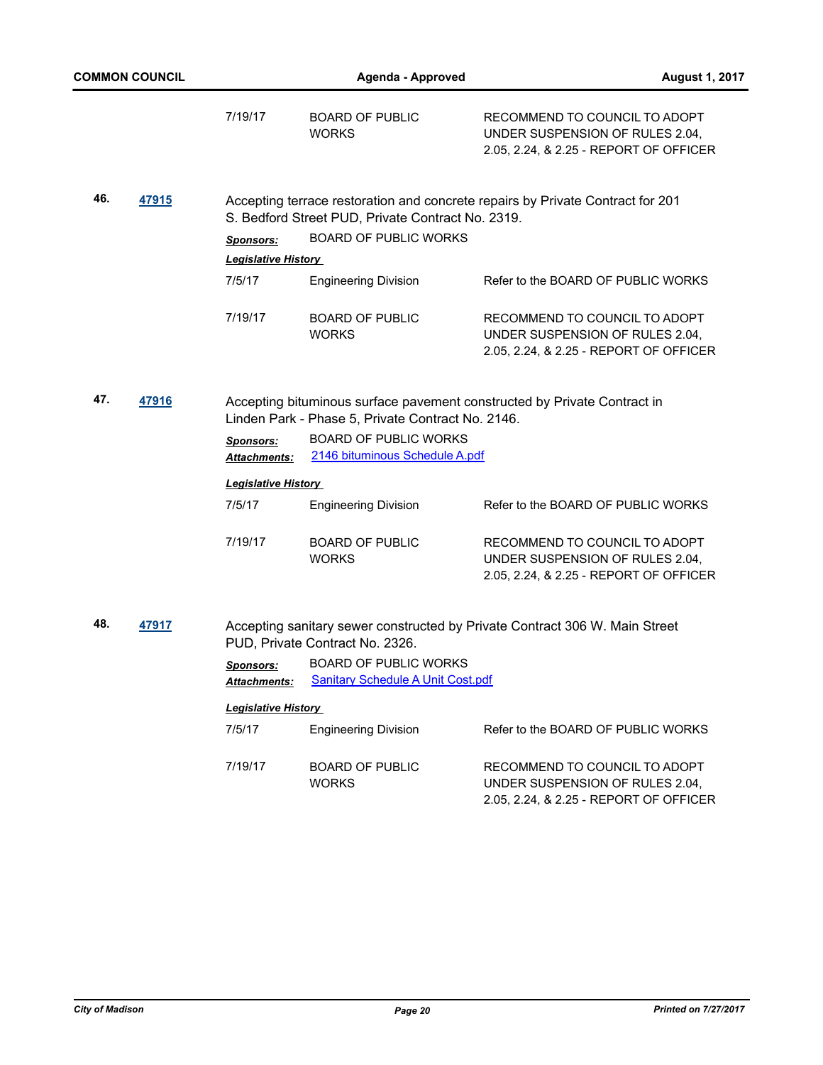| | | |
|---|---|---|
| 7/19/17 | BOARD OF PUBLIC WORKS | RECOMMEND TO COUNCIL TO ADOPT UNDER SUSPENSION OF RULES 2.04, 2.05, 2.24, & 2.25 - REPORT OF OFFICER |

**46.** **47915**

Accepting terrace restoration and concrete repairs by Private Contract for 201 S. Bedford Street PUD, Private Contract No. 2319.

***Sponsors:*** BOARD OF PUBLIC WORKS

***Legislative History***

| | | |
|---|---|---|
| 7/5/17 | Engineering Division | Refer to the BOARD OF PUBLIC WORKS |
| 7/19/17 | BOARD OF PUBLIC WORKS | RECOMMEND TO COUNCIL TO ADOPT UNDER SUSPENSION OF RULES 2.04, 2.05, 2.24, & 2.25 - REPORT OF OFFICER |

**47.** **47916**

Accepting bituminous surface pavement constructed by Private Contract in Linden Park - Phase 5, Private Contract No. 2146.

***Sponsors:*** BOARD OF PUBLIC WORKS

***Attachments:*** 2146 bituminous Schedule A.pdf

***Legislative History***

| | | |
|---|---|---|
| 7/5/17 | Engineering Division | Refer to the BOARD OF PUBLIC WORKS |
| 7/19/17 | BOARD OF PUBLIC WORKS | RECOMMEND TO COUNCIL TO ADOPT UNDER SUSPENSION OF RULES 2.04, 2.05, 2.24, & 2.25 - REPORT OF OFFICER |

**48.** **47917**

Accepting sanitary sewer constructed by Private Contract 306 W. Main Street PUD, Private Contract No. 2326.

***Sponsors:*** BOARD OF PUBLIC WORKS

***Attachments:*** Sanitary Schedule A Unit Cost.pdf

***Legislative History***

| | | |
|---|---|---|
| 7/5/17 | Engineering Division | Refer to the BOARD OF PUBLIC WORKS |
| 7/19/17 | BOARD OF PUBLIC WORKS | RECOMMEND TO COUNCIL TO ADOPT UNDER SUSPENSION OF RULES 2.04, 2.05, 2.24, & 2.25 - REPORT OF OFFICER |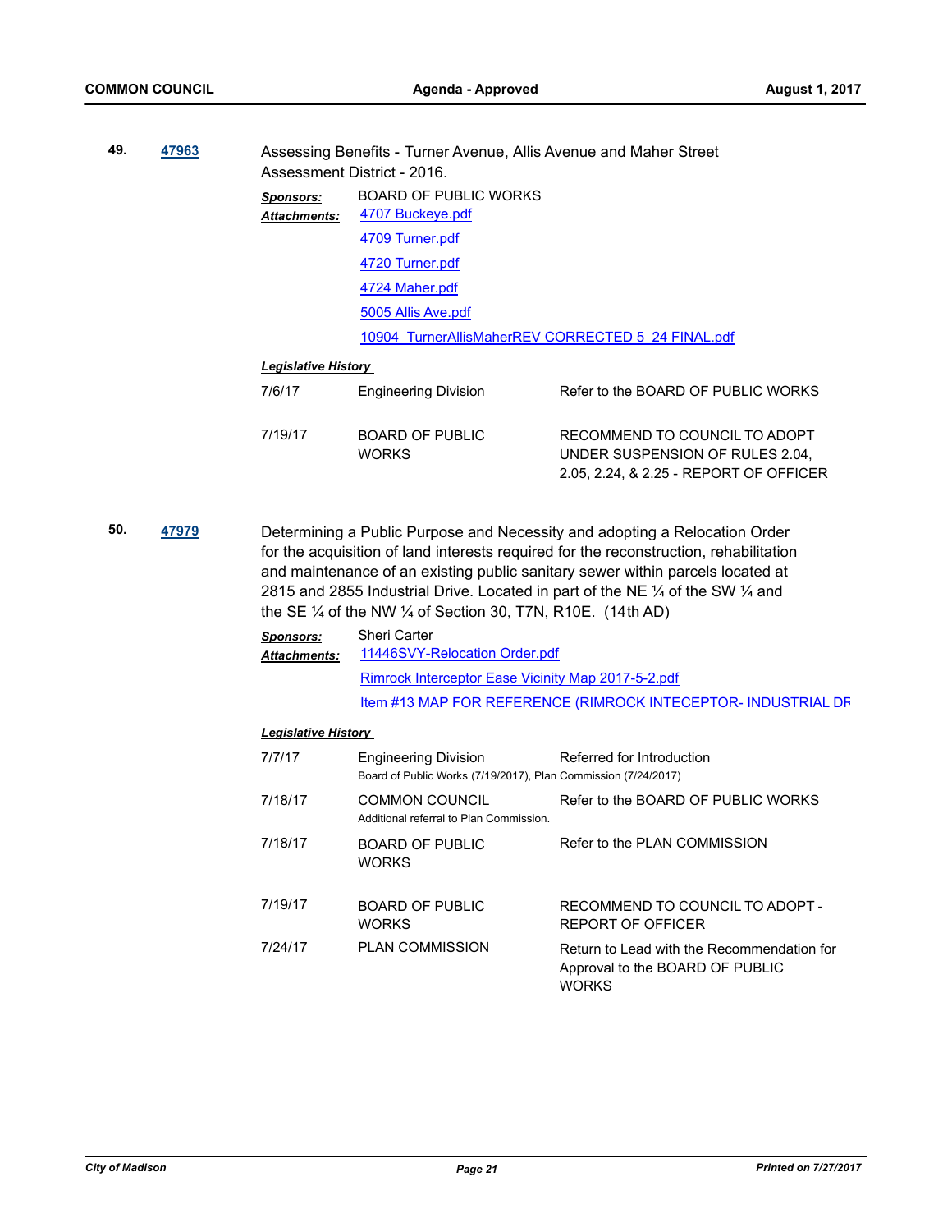**49.** **47963** Assessing Benefits - Turner Avenue, Allis Avenue and Maher Street Assessment District - 2016.

***Sponsors:*** BOARD OF PUBLIC WORKS

***Attachments:*** 4707 Buckeye.pdf
4709 Turner.pdf
4720 Turner.pdf
4724 Maher.pdf
5005 Allis Ave.pdf
10904_TurnerAllisMaherREV CORRECTED 5_24 FINAL.pdf

***Legislative History***

| | | |
|---|---|---|
| 7/6/17 | Engineering Division | Refer to the BOARD OF PUBLIC WORKS |
| 7/19/17 | BOARD OF PUBLIC WORKS | RECOMMEND TO COUNCIL TO ADOPT UNDER SUSPENSION OF RULES 2.04, 2.05, 2.24, & 2.25 - REPORT OF OFFICER |

**50.** **47979** Determining a Public Purpose and Necessity and adopting a Relocation Order for the acquisition of land interests required for the reconstruction, rehabilitation and maintenance of an existing public sanitary sewer within parcels located at 2815 and 2855 Industrial Drive. Located in part of the NE ¼ of the SW ¼ and the SE ¼ of the NW ¼ of Section 30, T7N, R10E. (14th AD)

***Sponsors:*** Sheri Carter

***Attachments:*** 11446SVY-Relocation Order.pdf
Rimrock Interceptor Ease Vicinity Map 2017-5-2.pdf
Item #13 MAP FOR REFERENCE (RIMROCK INTECEPTOR- INDUSTRIAL DR

***Legislative History***

| | | |
|---|---|---|
| 7/7/17 | Engineering Division<br>Board of Public Works (7/19/2017), Plan Commission (7/24/2017) | Referred for Introduction |
| 7/18/17 | COMMON COUNCIL<br>Additional referral to Plan Commission. | Refer to the BOARD OF PUBLIC WORKS |
| 7/18/17 | BOARD OF PUBLIC WORKS | Refer to the PLAN COMMISSION |
| 7/19/17 | BOARD OF PUBLIC WORKS | RECOMMEND TO COUNCIL TO ADOPT - REPORT OF OFFICER |
| 7/24/17 | PLAN COMMISSION | Return to Lead with the Recommendation for Approval to the BOARD OF PUBLIC WORKS |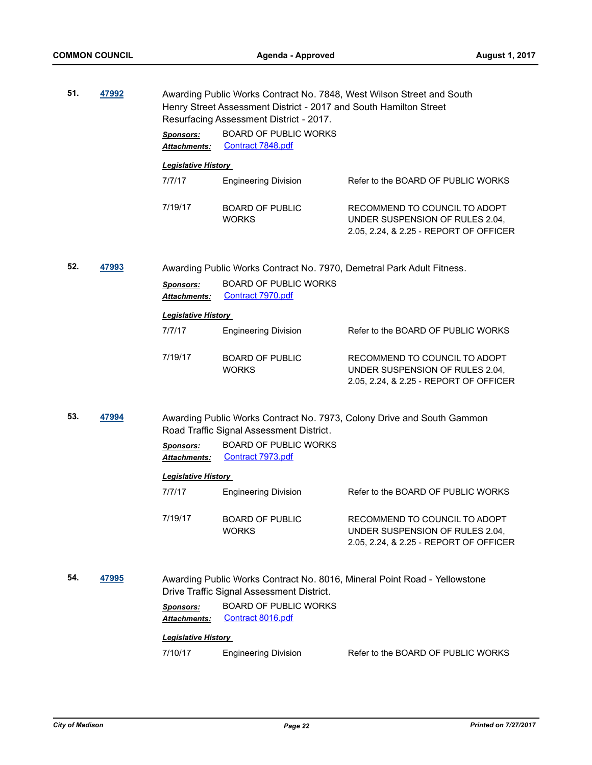**51.** **47992**

Awarding Public Works Contract No. 7848, West Wilson Street and South Henry Street Assessment District - 2017 and South Hamilton Street Resurfacing Assessment District - 2017.

***Sponsors:*** BOARD OF PUBLIC WORKS

***Attachments:*** Contract 7848.pdf

***Legislative History***

| | | |
|---|---|---|
| 7/7/17 | Engineering Division | Refer to the BOARD OF PUBLIC WORKS |
| 7/19/17 | BOARD OF PUBLIC WORKS | RECOMMEND TO COUNCIL TO ADOPT UNDER SUSPENSION OF RULES 2.04, 2.05, 2.24, & 2.25 - REPORT OF OFFICER |

**52.** **47993**

Awarding Public Works Contract No. 7970, Demetral Park Adult Fitness.

***Sponsors:*** BOARD OF PUBLIC WORKS

***Attachments:*** Contract 7970.pdf

***Legislative History***

| | | |
|---|---|---|
| 7/7/17 | Engineering Division | Refer to the BOARD OF PUBLIC WORKS |
| 7/19/17 | BOARD OF PUBLIC WORKS | RECOMMEND TO COUNCIL TO ADOPT UNDER SUSPENSION OF RULES 2.04, 2.05, 2.24, & 2.25 - REPORT OF OFFICER |

**53.** **47994**

Awarding Public Works Contract No. 7973, Colony Drive and South Gammon Road Traffic Signal Assessment District.

***Sponsors:*** BOARD OF PUBLIC WORKS

***Attachments:*** Contract 7973.pdf

***Legislative History***

| | | |
|---|---|---|
| 7/7/17 | Engineering Division | Refer to the BOARD OF PUBLIC WORKS |
| 7/19/17 | BOARD OF PUBLIC WORKS | RECOMMEND TO COUNCIL TO ADOPT UNDER SUSPENSION OF RULES 2.04, 2.05, 2.24, & 2.25 - REPORT OF OFFICER |

**54.** **47995**

Awarding Public Works Contract No. 8016, Mineral Point Road - Yellowstone Drive Traffic Signal Assessment District.

***Sponsors:*** BOARD OF PUBLIC WORKS

***Attachments:*** Contract 8016.pdf

***Legislative History***

| | | |
|---|---|---|
| 7/10/17 | Engineering Division | Refer to the BOARD OF PUBLIC WORKS |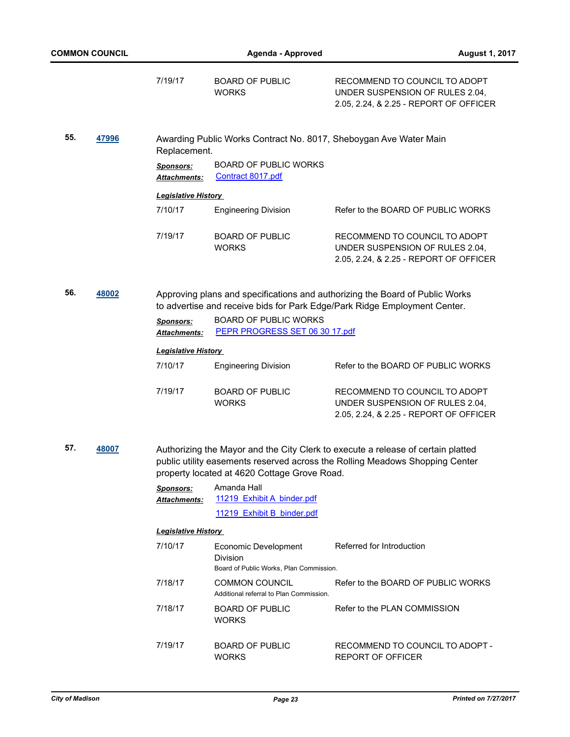| | | |
|---|---|---|
| 7/19/17 | BOARD OF PUBLIC WORKS | RECOMMEND TO COUNCIL TO ADOPT UNDER SUSPENSION OF RULES 2.04, 2.05, 2.24, & 2.25 - REPORT OF OFFICER |

**55.** **47996**

Awarding Public Works Contract No. 8017, Sheboygan Ave Water Main Replacement.

***Sponsors:*** BOARD OF PUBLIC WORKS

***Attachments:*** Contract 8017.pdf

***Legislative History***

| | | |
|---|---|---|
| 7/10/17 | Engineering Division | Refer to the BOARD OF PUBLIC WORKS |
| 7/19/17 | BOARD OF PUBLIC WORKS | RECOMMEND TO COUNCIL TO ADOPT UNDER SUSPENSION OF RULES 2.04, 2.05, 2.24, & 2.25 - REPORT OF OFFICER |

**56.** **48002**

Approving plans and specifications and authorizing the Board of Public Works to advertise and receive bids for Park Edge/Park Ridge Employment Center.

***Sponsors:*** BOARD OF PUBLIC WORKS

***Attachments:*** PEPR PROGRESS SET 06 30 17.pdf

***Legislative History***

| | | |
|---|---|---|
| 7/10/17 | Engineering Division | Refer to the BOARD OF PUBLIC WORKS |
| 7/19/17 | BOARD OF PUBLIC WORKS | RECOMMEND TO COUNCIL TO ADOPT UNDER SUSPENSION OF RULES 2.04, 2.05, 2.24, & 2.25 - REPORT OF OFFICER |

**57.** **48007**

Authorizing the Mayor and the City Clerk to execute a release of certain platted public utility easements reserved across the Rolling Meadows Shopping Center property located at 4620 Cottage Grove Road.

***Sponsors:*** Amanda Hall

***Attachments:*** 11219_Exhibit A_binder.pdf
11219_Exhibit B_binder.pdf

***Legislative History***

| | | |
|---|---|---|
| 7/10/17 | Economic Development Division<br>Board of Public Works, Plan Commission. | Referred for Introduction |
| 7/18/17 | COMMON COUNCIL<br>Additional referral to Plan Commission. | Refer to the BOARD OF PUBLIC WORKS |
| 7/18/17 | BOARD OF PUBLIC WORKS | Refer to the PLAN COMMISSION |
| 7/19/17 | BOARD OF PUBLIC WORKS | RECOMMEND TO COUNCIL TO ADOPT - REPORT OF OFFICER |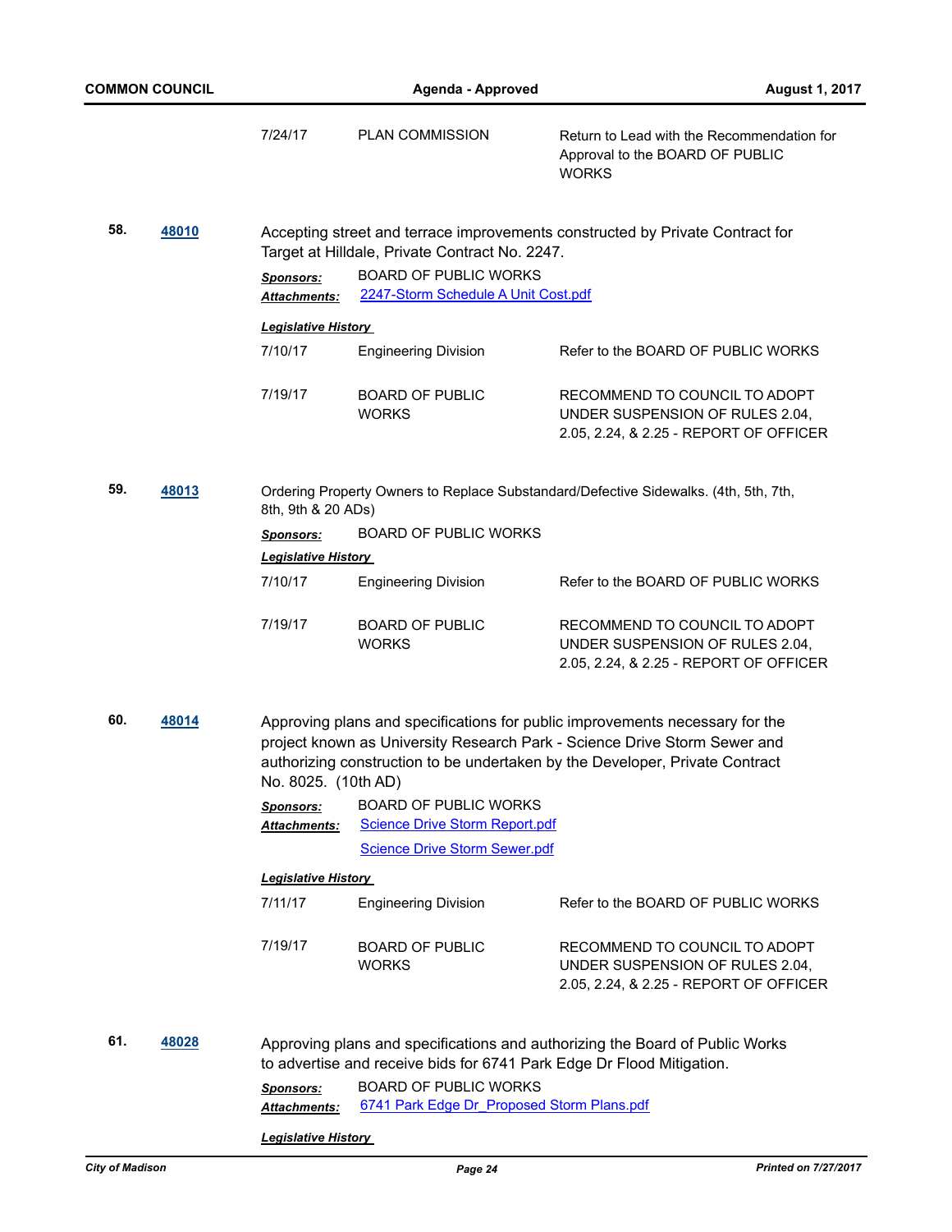| | | |
|---|---|---|
| 7/24/17 | PLAN COMMISSION | Return to Lead with the Recommendation for Approval to the BOARD OF PUBLIC WORKS |

**58.** **48010** Accepting street and terrace improvements constructed by Private Contract for Target at Hilldale, Private Contract No. 2247.

***Sponsors:*** BOARD OF PUBLIC WORKS

***Attachments:*** 2247-Storm Schedule A Unit Cost.pdf

***Legislative History***

| | | |
|---|---|---|
| 7/10/17 | Engineering Division | Refer to the BOARD OF PUBLIC WORKS |
| 7/19/17 | BOARD OF PUBLIC WORKS | RECOMMEND TO COUNCIL TO ADOPT UNDER SUSPENSION OF RULES 2.04, 2.05, 2.24, & 2.25 - REPORT OF OFFICER |

**59.** **48013** Ordering Property Owners to Replace Substandard/Defective Sidewalks. (4th, 5th, 7th, 8th, 9th & 20 ADs)

***Sponsors:*** BOARD OF PUBLIC WORKS

***Legislative History***

| | | |
|---|---|---|
| 7/10/17 | Engineering Division | Refer to the BOARD OF PUBLIC WORKS |
| 7/19/17 | BOARD OF PUBLIC WORKS | RECOMMEND TO COUNCIL TO ADOPT UNDER SUSPENSION OF RULES 2.04, 2.05, 2.24, & 2.25 - REPORT OF OFFICER |

**60.** **48014** Approving plans and specifications for public improvements necessary for the project known as University Research Park - Science Drive Storm Sewer and authorizing construction to be undertaken by the Developer, Private Contract No. 8025. (10th AD)

***Sponsors:*** BOARD OF PUBLIC WORKS

***Attachments:*** Science Drive Storm Report.pdf
Science Drive Storm Sewer.pdf

***Legislative History***

| | | |
|---|---|---|
| 7/11/17 | Engineering Division | Refer to the BOARD OF PUBLIC WORKS |
| 7/19/17 | BOARD OF PUBLIC WORKS | RECOMMEND TO COUNCIL TO ADOPT UNDER SUSPENSION OF RULES 2.04, 2.05, 2.24, & 2.25 - REPORT OF OFFICER |

**61.** **48028** Approving plans and specifications and authorizing the Board of Public Works to advertise and receive bids for 6741 Park Edge Dr Flood Mitigation.

***Sponsors:*** BOARD OF PUBLIC WORKS

***Attachments:*** 6741 Park Edge Dr_Proposed Storm Plans.pdf

***Legislative History***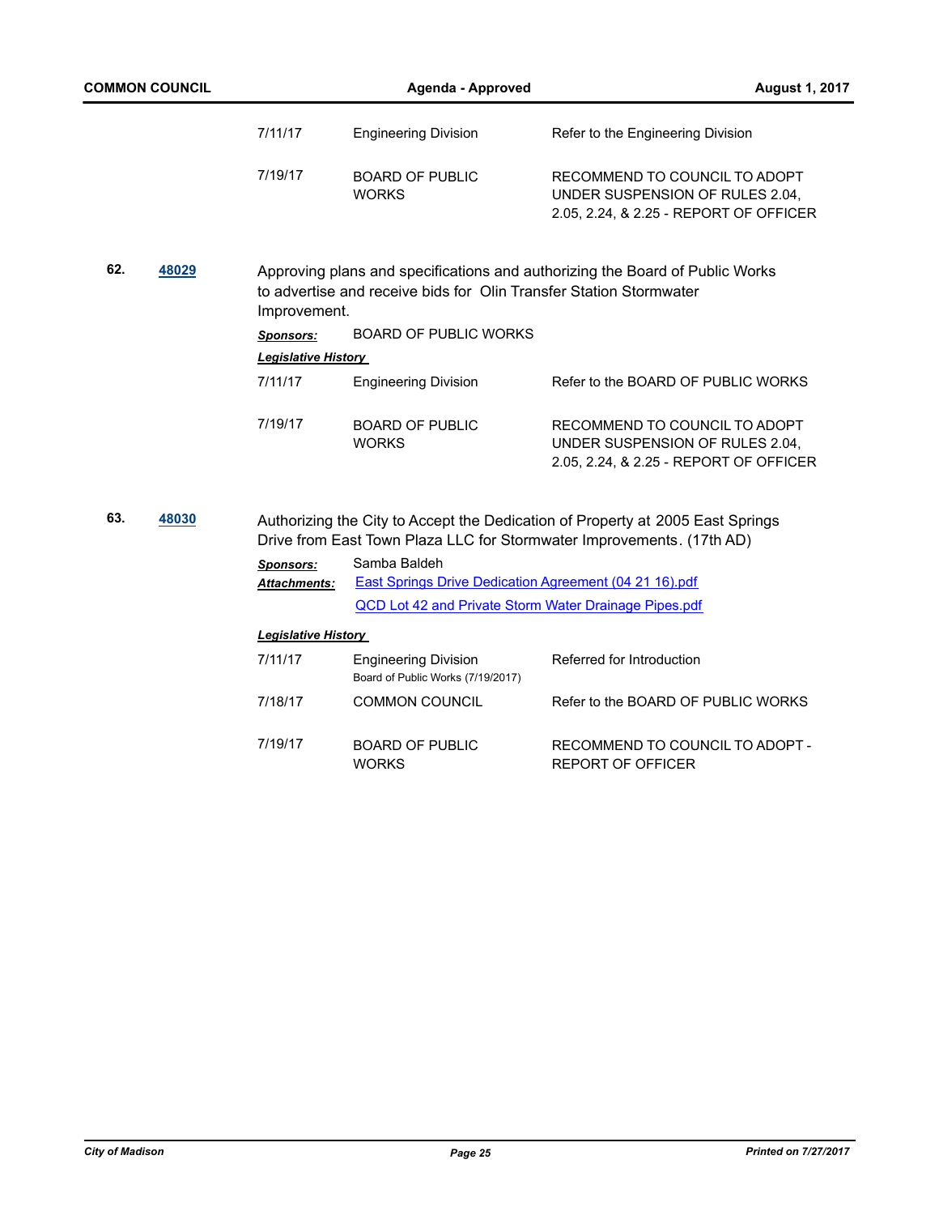| | | |
|---|---|---|
| 7/11/17 | Engineering Division | Refer to the Engineering Division |
| 7/19/17 | BOARD OF PUBLIC WORKS | RECOMMEND TO COUNCIL TO ADOPT UNDER SUSPENSION OF RULES 2.04, 2.05, 2.24, & 2.25 - REPORT OF OFFICER |

**62.** **48029**

Approving plans and specifications and authorizing the Board of Public Works to advertise and receive bids for Olin Transfer Station Stormwater Improvement.

***Sponsors:*** BOARD OF PUBLIC WORKS

***Legislative History***

| | | |
|---|---|---|
| 7/11/17 | Engineering Division | Refer to the BOARD OF PUBLIC WORKS |
| 7/19/17 | BOARD OF PUBLIC WORKS | RECOMMEND TO COUNCIL TO ADOPT UNDER SUSPENSION OF RULES 2.04, 2.05, 2.24, & 2.25 - REPORT OF OFFICER |

**63.** **48030**

Authorizing the City to Accept the Dedication of Property at 2005 East Springs Drive from East Town Plaza LLC for Stormwater Improvements. (17th AD)

***Sponsors:*** Samba Baldeh

***Attachments:*** East Springs Drive Dedication Agreement (04 21 16).pdf

QCD Lot 42 and Private Storm Water Drainage Pipes.pdf

***Legislative History***

| | | |
|---|---|---|
| 7/11/17 | Engineering Division<br>Board of Public Works (7/19/2017) | Referred for Introduction |
| 7/18/17 | COMMON COUNCIL | Refer to the BOARD OF PUBLIC WORKS |
| 7/19/17 | BOARD OF PUBLIC WORKS | RECOMMEND TO COUNCIL TO ADOPT - REPORT OF OFFICER |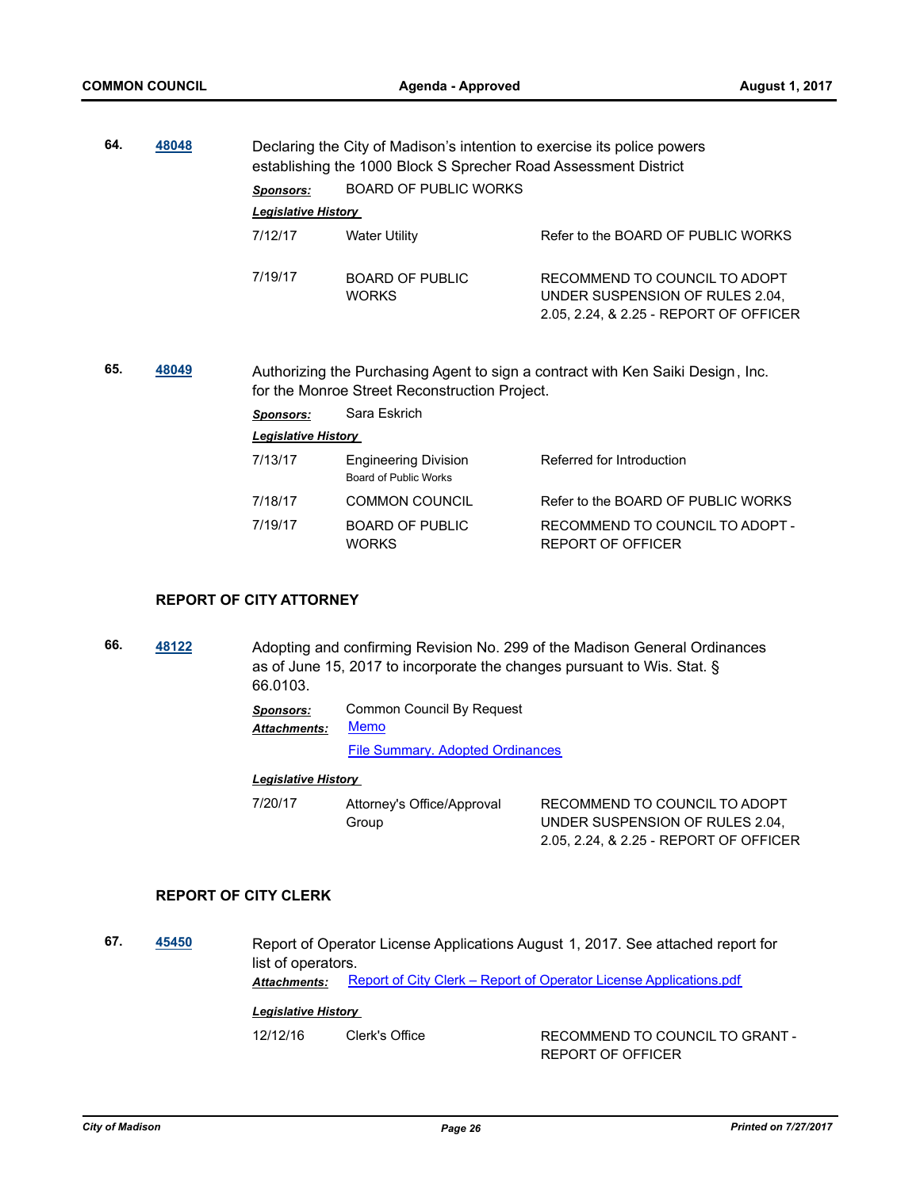**64.** **48048**

Declaring the City of Madison's intention to exercise its police powers establishing the 1000 Block S Sprecher Road Assessment District

***Sponsors:*** BOARD OF PUBLIC WORKS

***Legislative History***

| | | |
|---|---|---|
| 7/12/17 | Water Utility | Refer to the BOARD OF PUBLIC WORKS |
| 7/19/17 | BOARD OF PUBLIC WORKS | RECOMMEND TO COUNCIL TO ADOPT UNDER SUSPENSION OF RULES 2.04, 2.05, 2.24, & 2.25 - REPORT OF OFFICER |

**65.** **48049**

Authorizing the Purchasing Agent to sign a contract with Ken Saiki Design, Inc. for the Monroe Street Reconstruction Project.

***Sponsors:*** Sara Eskrich

***Legislative History***

| | | |
|---|---|---|
| 7/13/17 | Engineering Division Board of Public Works | Referred for Introduction |
| 7/18/17 | COMMON COUNCIL | Refer to the BOARD OF PUBLIC WORKS |
| 7/19/17 | BOARD OF PUBLIC WORKS | RECOMMEND TO COUNCIL TO ADOPT - REPORT OF OFFICER |

## REPORT OF CITY ATTORNEY

**66.** **48122**

Adopting and confirming Revision No. 299 of the Madison General Ordinances as of June 15, 2017 to incorporate the changes pursuant to Wis. Stat. § 66.0103.

***Sponsors:*** Common Council By Request

***Attachments:*** Memo

File Summary. Adopted Ordinances

***Legislative History***

| | | |
|---|---|---|
| 7/20/17 | Attorney's Office/Approval Group | RECOMMEND TO COUNCIL TO ADOPT UNDER SUSPENSION OF RULES 2.04, 2.05, 2.24, & 2.25 - REPORT OF OFFICER |

## REPORT OF CITY CLERK

**67.** **45450**

Report of Operator License Applications August 1, 2017. See attached report for list of operators.

***Attachments:*** Report of City Clerk – Report of Operator License Applications.pdf

***Legislative History***

| | | |
|---|---|---|
| 12/12/16 | Clerk's Office | RECOMMEND TO COUNCIL TO GRANT - REPORT OF OFFICER |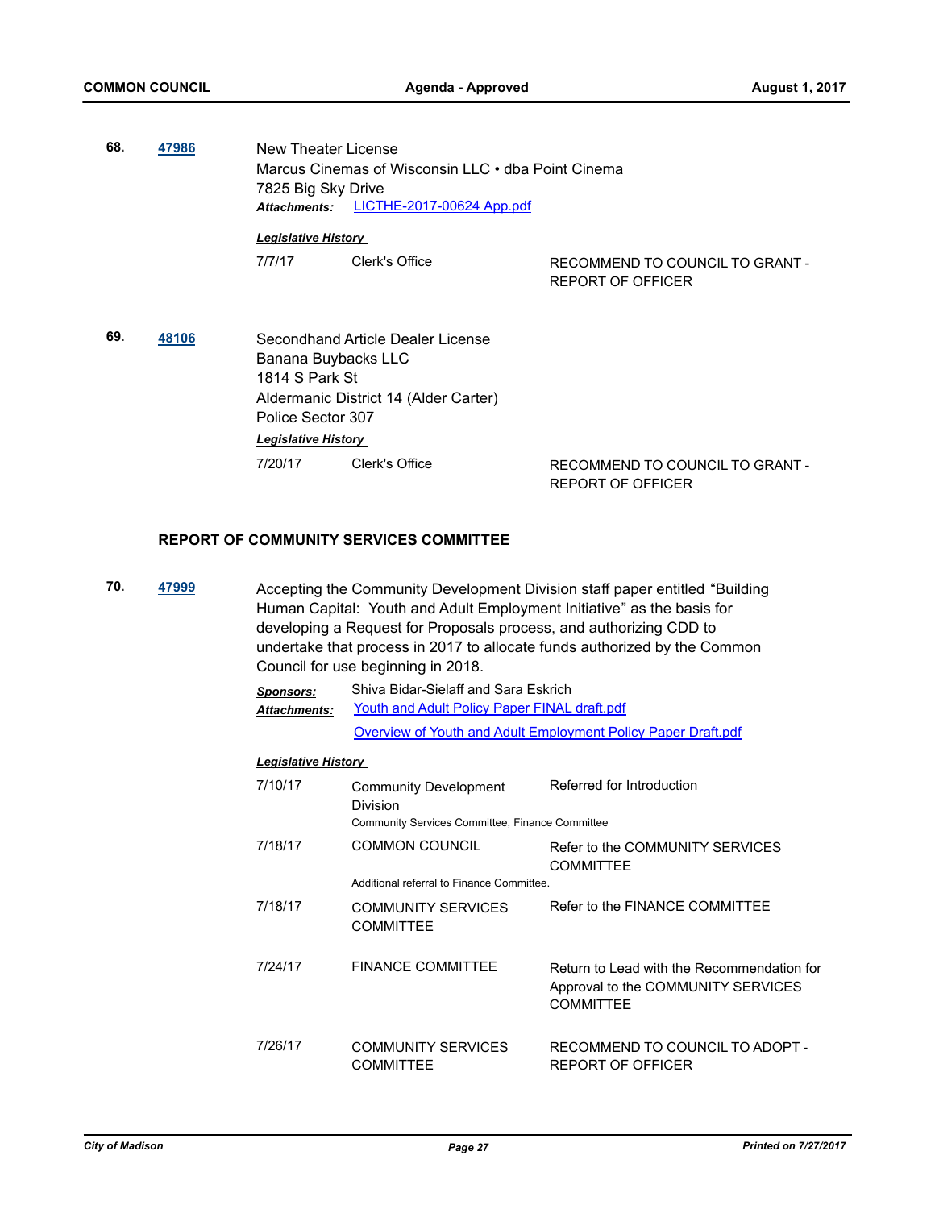**68.** **47986**

New Theater License
Marcus Cinemas of Wisconsin LLC • dba Point Cinema
7825 Big Sky Drive

***Attachments:*** LICTHE-2017-00624 App.pdf

***Legislative History***

| | | |
|---|---|---|
| 7/7/17 | Clerk's Office | RECOMMEND TO COUNCIL TO GRANT - REPORT OF OFFICER |

**69.** **48106**

Secondhand Article Dealer License
Banana Buybacks LLC
1814 S Park St
Aldermanic District 14 (Alder Carter)
Police Sector 307

***Legislative History***

| | | |
|---|---|---|
| 7/20/17 | Clerk's Office | RECOMMEND TO COUNCIL TO GRANT - REPORT OF OFFICER |

**REPORT OF COMMUNITY SERVICES COMMITTEE**

**70.** **47999**

Accepting the Community Development Division staff paper entitled "Building Human Capital: Youth and Adult Employment Initiative" as the basis for developing a Request for Proposals process, and authorizing CDD to undertake that process in 2017 to allocate funds authorized by the Common Council for use beginning in 2018.

***Sponsors:*** Shiva Bidar-Sielaff and Sara Eskrich

***Attachments:*** Youth and Adult Policy Paper FINAL draft.pdf
Overview of Youth and Adult Employment Policy Paper Draft.pdf

***Legislative History***

| | | |
|---|---|---|
| 7/10/17 | Community Development Division | Referred for Introduction |
| | Community Services Committee, Finance Committee | |
| 7/18/17 | COMMON COUNCIL | Refer to the COMMUNITY SERVICES COMMITTEE |
| | Additional referral to Finance Committee. | |
| 7/18/17 | COMMUNITY SERVICES COMMITTEE | Refer to the FINANCE COMMITTEE |
| 7/24/17 | FINANCE COMMITTEE | Return to Lead with the Recommendation for Approval to the COMMUNITY SERVICES COMMITTEE |
| 7/26/17 | COMMUNITY SERVICES COMMITTEE | RECOMMEND TO COUNCIL TO ADOPT - REPORT OF OFFICER |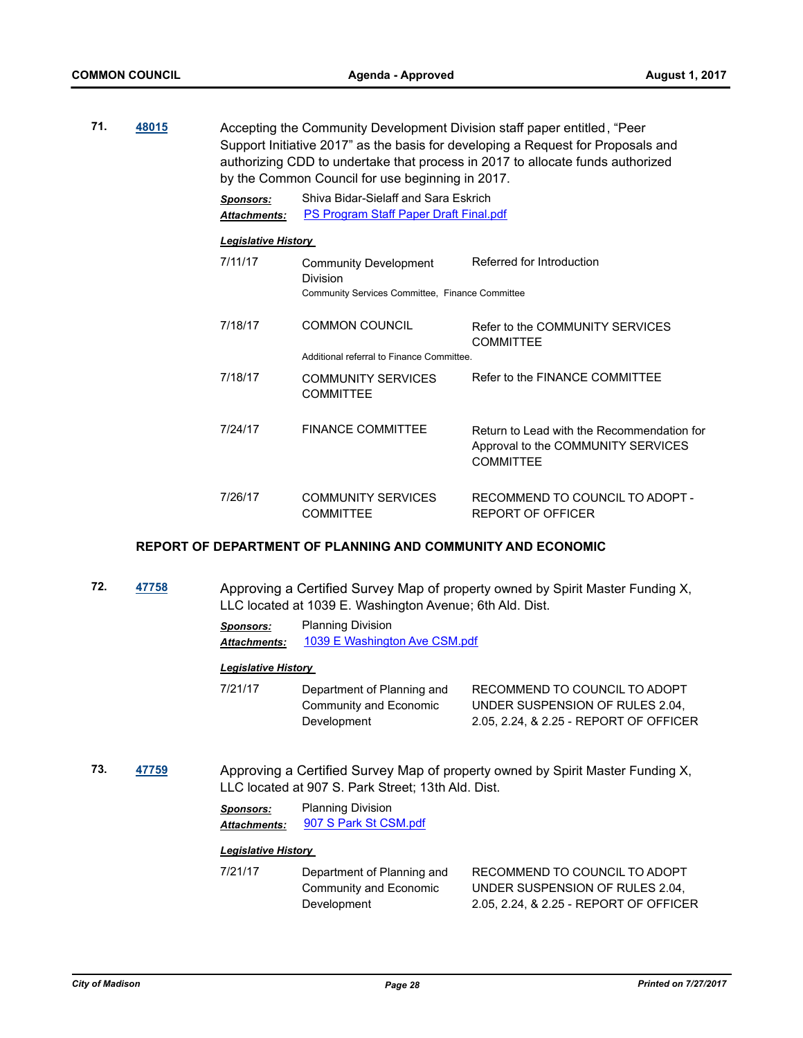**71.** **48015**

Accepting the Community Development Division staff paper entitled, “Peer Support Initiative 2017” as the basis for developing a Request for Proposals and authorizing CDD to undertake that process in 2017 to allocate funds authorized by the Common Council for use beginning in 2017.

***Sponsors:*** Shiva Bidar-Sielaff and Sara Eskrich

***Attachments:*** PS Program Staff Paper Draft Final.pdf

***Legislative History***

| Date | Body | Action |
|---|---|---|
| 7/11/17 | Community Development Division | Referred for Introduction |
| | Community Services Committee, Finance Committee | |
| 7/18/17 | COMMON COUNCIL | Refer to the COMMUNITY SERVICES COMMITTEE |
| | Additional referral to Finance Committee. | |
| 7/18/17 | COMMUNITY SERVICES COMMITTEE | Refer to the FINANCE COMMITTEE |
| 7/24/17 | FINANCE COMMITTEE | Return to Lead with the Recommendation for Approval to the COMMUNITY SERVICES COMMITTEE |
| 7/26/17 | COMMUNITY SERVICES COMMITTEE | RECOMMEND TO COUNCIL TO ADOPT - REPORT OF OFFICER |

## REPORT OF DEPARTMENT OF PLANNING AND COMMUNITY AND ECONOMIC

**72.** **47758**

Approving a Certified Survey Map of property owned by Spirit Master Funding X, LLC located at 1039 E. Washington Avenue; 6th Ald. Dist.

***Sponsors:*** Planning Division

***Attachments:*** 1039 E Washington Ave CSM.pdf

***Legislative History***

| Date | Body | Action |
|---|---|---|
| 7/21/17 | Department of Planning and Community and Economic Development | RECOMMEND TO COUNCIL TO ADOPT UNDER SUSPENSION OF RULES 2.04, 2.05, 2.24, & 2.25 - REPORT OF OFFICER |

**73.** **47759**

Approving a Certified Survey Map of property owned by Spirit Master Funding X, LLC located at 907 S. Park Street; 13th Ald. Dist.

***Sponsors:*** Planning Division

***Attachments:*** 907 S Park St CSM.pdf

***Legislative History***

| Date | Body | Action |
|---|---|---|
| 7/21/17 | Department of Planning and Community and Economic Development | RECOMMEND TO COUNCIL TO ADOPT UNDER SUSPENSION OF RULES 2.04, 2.05, 2.24, & 2.25 - REPORT OF OFFICER |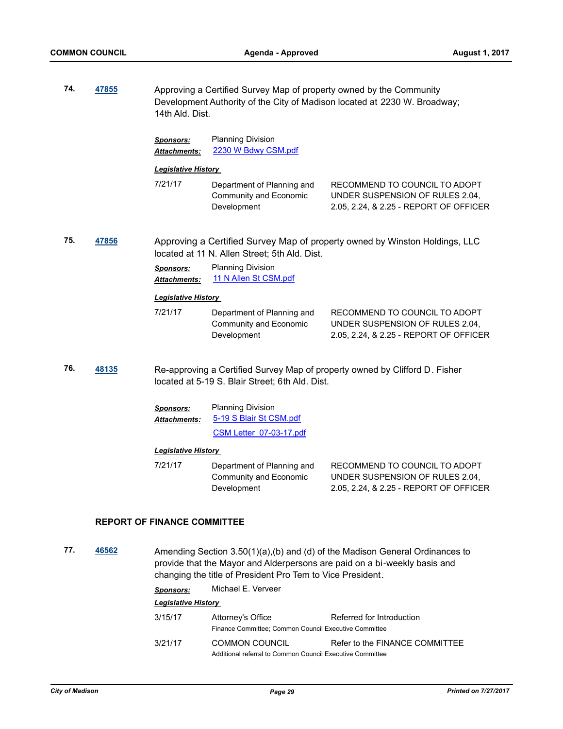**74.** **47855** Approving a Certified Survey Map of property owned by the Community Development Authority of the City of Madison located at 2230 W. Broadway; 14th Ald. Dist.

***Sponsors:*** Planning Division
***Attachments:*** 2230 W Bdwy CSM.pdf

***Legislative History***

| | | |
|---|---|---|
| 7/21/17 | Department of Planning and Community and Economic Development | RECOMMEND TO COUNCIL TO ADOPT UNDER SUSPENSION OF RULES 2.04, 2.05, 2.24, & 2.25 - REPORT OF OFFICER |

**75.** **47856** Approving a Certified Survey Map of property owned by Winston Holdings, LLC located at 11 N. Allen Street; 5th Ald. Dist.

***Sponsors:*** Planning Division
***Attachments:*** 11 N Allen St CSM.pdf

***Legislative History***

| | | |
|---|---|---|
| 7/21/17 | Department of Planning and Community and Economic Development | RECOMMEND TO COUNCIL TO ADOPT UNDER SUSPENSION OF RULES 2.04, 2.05, 2.24, & 2.25 - REPORT OF OFFICER |

**76.** **48135** Re-approving a Certified Survey Map of property owned by Clifford D. Fisher located at 5-19 S. Blair Street; 6th Ald. Dist.

***Sponsors:*** Planning Division
***Attachments:*** 5-19 S Blair St CSM.pdf
CSM Letter 07-03-17.pdf

***Legislative History***

| | | |
|---|---|---|
| 7/21/17 | Department of Planning and Community and Economic Development | RECOMMEND TO COUNCIL TO ADOPT UNDER SUSPENSION OF RULES 2.04, 2.05, 2.24, & 2.25 - REPORT OF OFFICER |

## REPORT OF FINANCE COMMITTEE

**77.** **46562** Amending Section 3.50(1)(a),(b) and (d) of the Madison General Ordinances to provide that the Mayor and Alderpersons are paid on a bi-weekly basis and changing the title of President Pro Tem to Vice President.

***Sponsors:*** Michael E. Verveer

***Legislative History***

| | | |
|---|---|---|
| 3/15/17 | Attorney's Office<br>Finance Committee; Common Council Executive Committee | Referred for Introduction |
| 3/21/17 | COMMON COUNCIL<br>Additional referral to Common Council Executive Committee | Refer to the FINANCE COMMITTEE |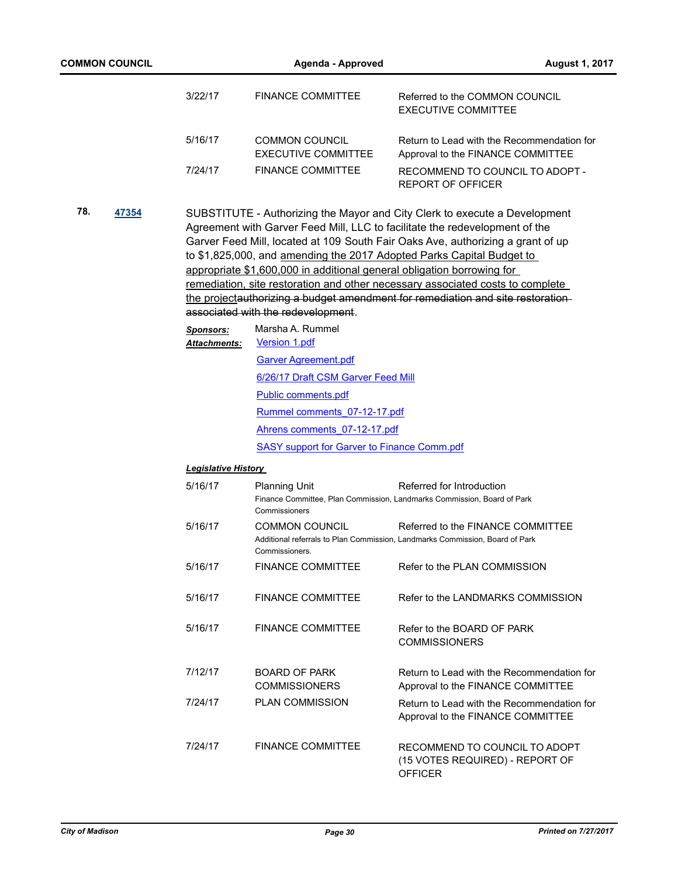| | | |
|---|---|---|
| 3/22/17 | FINANCE COMMITTEE | Referred to the COMMON COUNCIL EXECUTIVE COMMITTEE |
| 5/16/17 | COMMON COUNCIL EXECUTIVE COMMITTEE | Return to Lead with the Recommendation for Approval to the FINANCE COMMITTEE |
| 7/24/17 | FINANCE COMMITTEE | RECOMMEND TO COUNCIL TO ADOPT - REPORT OF OFFICER |

**78.** **47354**

SUBSTITUTE - Authorizing the Mayor and City Clerk to execute a Development Agreement with Garver Feed Mill, LLC to facilitate the redevelopment of the Garver Feed Mill, located at 109 South Fair Oaks Ave, authorizing a grant of up to $1,825,000, and <u>amending the 2017 Adopted Parks Capital Budget to appropriate $1,600,000 in additional general obligation borrowing for remediation, site restoration and other necessary associated costs to complete the project</u>~~authorizing a budget amendment for remediation and site restoration associated with the redevelopment~~.

***Sponsors:*** Marsha A. Rummel

***Attachments:***
- Version 1.pdf
- Garver Agreement.pdf
- 6/26/17 Draft CSM Garver Feed Mill
- Public comments.pdf
- Rummel comments_07-12-17.pdf
- Ahrens comments_07-12-17.pdf
- SASY support for Garver to Finance Comm.pdf

***Legislative History***

| | | |
|---|---|---|
| 5/16/17 | Planning Unit | Referred for Introduction |
| | Finance Committee, Plan Commission, Landmarks Commission, Board of Park Commissioners | |
| 5/16/17 | COMMON COUNCIL | Referred to the FINANCE COMMITTEE |
| | Additional referrals to Plan Commission, Landmarks Commission, Board of Park Commissioners. | |
| 5/16/17 | FINANCE COMMITTEE | Refer to the PLAN COMMISSION |
| 5/16/17 | FINANCE COMMITTEE | Refer to the LANDMARKS COMMISSION |
| 5/16/17 | FINANCE COMMITTEE | Refer to the BOARD OF PARK COMMISSIONERS |
| 7/12/17 | BOARD OF PARK COMMISSIONERS | Return to Lead with the Recommendation for Approval to the FINANCE COMMITTEE |
| 7/24/17 | PLAN COMMISSION | Return to Lead with the Recommendation for Approval to the FINANCE COMMITTEE |
| 7/24/17 | FINANCE COMMITTEE | RECOMMEND TO COUNCIL TO ADOPT (15 VOTES REQUIRED) - REPORT OF OFFICER |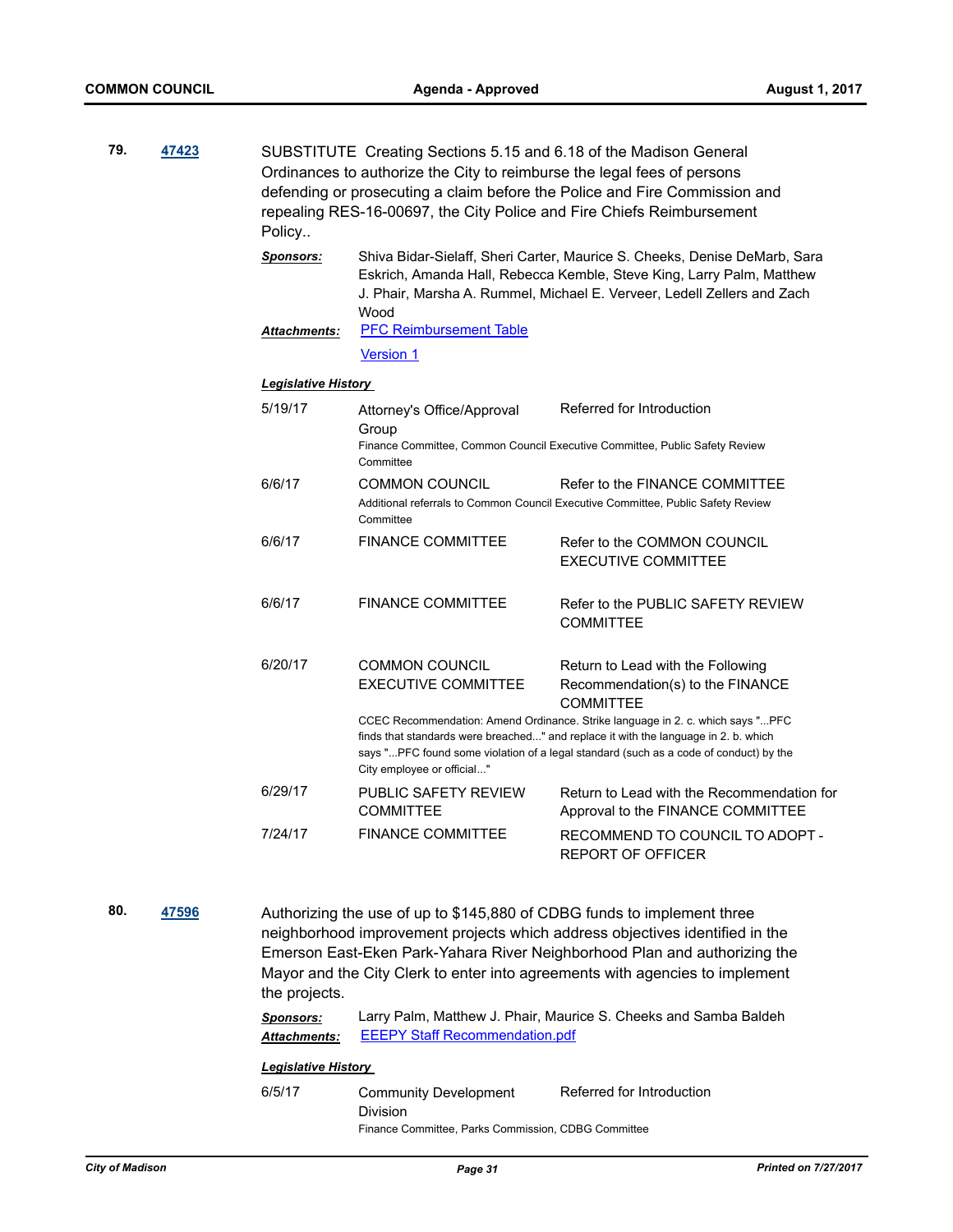**79.** **47423**

SUBSTITUTE Creating Sections 5.15 and 6.18 of the Madison General Ordinances to authorize the City to reimburse the legal fees of persons defending or prosecuting a claim before the Police and Fire Commission and repealing RES-16-00697, the City Police and Fire Chiefs Reimbursement Policy..

***Sponsors:*** Shiva Bidar-Sielaff, Sheri Carter, Maurice S. Cheeks, Denise DeMarb, Sara Eskrich, Amanda Hall, Rebecca Kemble, Steve King, Larry Palm, Matthew J. Phair, Marsha A. Rummel, Michael E. Verveer, Ledell Zellers and Zach Wood

***Attachments:*** PFC Reimbursement Table

Version 1

***Legislative History***

| Date | Body | Action |
|---|---|---|
| 5/19/17 | Attorney's Office/Approval Group | Referred for Introduction |
| | Finance Committee, Common Council Executive Committee, Public Safety Review Committee | |
| 6/6/17 | COMMON COUNCIL | Refer to the FINANCE COMMITTEE |
| | Additional referrals to Common Council Executive Committee, Public Safety Review Committee | |
| 6/6/17 | FINANCE COMMITTEE | Refer to the COMMON COUNCIL EXECUTIVE COMMITTEE |
| 6/6/17 | FINANCE COMMITTEE | Refer to the PUBLIC SAFETY REVIEW COMMITTEE |
| 6/20/17 | COMMON COUNCIL EXECUTIVE COMMITTEE | Return to Lead with the Following Recommendation(s) to the FINANCE COMMITTEE |
| | CCEC Recommendation: Amend Ordinance. Strike language in 2. c. which says "...PFC finds that standards were breached..." and replace it with the language in 2. b. which says "...PFC found some violation of a legal standard (such as a code of conduct) by the City employee or official..." | |
| 6/29/17 | PUBLIC SAFETY REVIEW COMMITTEE | Return to Lead with the Recommendation for Approval to the FINANCE COMMITTEE |
| 7/24/17 | FINANCE COMMITTEE | RECOMMEND TO COUNCIL TO ADOPT - REPORT OF OFFICER |

**80.** **47596**

Authorizing the use of up to $145,880 of CDBG funds to implement three neighborhood improvement projects which address objectives identified in the Emerson East-Eken Park-Yahara River Neighborhood Plan and authorizing the Mayor and the City Clerk to enter into agreements with agencies to implement the projects.

***Sponsors:*** Larry Palm, Matthew J. Phair, Maurice S. Cheeks and Samba Baldeh

***Attachments:*** EEEPY Staff Recommendation.pdf

***Legislative History***

| Date | Body | Action |
|---|---|---|
| 6/5/17 | Community Development Division | Referred for Introduction |
| | Finance Committee, Parks Commission, CDBG Committee | |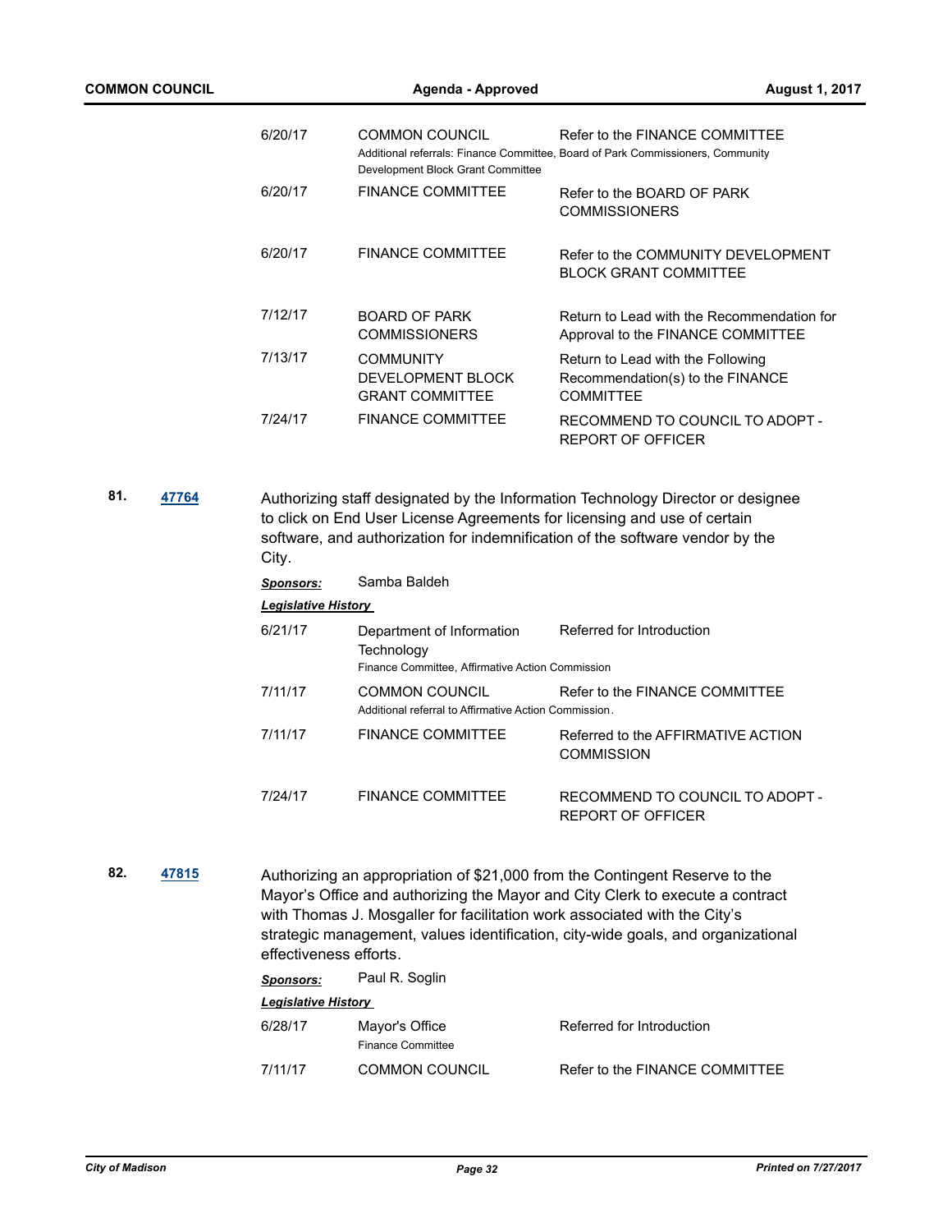| | | |
|---|---|---|
| 6/20/17 | COMMON COUNCIL<br>Additional referrals: Finance Committee, Board of Park Commissioners, Community Development Block Grant Committee | Refer to the FINANCE COMMITTEE |
| 6/20/17 | FINANCE COMMITTEE | Refer to the BOARD OF PARK COMMISSIONERS |
| 6/20/17 | FINANCE COMMITTEE | Refer to the COMMUNITY DEVELOPMENT BLOCK GRANT COMMITTEE |
| 7/12/17 | BOARD OF PARK COMMISSIONERS | Return to Lead with the Recommendation for Approval to the FINANCE COMMITTEE |
| 7/13/17 | COMMUNITY DEVELOPMENT BLOCK GRANT COMMITTEE | Return to Lead with the Following Recommendation(s) to the FINANCE COMMITTEE |
| 7/24/17 | FINANCE COMMITTEE | RECOMMEND TO COUNCIL TO ADOPT - REPORT OF OFFICER |

**81.** **47764**

Authorizing staff designated by the Information Technology Director or designee to click on End User License Agreements for licensing and use of certain software, and authorization for indemnification of the software vendor by the City.

***Sponsors:*** Samba Baldeh

***Legislative History***

| | | |
|---|---|---|
| 6/21/17 | Department of Information Technology<br>Finance Committee, Affirmative Action Commission | Referred for Introduction |
| 7/11/17 | COMMON COUNCIL<br>Additional referral to Affirmative Action Commission. | Refer to the FINANCE COMMITTEE |
| 7/11/17 | FINANCE COMMITTEE | Referred to the AFFIRMATIVE ACTION COMMISSION |
| 7/24/17 | FINANCE COMMITTEE | RECOMMEND TO COUNCIL TO ADOPT - REPORT OF OFFICER |

**82.** **47815**

Authorizing an appropriation of $21,000 from the Contingent Reserve to the Mayor's Office and authorizing the Mayor and City Clerk to execute a contract with Thomas J. Mosgaller for facilitation work associated with the City's strategic management, values identification, city-wide goals, and organizational effectiveness efforts.

***Sponsors:*** Paul R. Soglin

***Legislative History***

| | | |
|---|---|---|
| 6/28/17 | Mayor's Office<br>Finance Committee | Referred for Introduction |
| 7/11/17 | COMMON COUNCIL | Refer to the FINANCE COMMITTEE |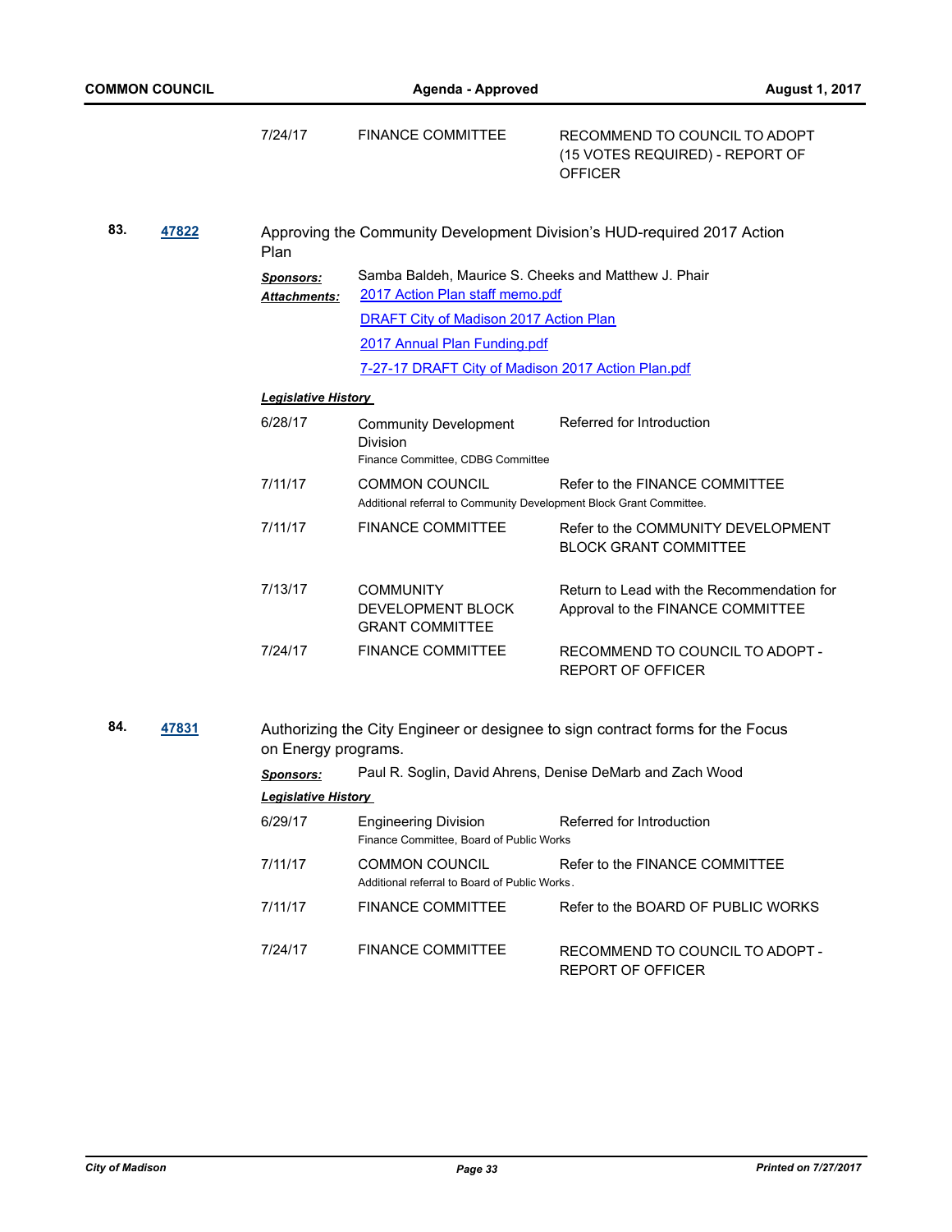| | | |
|---|---|---|
| 7/24/17 | FINANCE COMMITTEE | RECOMMEND TO COUNCIL TO ADOPT (15 VOTES REQUIRED) - REPORT OF OFFICER |

**83.** **47822**

Approving the Community Development Division's HUD-required 2017 Action Plan

***Sponsors:*** Samba Baldeh, Maurice S. Cheeks and Matthew J. Phair

***Attachments:*** 2017 Action Plan staff memo.pdf
DRAFT City of Madison 2017 Action Plan
2017 Annual Plan Funding.pdf
7-27-17 DRAFT City of Madison 2017 Action Plan.pdf

***Legislative History***

| | | |
|---|---|---|
| 6/28/17 | Community Development Division<br>Finance Committee, CDBG Committee | Referred for Introduction |
| 7/11/17 | COMMON COUNCIL<br>Additional referral to Community Development Block Grant Committee. | Refer to the FINANCE COMMITTEE |
| 7/11/17 | FINANCE COMMITTEE | Refer to the COMMUNITY DEVELOPMENT BLOCK GRANT COMMITTEE |
| 7/13/17 | COMMUNITY DEVELOPMENT BLOCK GRANT COMMITTEE | Return to Lead with the Recommendation for Approval to the FINANCE COMMITTEE |
| 7/24/17 | FINANCE COMMITTEE | RECOMMEND TO COUNCIL TO ADOPT - REPORT OF OFFICER |

**84.** **47831**

Authorizing the City Engineer or designee to sign contract forms for the Focus on Energy programs.

***Sponsors:*** Paul R. Soglin, David Ahrens, Denise DeMarb and Zach Wood

***Legislative History***

| | | |
|---|---|---|
| 6/29/17 | Engineering Division<br>Finance Committee, Board of Public Works | Referred for Introduction |
| 7/11/17 | COMMON COUNCIL<br>Additional referral to Board of Public Works. | Refer to the FINANCE COMMITTEE |
| 7/11/17 | FINANCE COMMITTEE | Refer to the BOARD OF PUBLIC WORKS |
| 7/24/17 | FINANCE COMMITTEE | RECOMMEND TO COUNCIL TO ADOPT - REPORT OF OFFICER |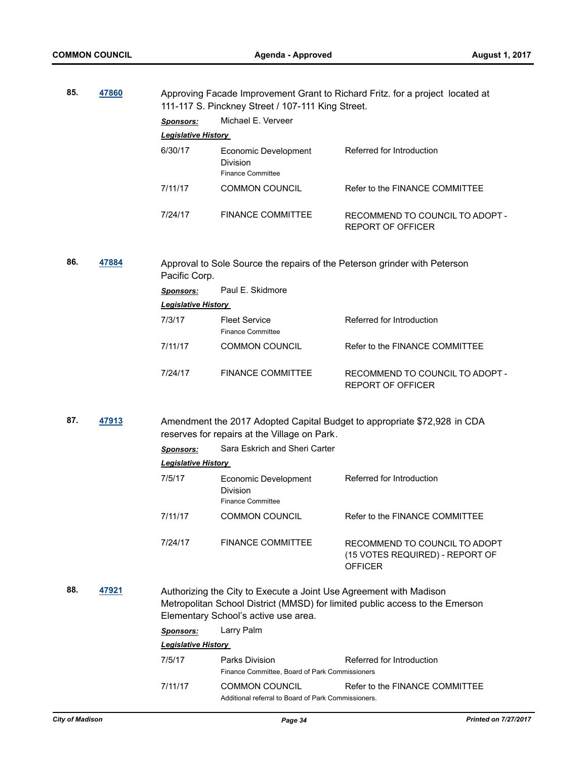**85.** **47860** Approving Facade Improvement Grant to Richard Fritz. for a project located at 111-117 S. Pinckney Street / 107-111 King Street.

***Sponsors:*** Michael E. Verveer

***Legislative History***

| | | |
|---|---|---|
| 6/30/17 | Economic Development Division<br>Finance Committee | Referred for Introduction |
| 7/11/17 | COMMON COUNCIL | Refer to the FINANCE COMMITTEE |
| 7/24/17 | FINANCE COMMITTEE | RECOMMEND TO COUNCIL TO ADOPT - REPORT OF OFFICER |

**86.** **47884** Approval to Sole Source the repairs of the Peterson grinder with Peterson Pacific Corp.

***Sponsors:*** Paul E. Skidmore

***Legislative History***

| | | |
|---|---|---|
| 7/3/17 | Fleet Service<br>Finance Committee | Referred for Introduction |
| 7/11/17 | COMMON COUNCIL | Refer to the FINANCE COMMITTEE |
| 7/24/17 | FINANCE COMMITTEE | RECOMMEND TO COUNCIL TO ADOPT - REPORT OF OFFICER |

**87.** **47913** Amendment the 2017 Adopted Capital Budget to appropriate $72,928 in CDA reserves for repairs at the Village on Park.

***Sponsors:*** Sara Eskrich and Sheri Carter

***Legislative History***

| | | |
|---|---|---|
| 7/5/17 | Economic Development Division<br>Finance Committee | Referred for Introduction |
| 7/11/17 | COMMON COUNCIL | Refer to the FINANCE COMMITTEE |
| 7/24/17 | FINANCE COMMITTEE | RECOMMEND TO COUNCIL TO ADOPT (15 VOTES REQUIRED) - REPORT OF OFFICER |

**88.** **47921** Authorizing the City to Execute a Joint Use Agreement with Madison Metropolitan School District (MMSD) for limited public access to the Emerson Elementary School's active use area.

***Sponsors:*** Larry Palm

***Legislative History***

| | | |
|---|---|---|
| 7/5/17 | Parks Division<br>Finance Committee, Board of Park Commissioners | Referred for Introduction |
| 7/11/17 | COMMON COUNCIL<br>Additional referral to Board of Park Commissioners. | Refer to the FINANCE COMMITTEE |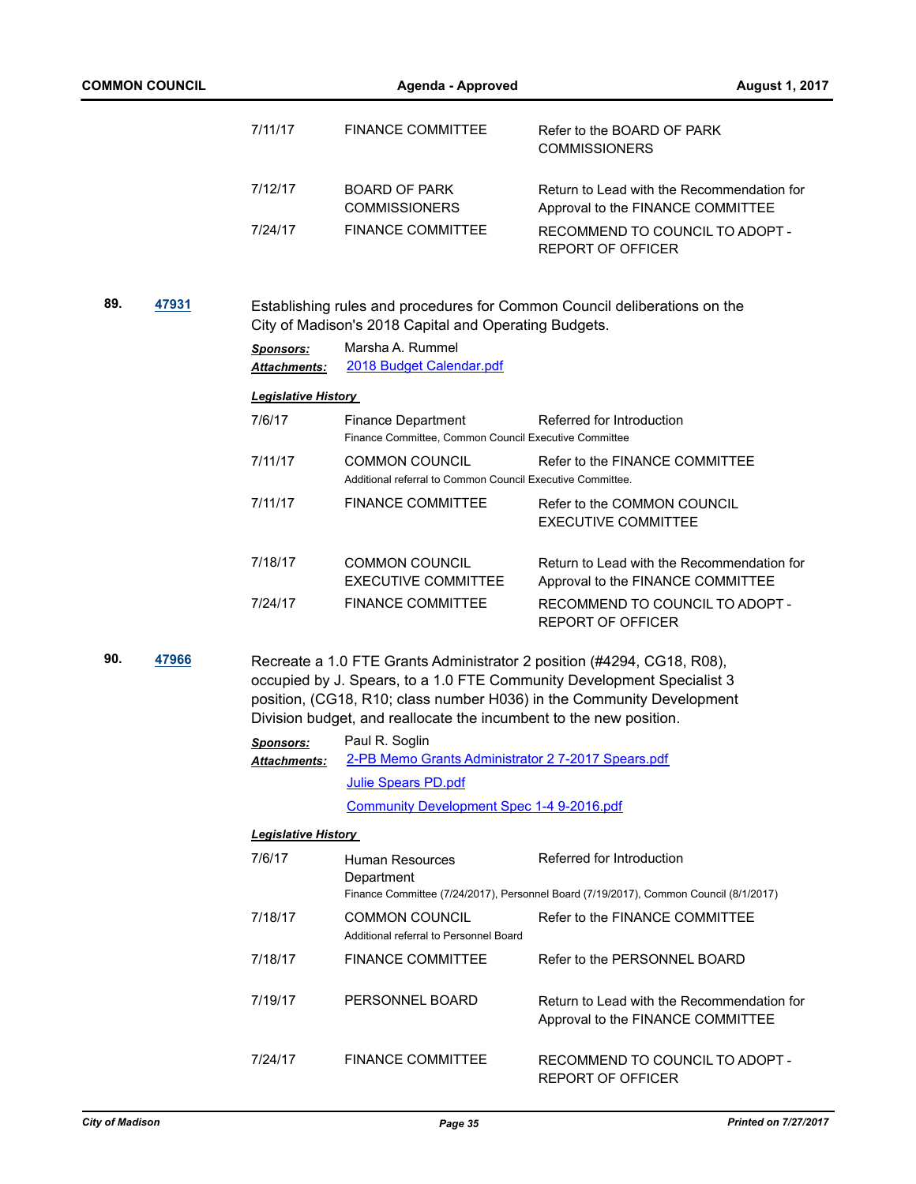| | | |
|---|---|---|
| 7/11/17 | FINANCE COMMITTEE | Refer to the BOARD OF PARK COMMISSIONERS |
| 7/12/17 | BOARD OF PARK COMMISSIONERS | Return to Lead with the Recommendation for Approval to the FINANCE COMMITTEE |
| 7/24/17 | FINANCE COMMITTEE | RECOMMEND TO COUNCIL TO ADOPT - REPORT OF OFFICER |

**89.** **47931**

Establishing rules and procedures for Common Council deliberations on the City of Madison's 2018 Capital and Operating Budgets.

***Sponsors:*** Marsha A. Rummel

***Attachments:*** 2018 Budget Calendar.pdf

***Legislative History***

| | | |
|---|---|---|
| 7/6/17 | Finance Department<br>Finance Committee, Common Council Executive Committee | Referred for Introduction |
| 7/11/17 | COMMON COUNCIL<br>Additional referral to Common Council Executive Committee. | Refer to the FINANCE COMMITTEE |
| 7/11/17 | FINANCE COMMITTEE | Refer to the COMMON COUNCIL EXECUTIVE COMMITTEE |
| 7/18/17 | COMMON COUNCIL EXECUTIVE COMMITTEE | Return to Lead with the Recommendation for Approval to the FINANCE COMMITTEE |
| 7/24/17 | FINANCE COMMITTEE | RECOMMEND TO COUNCIL TO ADOPT - REPORT OF OFFICER |

**90.** **47966**

Recreate a 1.0 FTE Grants Administrator 2 position (#4294, CG18, R08), occupied by J. Spears, to a 1.0 FTE Community Development Specialist 3 position, (CG18, R10; class number H036) in the Community Development Division budget, and reallocate the incumbent to the new position.

***Sponsors:*** Paul R. Soglin

***Attachments:*** 2-PB Memo Grants Administrator 2 7-2017 Spears.pdf
Julie Spears PD.pdf
Community Development Spec 1-4 9-2016.pdf

***Legislative History***

| | | |
|---|---|---|
| 7/6/17 | Human Resources Department<br>Finance Committee (7/24/2017), Personnel Board (7/19/2017), Common Council (8/1/2017) | Referred for Introduction |
| 7/18/17 | COMMON COUNCIL<br>Additional referral to Personnel Board | Refer to the FINANCE COMMITTEE |
| 7/18/17 | FINANCE COMMITTEE | Refer to the PERSONNEL BOARD |
| 7/19/17 | PERSONNEL BOARD | Return to Lead with the Recommendation for Approval to the FINANCE COMMITTEE |
| 7/24/17 | FINANCE COMMITTEE | RECOMMEND TO COUNCIL TO ADOPT - REPORT OF OFFICER |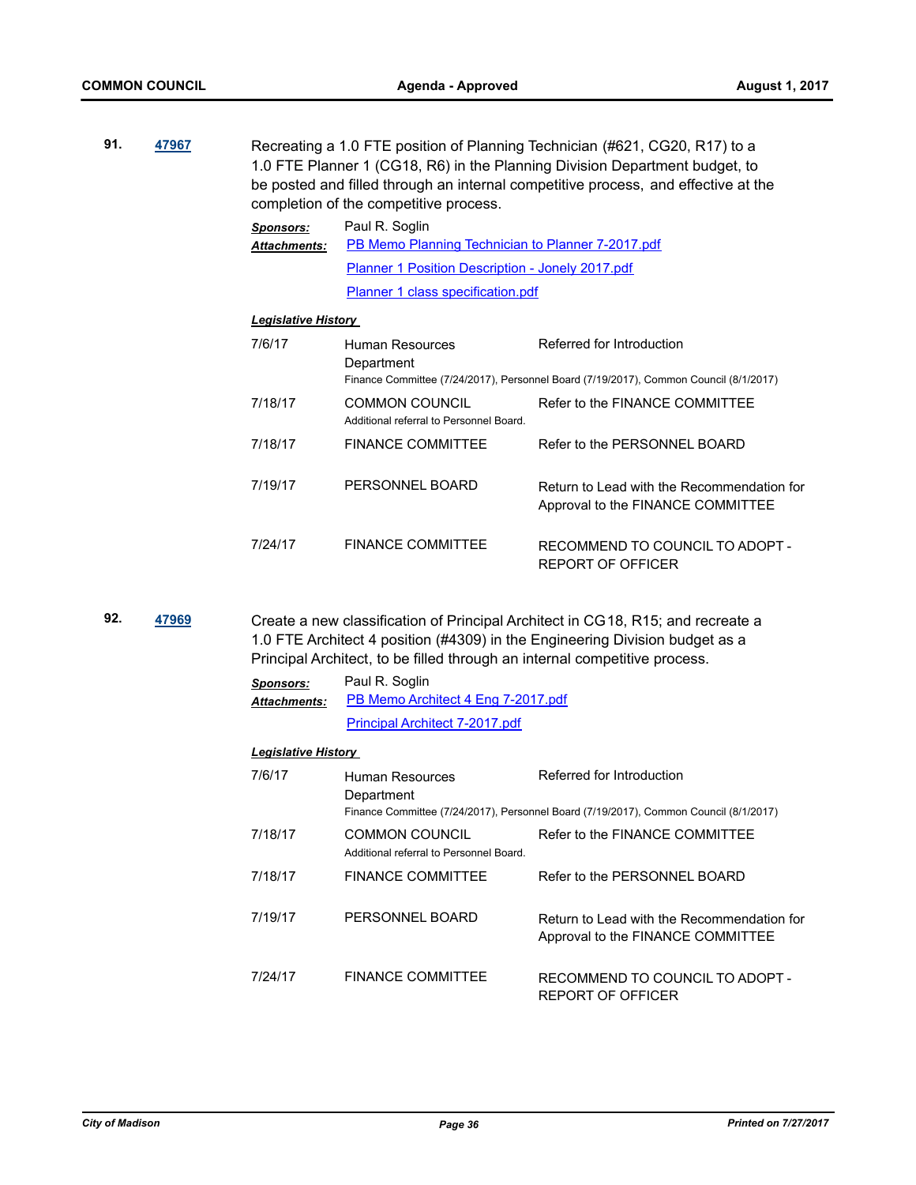**91.** **47967**

Recreating a 1.0 FTE position of Planning Technician (#621, CG20, R17) to a 1.0 FTE Planner 1 (CG18, R6) in the Planning Division Department budget, to be posted and filled through an internal competitive process, and effective at the completion of the competitive process.

***Sponsors:*** Paul R. Soglin

***Attachments:*** PB Memo Planning Technician to Planner 7-2017.pdf
Planner 1 Position Description - Jonely 2017.pdf
Planner 1 class specification.pdf

***Legislative History***

| Date | Body | Action |
|---|---|---|
| 7/6/17 | Human Resources Department<br>Finance Committee (7/24/2017), Personnel Board (7/19/2017), Common Council (8/1/2017) | Referred for Introduction |
| 7/18/17 | COMMON COUNCIL<br>Additional referral to Personnel Board. | Refer to the FINANCE COMMITTEE |
| 7/18/17 | FINANCE COMMITTEE | Refer to the PERSONNEL BOARD |
| 7/19/17 | PERSONNEL BOARD | Return to Lead with the Recommendation for Approval to the FINANCE COMMITTEE |
| 7/24/17 | FINANCE COMMITTEE | RECOMMEND TO COUNCIL TO ADOPT - REPORT OF OFFICER |

**92.** **47969**

Create a new classification of Principal Architect in CG18, R15; and recreate a 1.0 FTE Architect 4 position (#4309) in the Engineering Division budget as a Principal Architect, to be filled through an internal competitive process.

***Sponsors:*** Paul R. Soglin

***Attachments:*** PB Memo Architect 4 Eng 7-2017.pdf
Principal Architect 7-2017.pdf

***Legislative History***

| Date | Body | Action |
|---|---|---|
| 7/6/17 | Human Resources Department<br>Finance Committee (7/24/2017), Personnel Board (7/19/2017), Common Council (8/1/2017) | Referred for Introduction |
| 7/18/17 | COMMON COUNCIL<br>Additional referral to Personnel Board. | Refer to the FINANCE COMMITTEE |
| 7/18/17 | FINANCE COMMITTEE | Refer to the PERSONNEL BOARD |
| 7/19/17 | PERSONNEL BOARD | Return to Lead with the Recommendation for Approval to the FINANCE COMMITTEE |
| 7/24/17 | FINANCE COMMITTEE | RECOMMEND TO COUNCIL TO ADOPT - REPORT OF OFFICER |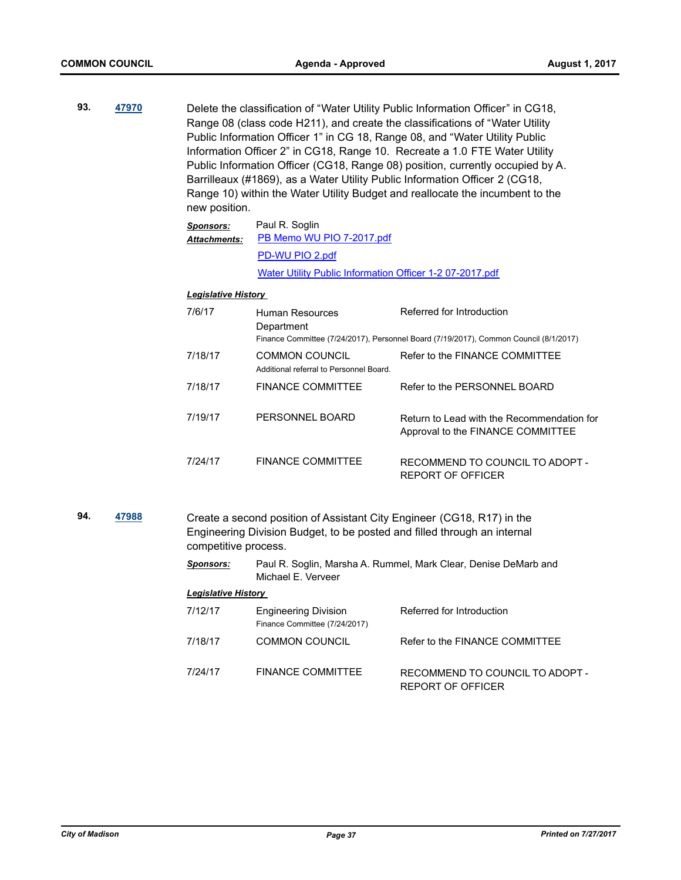**93.** **47970**

Delete the classification of "Water Utility Public Information Officer" in CG18, Range 08 (class code H211), and create the classifications of "Water Utility Public Information Officer 1" in CG 18, Range 08, and "Water Utility Public Information Officer 2" in CG18, Range 10. Recreate a 1.0 FTE Water Utility Public Information Officer (CG18, Range 08) position, currently occupied by A. Barrilleaux (#1869), as a Water Utility Public Information Officer 2 (CG18, Range 10) within the Water Utility Budget and reallocate the incumbent to the new position.

***Sponsors:*** Paul R. Soglin

***Attachments:*** PB Memo WU PIO 7-2017.pdf
PD-WU PIO 2.pdf
Water Utility Public Information Officer 1-2 07-2017.pdf

***Legislative History***

| Date | Body | Action |
|---|---|---|
| 7/6/17 | Human Resources Department<br>Finance Committee (7/24/2017), Personnel Board (7/19/2017), Common Council (8/1/2017) | Referred for Introduction |
| 7/18/17 | COMMON COUNCIL<br>Additional referral to Personnel Board. | Refer to the FINANCE COMMITTEE |
| 7/18/17 | FINANCE COMMITTEE | Refer to the PERSONNEL BOARD |
| 7/19/17 | PERSONNEL BOARD | Return to Lead with the Recommendation for Approval to the FINANCE COMMITTEE |
| 7/24/17 | FINANCE COMMITTEE | RECOMMEND TO COUNCIL TO ADOPT - REPORT OF OFFICER |

**94.** **47988**

Create a second position of Assistant City Engineer (CG18, R17) in the Engineering Division Budget, to be posted and filled through an internal competitive process.

***Sponsors:*** Paul R. Soglin, Marsha A. Rummel, Mark Clear, Denise DeMarb and Michael E. Verveer

***Legislative History***

| Date | Body | Action |
|---|---|---|
| 7/12/17 | Engineering Division<br>Finance Committee (7/24/2017) | Referred for Introduction |
| 7/18/17 | COMMON COUNCIL | Refer to the FINANCE COMMITTEE |
| 7/24/17 | FINANCE COMMITTEE | RECOMMEND TO COUNCIL TO ADOPT - REPORT OF OFFICER |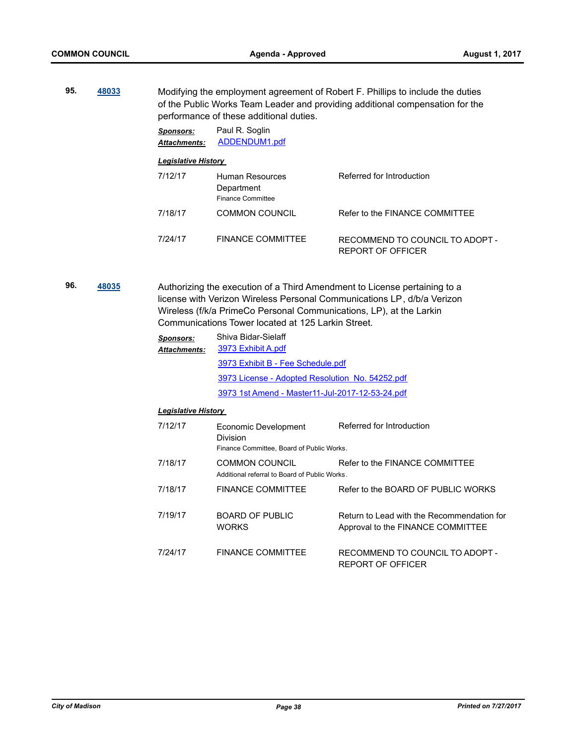**95.** **48033**

Modifying the employment agreement of Robert F. Phillips to include the duties of the Public Works Team Leader and providing additional compensation for the performance of these additional duties.

***Sponsors:*** Paul R. Soglin

***Attachments:*** ADDENDUM1.pdf

***Legislative History***

| Date | Body | Action |
|---|---|---|
| 7/12/17 | Human Resources Department<br>Finance Committee | Referred for Introduction |
| 7/18/17 | COMMON COUNCIL | Refer to the FINANCE COMMITTEE |
| 7/24/17 | FINANCE COMMITTEE | RECOMMEND TO COUNCIL TO ADOPT - REPORT OF OFFICER |

**96.** **48035**

Authorizing the execution of a Third Amendment to License pertaining to a license with Verizon Wireless Personal Communications LP, d/b/a Verizon Wireless (f/k/a PrimeCo Personal Communications, LP), at the Larkin Communications Tower located at 125 Larkin Street.

***Sponsors:*** Shiva Bidar-Sielaff

***Attachments:***
3973 Exhibit A.pdf
3973 Exhibit B - Fee Schedule.pdf
3973 License - Adopted Resolution No. 54252.pdf
3973 1st Amend - Master11-Jul-2017-12-53-24.pdf

***Legislative History***

| Date | Body | Action |
|---|---|---|
| 7/12/17 | Economic Development Division<br>Finance Committee, Board of Public Works. | Referred for Introduction |
| 7/18/17 | COMMON COUNCIL<br>Additional referral to Board of Public Works. | Refer to the FINANCE COMMITTEE |
| 7/18/17 | FINANCE COMMITTEE | Refer to the BOARD OF PUBLIC WORKS |
| 7/19/17 | BOARD OF PUBLIC WORKS | Return to Lead with the Recommendation for Approval to the FINANCE COMMITTEE |
| 7/24/17 | FINANCE COMMITTEE | RECOMMEND TO COUNCIL TO ADOPT - REPORT OF OFFICER |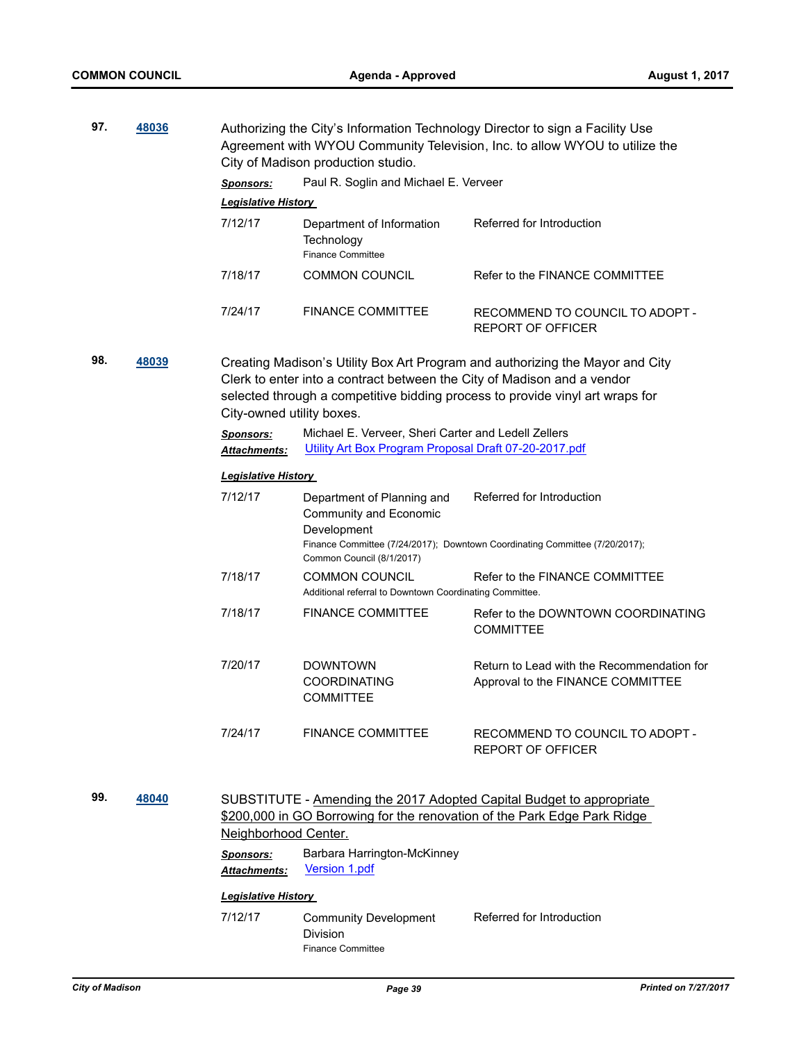**97.** **48036**

Authorizing the City's Information Technology Director to sign a Facility Use Agreement with WYOU Community Television, Inc. to allow WYOU to utilize the City of Madison production studio.

***Sponsors:*** Paul R. Soglin and Michael E. Verveer

***Legislative History***

| | | |
|---|---|---|
| 7/12/17 | Department of Information Technology<br>Finance Committee | Referred for Introduction |
| 7/18/17 | COMMON COUNCIL | Refer to the FINANCE COMMITTEE |
| 7/24/17 | FINANCE COMMITTEE | RECOMMEND TO COUNCIL TO ADOPT - REPORT OF OFFICER |

**98.** **48039**

Creating Madison's Utility Box Art Program and authorizing the Mayor and City Clerk to enter into a contract between the City of Madison and a vendor selected through a competitive bidding process to provide vinyl art wraps for City-owned utility boxes.

***Sponsors:*** Michael E. Verveer, Sheri Carter and Ledell Zellers

***Attachments:*** Utility Art Box Program Proposal Draft 07-20-2017.pdf

***Legislative History***

| | | |
|---|---|---|
| 7/12/17 | Department of Planning and Community and Economic Development<br>Finance Committee (7/24/2017); Downtown Coordinating Committee (7/20/2017); Common Council (8/1/2017) | Referred for Introduction |
| 7/18/17 | COMMON COUNCIL<br>Additional referral to Downtown Coordinating Committee. | Refer to the FINANCE COMMITTEE |
| 7/18/17 | FINANCE COMMITTEE | Refer to the DOWNTOWN COORDINATING COMMITTEE |
| 7/20/17 | DOWNTOWN COORDINATING COMMITTEE | Return to Lead with the Recommendation for Approval to the FINANCE COMMITTEE |
| 7/24/17 | FINANCE COMMITTEE | RECOMMEND TO COUNCIL TO ADOPT - REPORT OF OFFICER |

**99.** **48040**

SUBSTITUTE - Amending the 2017 Adopted Capital Budget to appropriate $200,000 in GO Borrowing for the renovation of the Park Edge Park Ridge Neighborhood Center.

***Sponsors:*** Barbara Harrington-McKinney

***Attachments:*** Version 1.pdf

***Legislative History***

| | | |
|---|---|---|
| 7/12/17 | Community Development Division<br>Finance Committee | Referred for Introduction |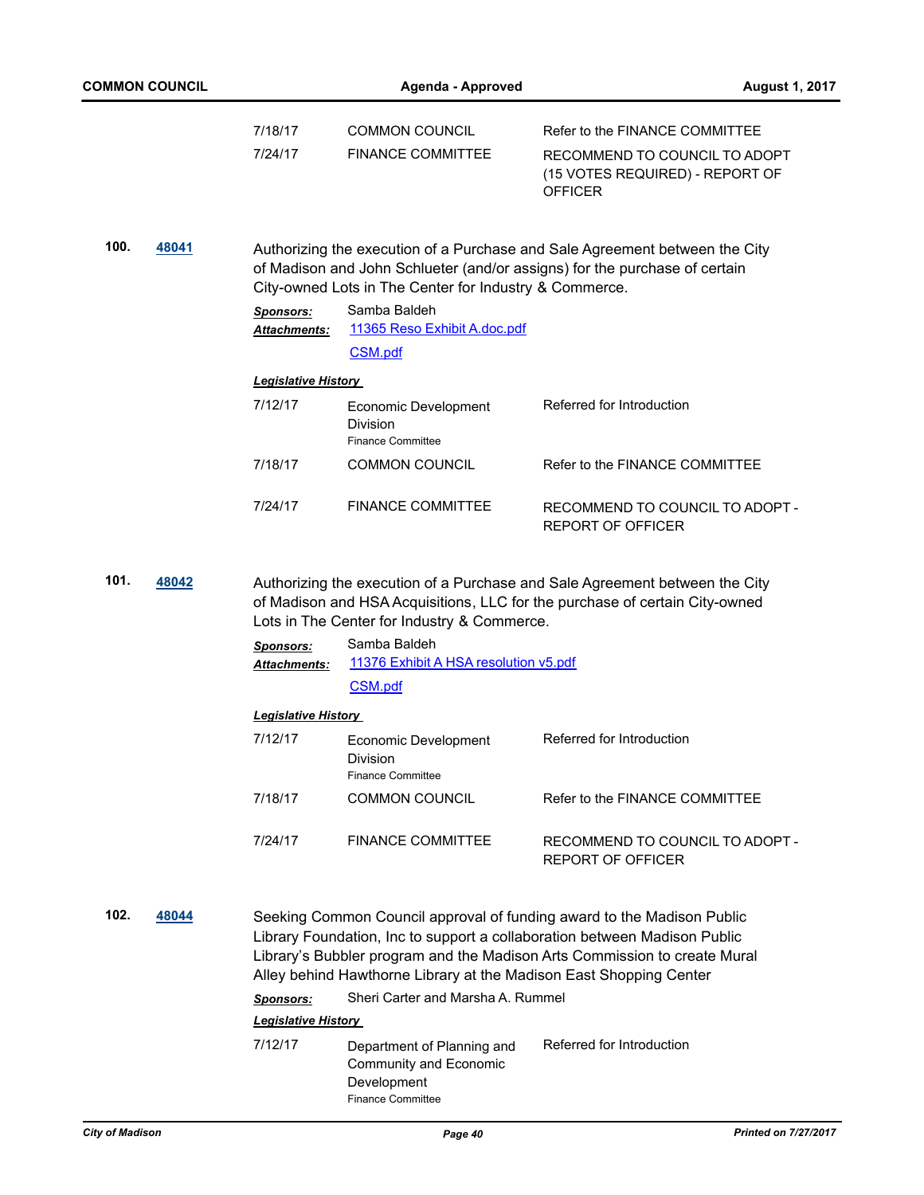| | | |
|---|---|---|
| 7/18/17 | COMMON COUNCIL | Refer to the FINANCE COMMITTEE |
| 7/24/17 | FINANCE COMMITTEE | RECOMMEND TO COUNCIL TO ADOPT (15 VOTES REQUIRED) - REPORT OF OFFICER |

**100.** **48041**

Authorizing the execution of a Purchase and Sale Agreement between the City of Madison and John Schlueter (and/or assigns) for the purchase of certain City-owned Lots in The Center for Industry & Commerce.

***Sponsors:*** Samba Baldeh

***Attachments:*** 11365 Reso Exhibit A.doc.pdf
CSM.pdf

***Legislative History***

| | | |
|---|---|---|
| 7/12/17 | Economic Development Division<br>Finance Committee | Referred for Introduction |
| 7/18/17 | COMMON COUNCIL | Refer to the FINANCE COMMITTEE |
| 7/24/17 | FINANCE COMMITTEE | RECOMMEND TO COUNCIL TO ADOPT - REPORT OF OFFICER |

**101.** **48042**

Authorizing the execution of a Purchase and Sale Agreement between the City of Madison and HSA Acquisitions, LLC for the purchase of certain City-owned Lots in The Center for Industry & Commerce.

***Sponsors:*** Samba Baldeh

***Attachments:*** 11376 Exhibit A HSA resolution v5.pdf
CSM.pdf

***Legislative History***

| | | |
|---|---|---|
| 7/12/17 | Economic Development Division<br>Finance Committee | Referred for Introduction |
| 7/18/17 | COMMON COUNCIL | Refer to the FINANCE COMMITTEE |
| 7/24/17 | FINANCE COMMITTEE | RECOMMEND TO COUNCIL TO ADOPT - REPORT OF OFFICER |

**102.** **48044**

Seeking Common Council approval of funding award to the Madison Public Library Foundation, Inc to support a collaboration between Madison Public Library's Bubbler program and the Madison Arts Commission to create Mural Alley behind Hawthorne Library at the Madison East Shopping Center

***Sponsors:*** Sheri Carter and Marsha A. Rummel

***Legislative History***

| | | |
|---|---|---|
| 7/12/17 | Department of Planning and Community and Economic Development<br>Finance Committee | Referred for Introduction |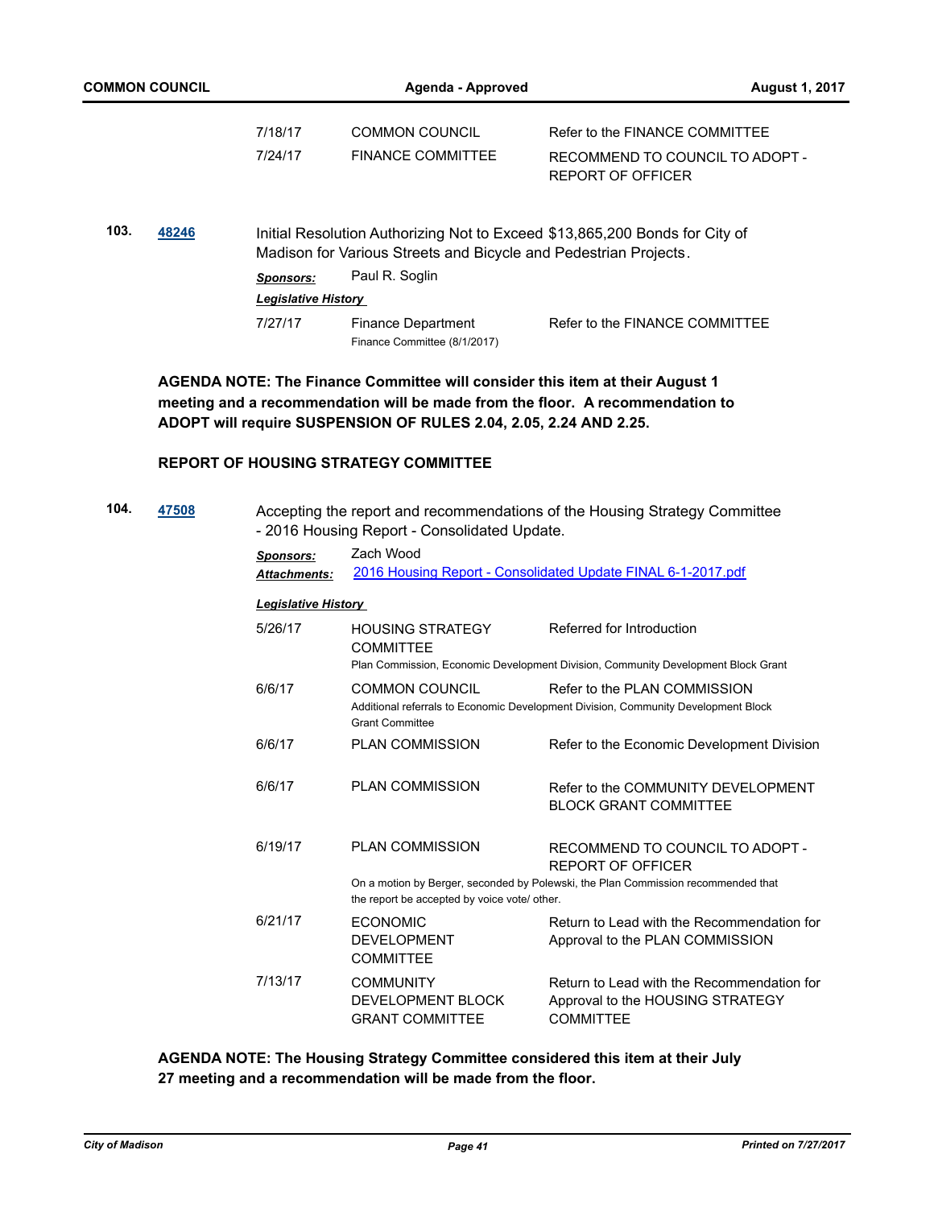| | | |
|---|---|---|
| 7/18/17 | COMMON COUNCIL | Refer to the FINANCE COMMITTEE |
| 7/24/17 | FINANCE COMMITTEE | RECOMMEND TO COUNCIL TO ADOPT - REPORT OF OFFICER |

**103.** **48246** Initial Resolution Authorizing Not to Exceed $13,865,200 Bonds for City of Madison for Various Streets and Bicycle and Pedestrian Projects.

***Sponsors:*** Paul R. Soglin

***Legislative History***

| | | |
|---|---|---|
| 7/27/17 | Finance Department<br>Finance Committee (8/1/2017) | Refer to the FINANCE COMMITTEE |

**AGENDA NOTE: The Finance Committee will consider this item at their August 1 meeting and a recommendation will be made from the floor. A recommendation to ADOPT will require SUSPENSION OF RULES 2.04, 2.05, 2.24 AND 2.25.**

## REPORT OF HOUSING STRATEGY COMMITTEE

**104.** **47508** Accepting the report and recommendations of the Housing Strategy Committee - 2016 Housing Report - Consolidated Update.

***Sponsors:*** Zach Wood

***Attachments:*** 2016 Housing Report - Consolidated Update FINAL 6-1-2017.pdf

***Legislative History***

| | | |
|---|---|---|
| 5/26/17 | HOUSING STRATEGY COMMITTEE<br>Plan Commission, Economic Development Division, Community Development Block Grant | Referred for Introduction |
| 6/6/17 | COMMON COUNCIL<br>Additional referrals to Economic Development Division, Community Development Block Grant Committee | Refer to the PLAN COMMISSION |
| 6/6/17 | PLAN COMMISSION | Refer to the Economic Development Division |
| 6/6/17 | PLAN COMMISSION | Refer to the COMMUNITY DEVELOPMENT BLOCK GRANT COMMITTEE |
| 6/19/17 | PLAN COMMISSION<br>On a motion by Berger, seconded by Polewski, the Plan Commission recommended that the report be accepted by voice vote/ other. | RECOMMEND TO COUNCIL TO ADOPT - REPORT OF OFFICER |
| 6/21/17 | ECONOMIC DEVELOPMENT COMMITTEE | Return to Lead with the Recommendation for Approval to the PLAN COMMISSION |
| 7/13/17 | COMMUNITY DEVELOPMENT BLOCK GRANT COMMITTEE | Return to Lead with the Recommendation for Approval to the HOUSING STRATEGY COMMITTEE |

**AGENDA NOTE: The Housing Strategy Committee considered this item at their July 27 meeting and a recommendation will be made from the floor.**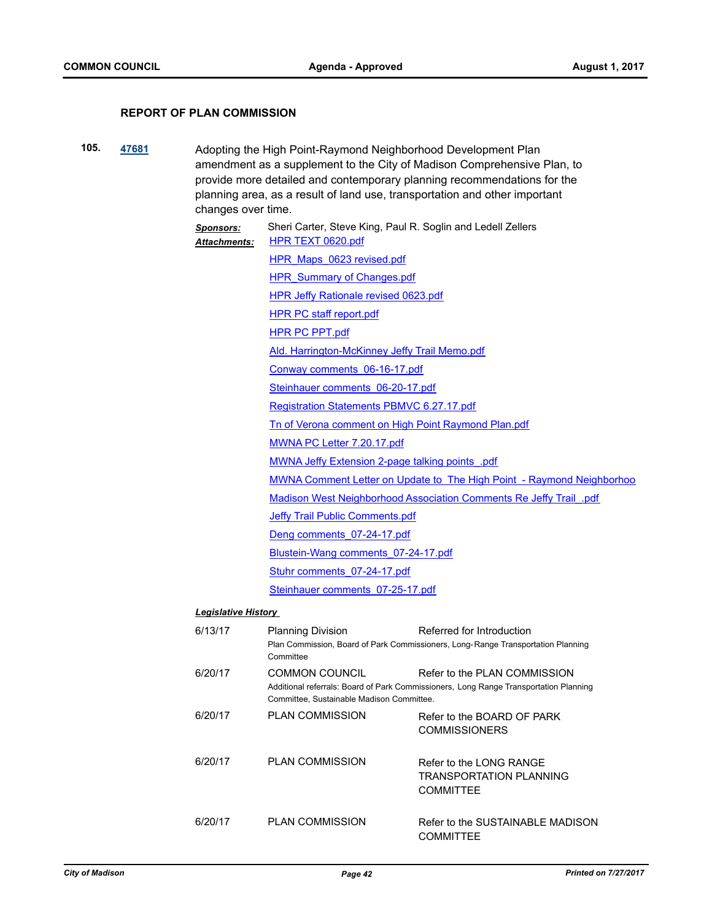## REPORT OF PLAN COMMISSION

**105.** **47681** Adopting the High Point-Raymond Neighborhood Development Plan amendment as a supplement to the City of Madison Comprehensive Plan, to provide more detailed and contemporary planning recommendations for the planning area, as a result of land use, transportation and other important changes over time.

***Sponsors:*** Sheri Carter, Steve King, Paul R. Soglin and Ledell Zellers

***Attachments:***
- HPR TEXT 0620.pdf
- HPR_Maps_0623 revised.pdf
- HPR_Summary of Changes.pdf
- HPR Jeffy Rationale revised 0623.pdf
- HPR PC staff report.pdf
- HPR PC PPT.pdf
- Ald. Harrington-McKinney Jeffy Trail Memo.pdf
- Conway comments_06-16-17.pdf
- Steinhauer comments_06-20-17.pdf
- Registration Statements PBMVC 6.27.17.pdf
- Tn of Verona comment on High Point Raymond Plan.pdf
- MWNA PC Letter 7.20.17.pdf
- MWNA Jeffy Extension 2-page talking points_.pdf
- MWNA Comment Letter on Update to The High Point - Raymond Neighborhoo
- Madison West Neighborhood Association Comments Re Jeffy Trail_.pdf
- Jeffy Trail Public Comments.pdf
- Deng comments_07-24-17.pdf
- Blustein-Wang comments_07-24-17.pdf
- Stuhr comments_07-24-17.pdf
- Steinhauer comments_07-25-17.pdf

***Legislative History***

| Date | Body | Action |
|---|---|---|
| 6/13/17 | Planning Division | Referred for Introduction<br>Plan Commission, Board of Park Commissioners, Long-Range Transportation Planning Committee |
| 6/20/17 | COMMON COUNCIL | Refer to the PLAN COMMISSION<br>Additional referrals: Board of Park Commissioners, Long Range Transportation Planning Committee, Sustainable Madison Committee. |
| 6/20/17 | PLAN COMMISSION | Refer to the BOARD OF PARK COMMISSIONERS |
| 6/20/17 | PLAN COMMISSION | Refer to the LONG RANGE TRANSPORTATION PLANNING COMMITTEE |
| 6/20/17 | PLAN COMMISSION | Refer to the SUSTAINABLE MADISON COMMITTEE |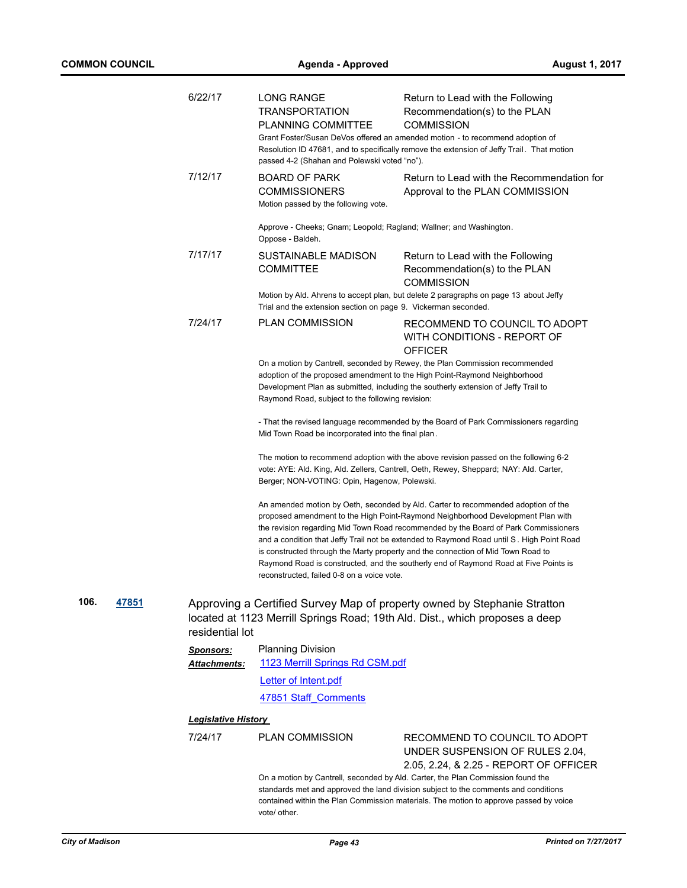| | | |
|---|---|---|
| 6/22/17 | LONG RANGE TRANSPORTATION PLANNING COMMITTEE | Return to Lead with the Following Recommendation(s) to the PLAN COMMISSION |

Grant Foster/Susan DeVos offered an amended motion - to recommend adoption of Resolution ID 47681, and to specifically remove the extension of Jeffy Trail. That motion passed 4-2 (Shahan and Polewski voted "no").

| | | |
|---|---|---|
| 7/12/17 | BOARD OF PARK COMMISSIONERS | Return to Lead with the Recommendation for Approval to the PLAN COMMISSION |

Motion passed by the following vote.

Approve - Cheeks; Gnam; Leopold; Ragland; Wallner; and Washington.
Oppose - Baldeh.

| | | |
|---|---|---|
| 7/17/17 | SUSTAINABLE MADISON COMMITTEE | Return to Lead with the Following Recommendation(s) to the PLAN COMMISSION |

Motion by Ald. Ahrens to accept plan, but delete 2 paragraphs on page 13 about Jeffy Trial and the extension section on page 9. Vickerman seconded.

| | | |
|---|---|---|
| 7/24/17 | PLAN COMMISSION | RECOMMEND TO COUNCIL TO ADOPT WITH CONDITIONS - REPORT OF OFFICER |

On a motion by Cantrell, seconded by Rewey, the Plan Commission recommended adoption of the proposed amendment to the High Point-Raymond Neighborhood Development Plan as submitted, including the southerly extension of Jeffy Trail to Raymond Road, subject to the following revision:

- That the revised language recommended by the Board of Park Commissioners regarding Mid Town Road be incorporated into the final plan.

The motion to recommend adoption with the above revision passed on the following 6-2 vote: AYE: Ald. King, Ald. Zellers, Cantrell, Oeth, Rewey, Sheppard; NAY: Ald. Carter, Berger; NON-VOTING: Opin, Hagenow, Polewski.

An amended motion by Oeth, seconded by Ald. Carter to recommended adoption of the proposed amendment to the High Point-Raymond Neighborhood Development Plan with the revision regarding Mid Town Road recommended by the Board of Park Commissioners and a condition that Jeffy Trail not be extended to Raymond Road until S. High Point Road is constructed through the Marty property and the connection of Mid Town Road to Raymond Road is constructed, and the southerly end of Raymond Road at Five Points is reconstructed, failed 0-8 on a voice vote.

**106. [47851]** Approving a Certified Survey Map of property owned by Stephanie Stratton located at 1123 Merrill Springs Road; 19th Ald. Dist., which proposes a deep residential lot

***Sponsors:*** Planning Division

***Attachments:*** 1123 Merrill Springs Rd CSM.pdf
Letter of Intent.pdf
47851 Staff_Comments

***Legislative History***

| | | |
|---|---|---|
| 7/24/17 | PLAN COMMISSION | RECOMMEND TO COUNCIL TO ADOPT UNDER SUSPENSION OF RULES 2.04, 2.05, 2.24, & 2.25 - REPORT OF OFFICER |

On a motion by Cantrell, seconded by Ald. Carter, the Plan Commission found the standards met and approved the land division subject to the comments and conditions contained within the Plan Commission materials. The motion to approve passed by voice vote/ other.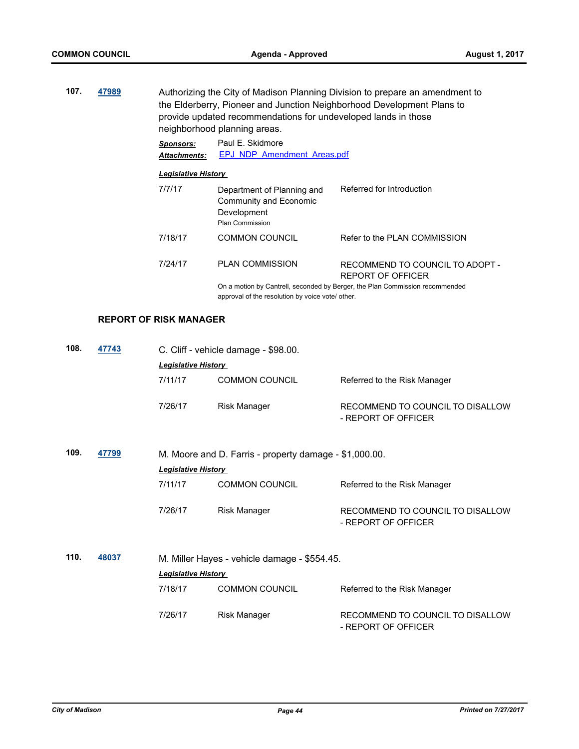**107. 47989** Authorizing the City of Madison Planning Division to prepare an amendment to the Elderberry, Pioneer and Junction Neighborhood Development Plans to provide updated recommendations for undeveloped lands in those neighborhood planning areas.

***Sponsors:*** Paul E. Skidmore

***Attachments:*** EPJ_NDP_Amendment_Areas.pdf

***Legislative History***

| | | |
|---|---|---|
| 7/7/17 | Department of Planning and Community and Economic Development<br>Plan Commission | Referred for Introduction |
| 7/18/17 | COMMON COUNCIL | Refer to the PLAN COMMISSION |
| 7/24/17 | PLAN COMMISSION | RECOMMEND TO COUNCIL TO ADOPT - REPORT OF OFFICER |

On a motion by Cantrell, seconded by Berger, the Plan Commission recommended approval of the resolution by voice vote/ other.

### REPORT OF RISK MANAGER

**108. 47743** C. Cliff - vehicle damage - $98.00.

***Legislative History***

| | | |
|---|---|---|
| 7/11/17 | COMMON COUNCIL | Referred to the Risk Manager |
| 7/26/17 | Risk Manager | RECOMMEND TO COUNCIL TO DISALLOW - REPORT OF OFFICER |

**109. 47799** M. Moore and D. Farris - property damage - $1,000.00.

***Legislative History***

| | | |
|---|---|---|
| 7/11/17 | COMMON COUNCIL | Referred to the Risk Manager |
| 7/26/17 | Risk Manager | RECOMMEND TO COUNCIL TO DISALLOW - REPORT OF OFFICER |

**110. 48037** M. Miller Hayes - vehicle damage - $554.45.

***Legislative History***

| | | |
|---|---|---|
| 7/18/17 | COMMON COUNCIL | Referred to the Risk Manager |
| 7/26/17 | Risk Manager | RECOMMEND TO COUNCIL TO DISALLOW - REPORT OF OFFICER |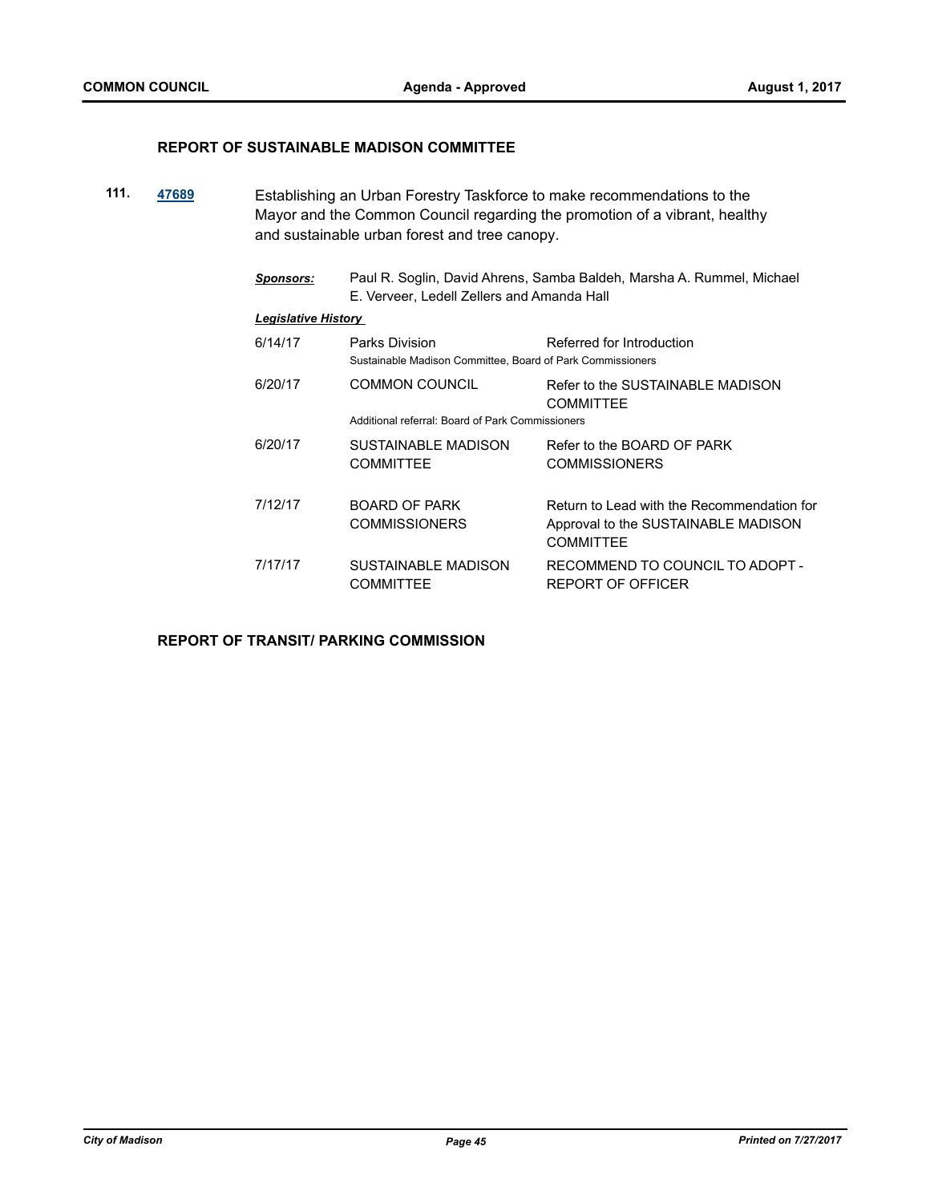## REPORT OF SUSTAINABLE MADISON COMMITTEE

**111.** **47689** Establishing an Urban Forestry Taskforce to make recommendations to the Mayor and the Common Council regarding the promotion of a vibrant, healthy and sustainable urban forest and tree canopy.

***Sponsors:*** Paul R. Soglin, David Ahrens, Samba Baldeh, Marsha A. Rummel, Michael E. Verveer, Ledell Zellers and Amanda Hall

***Legislative History***

| Date | Body | Action |
|---|---|---|
| 6/14/17 | Parks Division<br>Sustainable Madison Committee, Board of Park Commissioners | Referred for Introduction |
| 6/20/17 | COMMON COUNCIL<br>Additional referral: Board of Park Commissioners | Refer to the SUSTAINABLE MADISON COMMITTEE |
| 6/20/17 | SUSTAINABLE MADISON COMMITTEE | Refer to the BOARD OF PARK COMMISSIONERS |
| 7/12/17 | BOARD OF PARK COMMISSIONERS | Return to Lead with the Recommendation for Approval to the SUSTAINABLE MADISON COMMITTEE |
| 7/17/17 | SUSTAINABLE MADISON COMMITTEE | RECOMMEND TO COUNCIL TO ADOPT - REPORT OF OFFICER |

## REPORT OF TRANSIT/ PARKING COMMISSION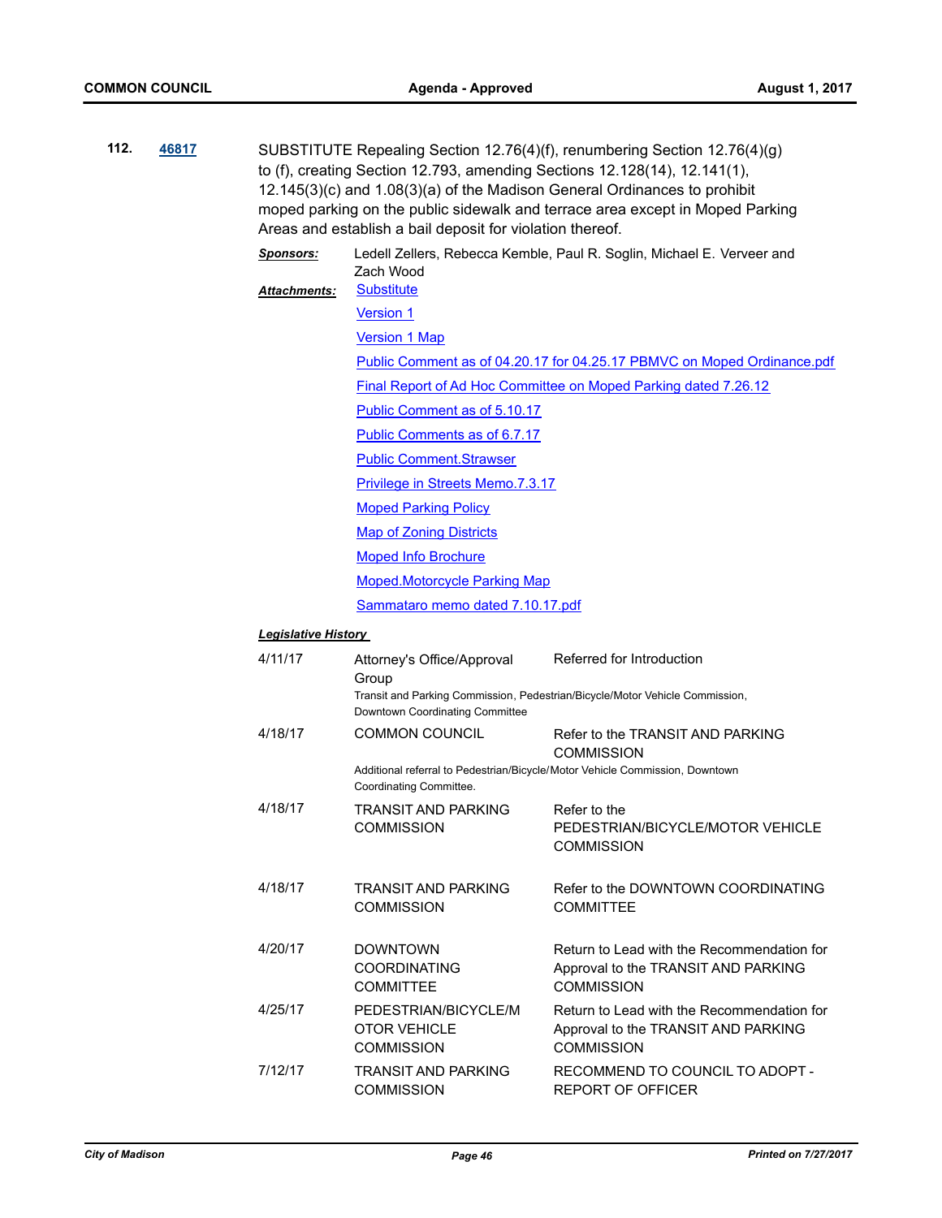**112.** **[46817](46817)**

SUBSTITUTE Repealing Section 12.76(4)(f), renumbering Section 12.76(4)(g) to (f), creating Section 12.793, amending Sections 12.128(14), 12.141(1), 12.145(3)(c) and 1.08(3)(a) of the Madison General Ordinances to prohibit moped parking on the public sidewalk and terrace area except in Moped Parking Areas and establish a bail deposit for violation thereof.

***Sponsors:*** Ledell Zellers, Rebecca Kemble, Paul R. Soglin, Michael E. Verveer and Zach Wood

***Attachments:***
- Substitute
- Version 1
- Version 1 Map
- Public Comment as of 04.20.17 for 04.25.17 PBMVC on Moped Ordinance.pdf
- Final Report of Ad Hoc Committee on Moped Parking dated 7.26.12
- Public Comment as of 5.10.17
- Public Comments as of 6.7.17
- Public Comment.Strawser
- Privilege in Streets Memo.7.3.17
- Moped Parking Policy
- Map of Zoning Districts
- Moped Info Brochure
- Moped.Motorcycle Parking Map
- Sammataro memo dated 7.10.17.pdf

***Legislative History***

| Date | Body | Action |
|---|---|---|
| 4/11/17 | Attorney's Office/Approval Group | Referred for Introduction |
| | Transit and Parking Commission, Pedestrian/Bicycle/Motor Vehicle Commission, Downtown Coordinating Committee | |
| 4/18/17 | COMMON COUNCIL | Refer to the TRANSIT AND PARKING COMMISSION |
| | Additional referral to Pedestrian/Bicycle/Motor Vehicle Commission, Downtown Coordinating Committee. | |
| 4/18/17 | TRANSIT AND PARKING COMMISSION | Refer to the PEDESTRIAN/BICYCLE/MOTOR VEHICLE COMMISSION |
| 4/18/17 | TRANSIT AND PARKING COMMISSION | Refer to the DOWNTOWN COORDINATING COMMITTEE |
| 4/20/17 | DOWNTOWN COORDINATING COMMITTEE | Return to Lead with the Recommendation for Approval to the TRANSIT AND PARKING COMMISSION |
| 4/25/17 | PEDESTRIAN/BICYCLE/MOTOR VEHICLE COMMISSION | Return to Lead with the Recommendation for Approval to the TRANSIT AND PARKING COMMISSION |
| 7/12/17 | TRANSIT AND PARKING COMMISSION | RECOMMEND TO COUNCIL TO ADOPT - REPORT OF OFFICER |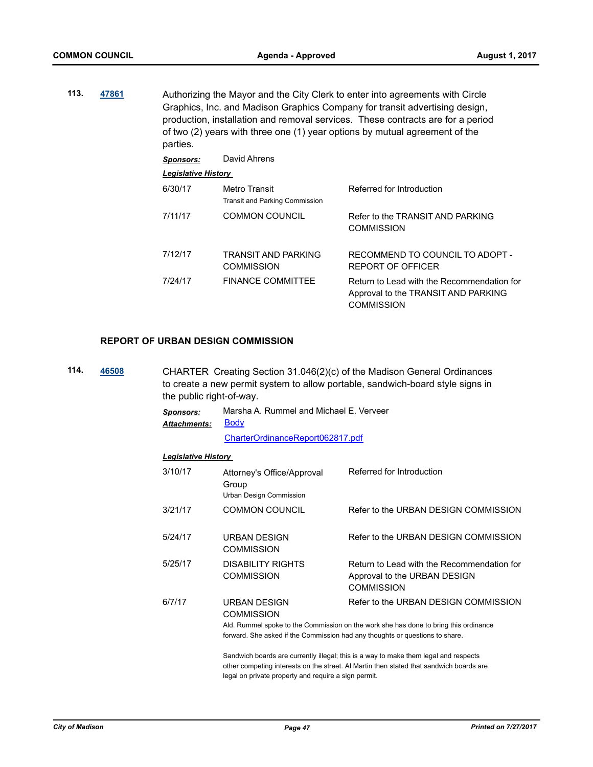**113.** **47861** Authorizing the Mayor and the City Clerk to enter into agreements with Circle Graphics, Inc. and Madison Graphics Company for transit advertising design, production, installation and removal services. These contracts are for a period of two (2) years with three one (1) year options by mutual agreement of the parties.

***Sponsors:*** David Ahrens

***Legislative History***

| | | |
|---|---|---|
| 6/30/17 | Metro Transit<br>Transit and Parking Commission | Referred for Introduction |
| 7/11/17 | COMMON COUNCIL | Refer to the TRANSIT AND PARKING COMMISSION |
| 7/12/17 | TRANSIT AND PARKING COMMISSION | RECOMMEND TO COUNCIL TO ADOPT - REPORT OF OFFICER |
| 7/24/17 | FINANCE COMMITTEE | Return to Lead with the Recommendation for Approval to the TRANSIT AND PARKING COMMISSION |

### REPORT OF URBAN DESIGN COMMISSION

**114.** **46508** CHARTER Creating Section 31.046(2)(c) of the Madison General Ordinances to create a new permit system to allow portable, sandwich-board style signs in the public right-of-way.

***Sponsors:*** Marsha A. Rummel and Michael E. Verveer

***Attachments:*** Body
CharterOrdinanceReport062817.pdf

***Legislative History***

| | | |
|---|---|---|
| 3/10/17 | Attorney's Office/Approval Group<br>Urban Design Commission | Referred for Introduction |
| 3/21/17 | COMMON COUNCIL | Refer to the URBAN DESIGN COMMISSION |
| 5/24/17 | URBAN DESIGN COMMISSION | Refer to the URBAN DESIGN COMMISSION |
| 5/25/17 | DISABILITY RIGHTS COMMISSION | Return to Lead with the Recommendation for Approval to the URBAN DESIGN COMMISSION |
| 6/7/17 | URBAN DESIGN COMMISSION | Refer to the URBAN DESIGN COMMISSION |

Ald. Rummel spoke to the Commission on the work she has done to bring this ordinance forward. She asked if the Commission had any thoughts or questions to share.

Sandwich boards are currently illegal; this is a way to make them legal and respects other competing interests on the street. Al Martin then stated that sandwich boards are legal on private property and require a sign permit.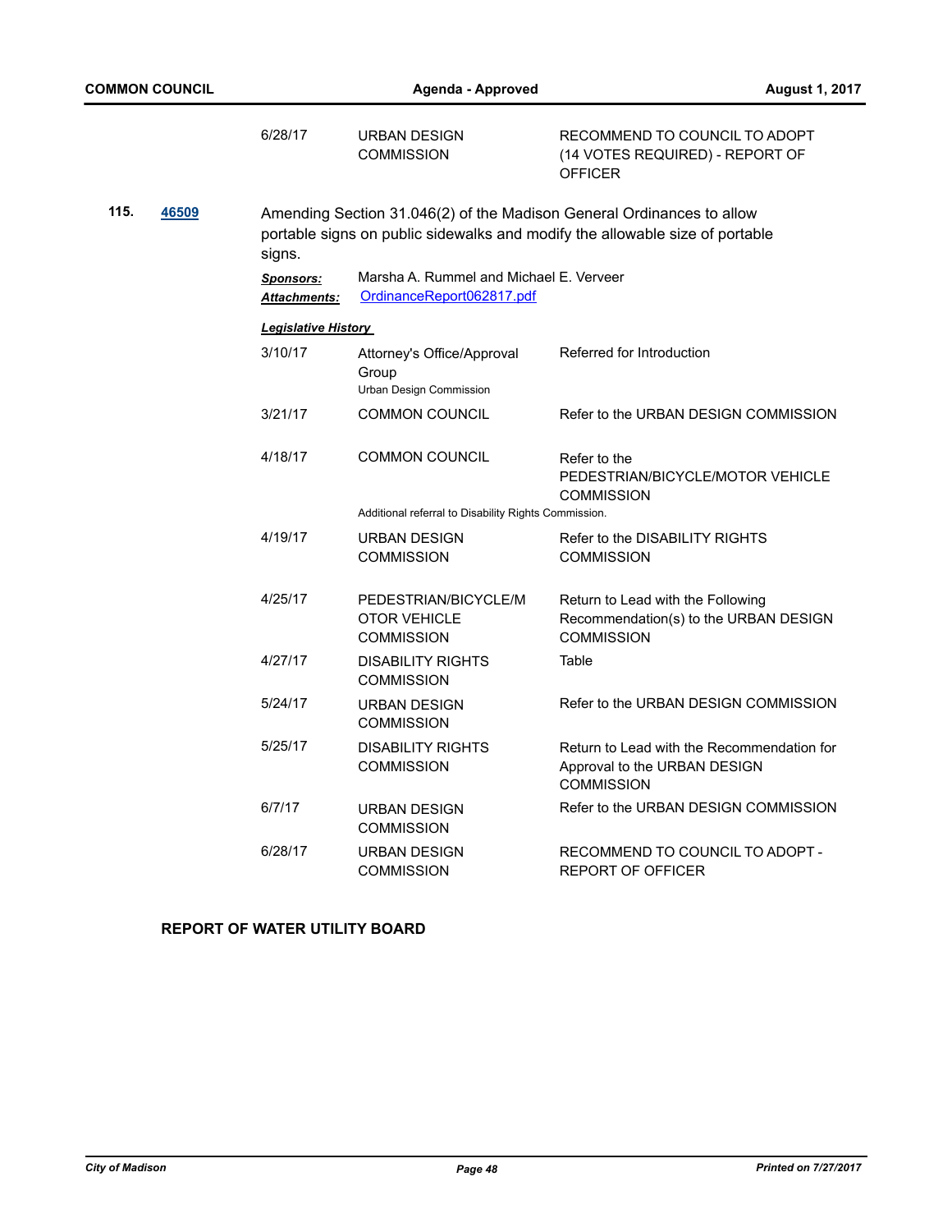| | | |
|---|---|---|
| 6/28/17 | URBAN DESIGN COMMISSION | RECOMMEND TO COUNCIL TO ADOPT (14 VOTES REQUIRED) - REPORT OF OFFICER |

**115.** **46509**

Amending Section 31.046(2) of the Madison General Ordinances to allow portable signs on public sidewalks and modify the allowable size of portable signs.

***Sponsors:*** Marsha A. Rummel and Michael E. Verveer

***Attachments:*** OrdinanceReport062817.pdf

***Legislative History***

| Date | Body | Action |
|---|---|---|
| 3/10/17 | Attorney's Office/Approval Group<br>Urban Design Commission | Referred for Introduction |
| 3/21/17 | COMMON COUNCIL | Refer to the URBAN DESIGN COMMISSION |
| 4/18/17 | COMMON COUNCIL<br>Additional referral to Disability Rights Commission. | Refer to the PEDESTRIAN/BICYCLE/MOTOR VEHICLE COMMISSION |
| 4/19/17 | URBAN DESIGN COMMISSION | Refer to the DISABILITY RIGHTS COMMISSION |
| 4/25/17 | PEDESTRIAN/BICYCLE/MOTOR VEHICLE COMMISSION | Return to Lead with the Following Recommendation(s) to the URBAN DESIGN COMMISSION |
| 4/27/17 | DISABILITY RIGHTS COMMISSION | Table |
| 5/24/17 | URBAN DESIGN COMMISSION | Refer to the URBAN DESIGN COMMISSION |
| 5/25/17 | DISABILITY RIGHTS COMMISSION | Return to Lead with the Recommendation for Approval to the URBAN DESIGN COMMISSION |
| 6/7/17 | URBAN DESIGN COMMISSION | Refer to the URBAN DESIGN COMMISSION |
| 6/28/17 | URBAN DESIGN COMMISSION | RECOMMEND TO COUNCIL TO ADOPT - REPORT OF OFFICER |

**REPORT OF WATER UTILITY BOARD**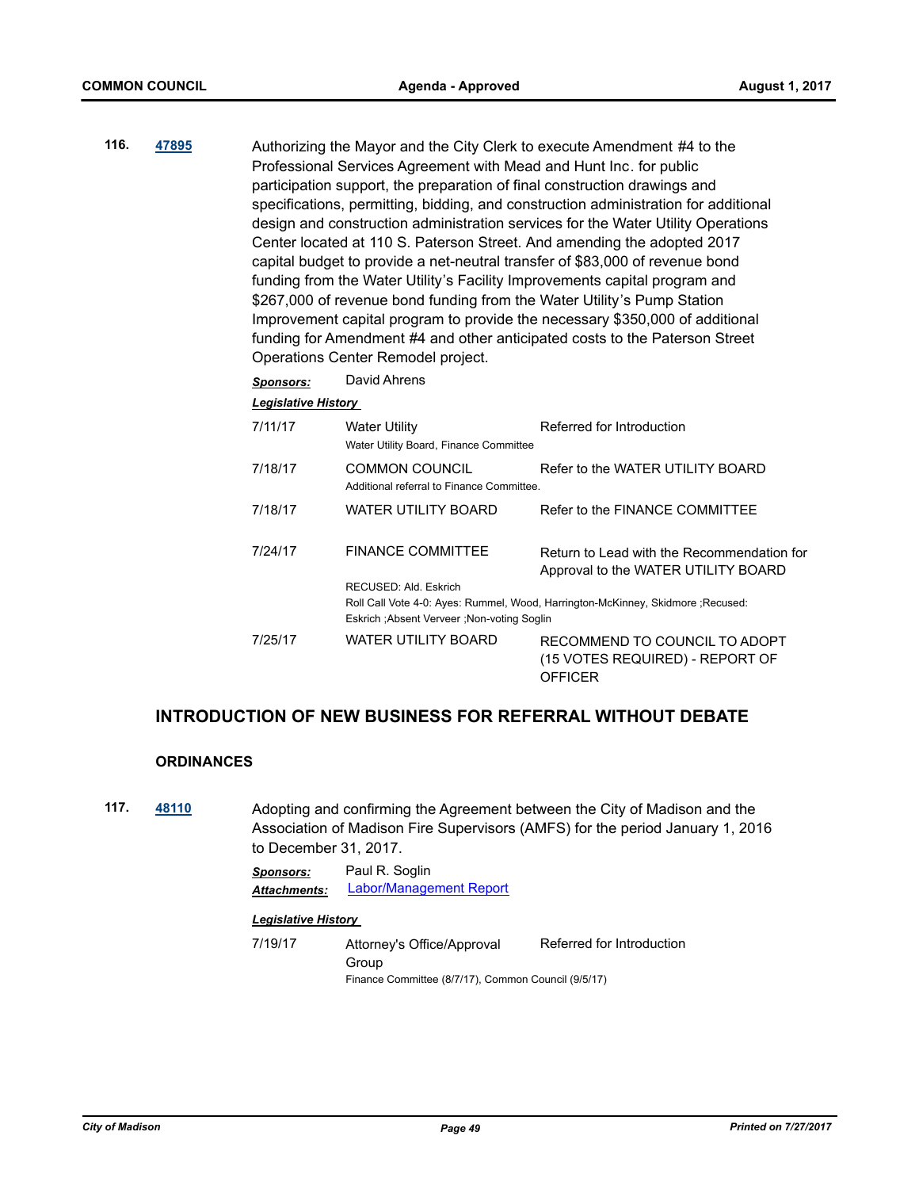**116.** **47895** Authorizing the Mayor and the City Clerk to execute Amendment #4 to the Professional Services Agreement with Mead and Hunt Inc. for public participation support, the preparation of final construction drawings and specifications, permitting, bidding, and construction administration for additional design and construction administration services for the Water Utility Operations Center located at 110 S. Paterson Street. And amending the adopted 2017 capital budget to provide a net-neutral transfer of $83,000 of revenue bond funding from the Water Utility's Facility Improvements capital program and $267,000 of revenue bond funding from the Water Utility's Pump Station Improvement capital program to provide the necessary $350,000 of additional funding for Amendment #4 and other anticipated costs to the Paterson Street Operations Center Remodel project.

***Sponsors:*** David Ahrens

***Legislative History***

| Date | Body | Action |
|---|---|---|
| 7/11/17 | Water Utility<br>Water Utility Board, Finance Committee | Referred for Introduction |
| 7/18/17 | COMMON COUNCIL<br>Additional referral to Finance Committee. | Refer to the WATER UTILITY BOARD |
| 7/18/17 | WATER UTILITY BOARD | Refer to the FINANCE COMMITTEE |
| 7/24/17 | FINANCE COMMITTEE<br>RECUSED: Ald. Eskrich<br>Roll Call Vote 4-0: Ayes: Rummel, Wood, Harrington-McKinney, Skidmore ;Recused: Eskrich ;Absent Verveer ;Non-voting Soglin | Return to Lead with the Recommendation for Approval to the WATER UTILITY BOARD |
| 7/25/17 | WATER UTILITY BOARD | RECOMMEND TO COUNCIL TO ADOPT (15 VOTES REQUIRED) - REPORT OF OFFICER |

## INTRODUCTION OF NEW BUSINESS FOR REFERRAL WITHOUT DEBATE

### ORDINANCES

**117.** **48110** Adopting and confirming the Agreement between the City of Madison and the Association of Madison Fire Supervisors (AMFS) for the period January 1, 2016 to December 31, 2017.

***Sponsors:*** Paul R. Soglin

***Attachments:*** Labor/Management Report

***Legislative History***

| Date | Body | Action |
|---|---|---|
| 7/19/17 | Attorney's Office/Approval Group<br>Finance Committee (8/7/17), Common Council (9/5/17) | Referred for Introduction |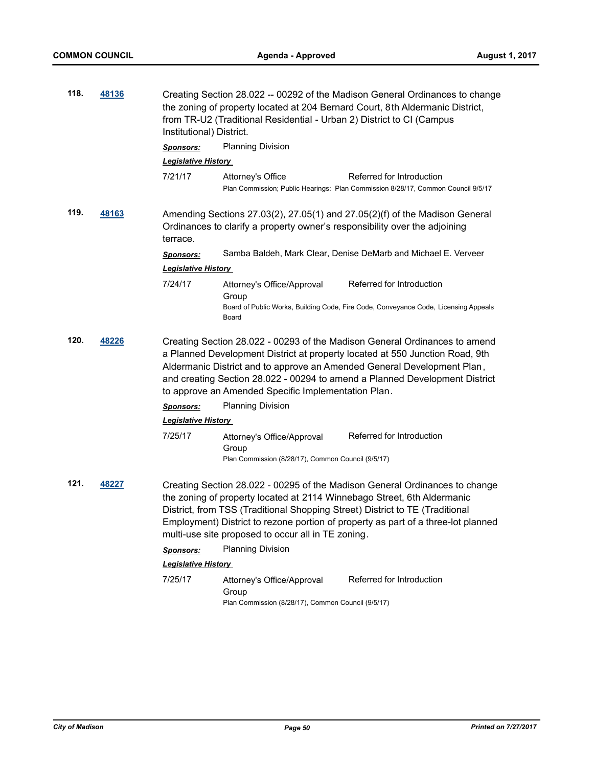**118.** **48136**

Creating Section 28.022 -- 00292 of the Madison General Ordinances to change the zoning of property located at 204 Bernard Court, 8th Aldermanic District, from TR-U2 (Traditional Residential - Urban 2) District to CI (Campus Institutional) District.

***Sponsors:*** Planning Division

***Legislative History***

7/21/17 Attorney's Office Referred for Introduction

Plan Commission; Public Hearings: Plan Commission 8/28/17, Common Council 9/5/17

**119.** **48163**

Amending Sections 27.03(2), 27.05(1) and 27.05(2)(f) of the Madison General Ordinances to clarify a property owner's responsibility over the adjoining terrace.

***Sponsors:*** Samba Baldeh, Mark Clear, Denise DeMarb and Michael E. Verveer

***Legislative History***

7/24/17 Attorney's Office/Approval Group Referred for Introduction

Board of Public Works, Building Code, Fire Code, Conveyance Code, Licensing Appeals Board

**120.** **48226**

Creating Section 28.022 - 00293 of the Madison General Ordinances to amend a Planned Development District at property located at 550 Junction Road, 9th Aldermanic District and to approve an Amended General Development Plan, and creating Section 28.022 - 00294 to amend a Planned Development District to approve an Amended Specific Implementation Plan.

***Sponsors:*** Planning Division

***Legislative History***

7/25/17 Attorney's Office/Approval Group Referred for Introduction

Plan Commission (8/28/17), Common Council (9/5/17)

**121.** **48227**

Creating Section 28.022 - 00295 of the Madison General Ordinances to change the zoning of property located at 2114 Winnebago Street, 6th Aldermanic District, from TSS (Traditional Shopping Street) District to TE (Traditional Employment) District to rezone portion of property as part of a three-lot planned multi-use site proposed to occur all in TE zoning.

***Sponsors:*** Planning Division

***Legislative History***

7/25/17 Attorney's Office/Approval Group Referred for Introduction

Plan Commission (8/28/17), Common Council (9/5/17)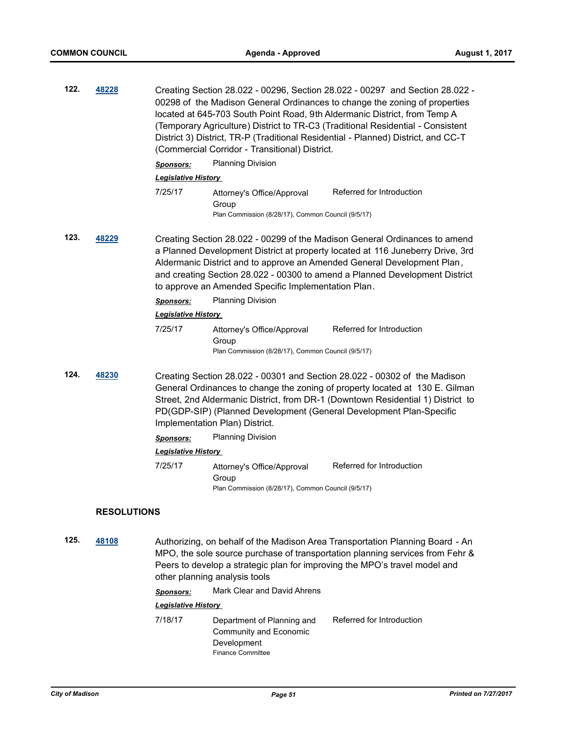**122.** **48228**

Creating Section 28.022 - 00296, Section 28.022 - 00297 and Section 28.022 - 00298 of the Madison General Ordinances to change the zoning of properties located at 645-703 South Point Road, 9th Aldermanic District, from Temp A (Temporary Agriculture) District to TR-C3 (Traditional Residential - Consistent District 3) District, TR-P (Traditional Residential - Planned) District, and CC-T (Commercial Corridor - Transitional) District.

***Sponsors:*** Planning Division

***Legislative History***

7/25/17 Attorney's Office/Approval Group — Referred for Introduction
Plan Commission (8/28/17), Common Council (9/5/17)

**123.** **48229**

Creating Section 28.022 - 00299 of the Madison General Ordinances to amend a Planned Development District at property located at 116 Juneberry Drive, 3rd Aldermanic District and to approve an Amended General Development Plan, and creating Section 28.022 - 00300 to amend a Planned Development District to approve an Amended Specific Implementation Plan.

***Sponsors:*** Planning Division

***Legislative History***

7/25/17 Attorney's Office/Approval Group — Referred for Introduction
Plan Commission (8/28/17), Common Council (9/5/17)

**124.** **48230**

Creating Section 28.022 - 00301 and Section 28.022 - 00302 of the Madison General Ordinances to change the zoning of property located at 130 E. Gilman Street, 2nd Aldermanic District, from DR-1 (Downtown Residential 1) District to PD(GDP-SIP) (Planned Development (General Development Plan-Specific Implementation Plan) District.

***Sponsors:*** Planning Division

***Legislative History***

7/25/17 Attorney's Office/Approval Group — Referred for Introduction
Plan Commission (8/28/17), Common Council (9/5/17)

## RESOLUTIONS

**125.** **48108**

Authorizing, on behalf of the Madison Area Transportation Planning Board - An MPO, the sole source purchase of transportation planning services from Fehr & Peers to develop a strategic plan for improving the MPO's travel model and other planning analysis tools

***Sponsors:*** Mark Clear and David Ahrens

***Legislative History***

7/18/17 Department of Planning and Community and Economic Development — Referred for Introduction
Finance Committee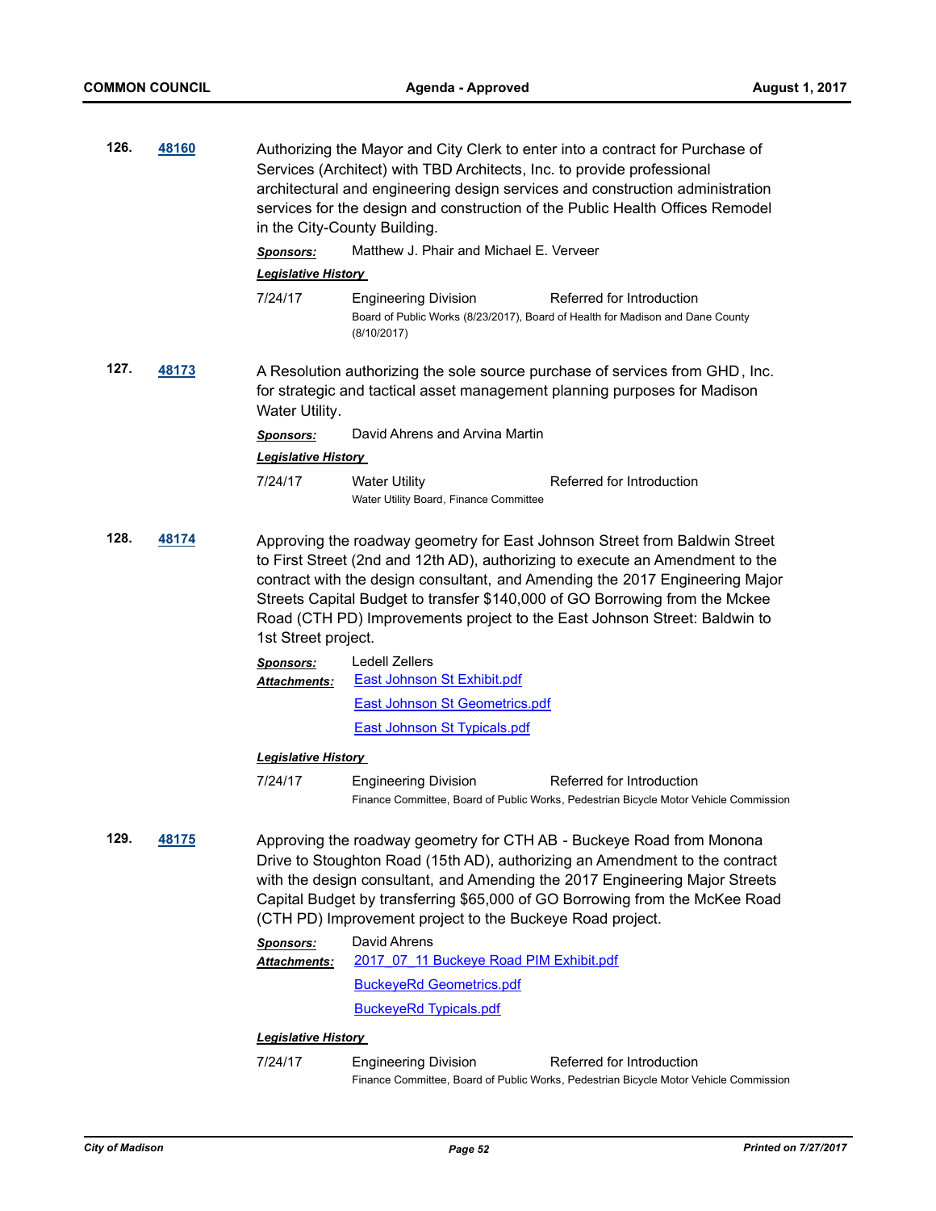**126.** **48160**

Authorizing the Mayor and City Clerk to enter into a contract for Purchase of Services (Architect) with TBD Architects, Inc. to provide professional architectural and engineering design services and construction administration services for the design and construction of the Public Health Offices Remodel in the City-County Building.

***Sponsors:*** Matthew J. Phair and Michael E. Verveer

***Legislative History***

7/24/17 Engineering Division Referred for Introduction
Board of Public Works (8/23/2017), Board of Health for Madison and Dane County (8/10/2017)

**127.** **48173**

A Resolution authorizing the sole source purchase of services from GHD, Inc. for strategic and tactical asset management planning purposes for Madison Water Utility.

***Sponsors:*** David Ahrens and Arvina Martin

***Legislative History***

7/24/17 Water Utility Referred for Introduction
Water Utility Board, Finance Committee

**128.** **48174**

Approving the roadway geometry for East Johnson Street from Baldwin Street to First Street (2nd and 12th AD), authorizing to execute an Amendment to the contract with the design consultant, and Amending the 2017 Engineering Major Streets Capital Budget to transfer $140,000 of GO Borrowing from the Mckee Road (CTH PD) Improvements project to the East Johnson Street: Baldwin to 1st Street project.

***Sponsors:*** Ledell Zellers

***Attachments:*** East Johnson St Exhibit.pdf
East Johnson St Geometrics.pdf
East Johnson St Typicals.pdf

***Legislative History***

7/24/17 Engineering Division Referred for Introduction
Finance Committee, Board of Public Works, Pedestrian Bicycle Motor Vehicle Commission

**129.** **48175**

Approving the roadway geometry for CTH AB - Buckeye Road from Monona Drive to Stoughton Road (15th AD), authorizing an Amendment to the contract with the design consultant, and Amending the 2017 Engineering Major Streets Capital Budget by transferring $65,000 of GO Borrowing from the McKee Road (CTH PD) Improvement project to the Buckeye Road project.

***Sponsors:*** David Ahrens

***Attachments:*** 2017_07_11 Buckeye Road PIM Exhibit.pdf
BuckeyeRd Geometrics.pdf
BuckeyeRd Typicals.pdf

***Legislative History***

7/24/17 Engineering Division Referred for Introduction
Finance Committee, Board of Public Works, Pedestrian Bicycle Motor Vehicle Commission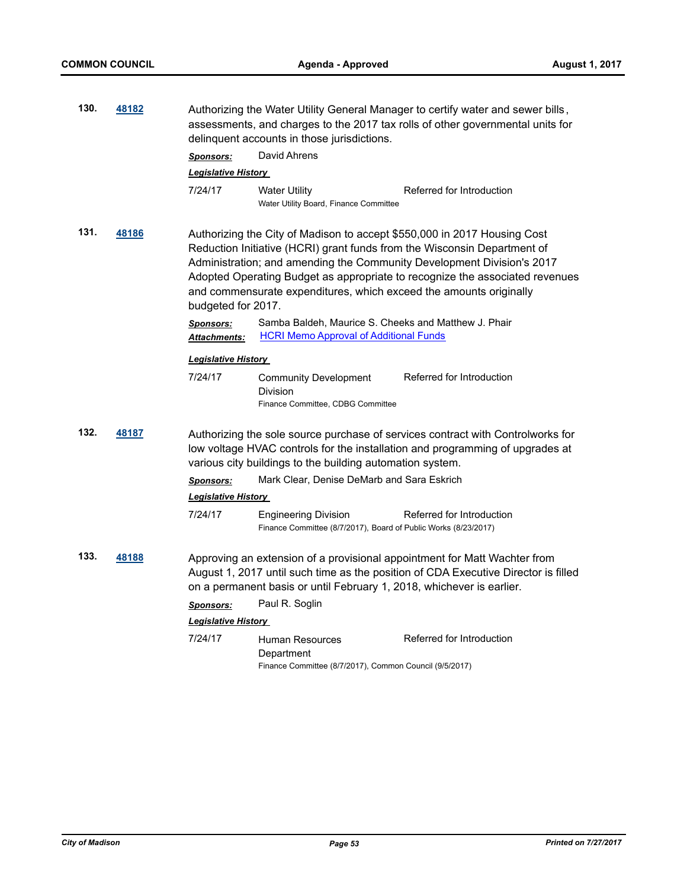**130.** **48182**

Authorizing the Water Utility General Manager to certify water and sewer bills, assessments, and charges to the 2017 tax rolls of other governmental units for delinquent accounts in those jurisdictions.

***Sponsors:*** David Ahrens

***Legislative History***

| | | |
|---|---|---|
| 7/24/17 | Water Utility<br>Water Utility Board, Finance Committee | Referred for Introduction |

**131.** **48186**

Authorizing the City of Madison to accept $550,000 in 2017 Housing Cost Reduction Initiative (HCRI) grant funds from the Wisconsin Department of Administration; and amending the Community Development Division's 2017 Adopted Operating Budget as appropriate to recognize the associated revenues and commensurate expenditures, which exceed the amounts originally budgeted for 2017.

***Sponsors:*** Samba Baldeh, Maurice S. Cheeks and Matthew J. Phair

***Attachments:*** HCRI Memo Approval of Additional Funds

***Legislative History***

| | | |
|---|---|---|
| 7/24/17 | Community Development Division<br>Finance Committee, CDBG Committee | Referred for Introduction |

**132.** **48187**

Authorizing the sole source purchase of services contract with Controlworks for low voltage HVAC controls for the installation and programming of upgrades at various city buildings to the building automation system.

***Sponsors:*** Mark Clear, Denise DeMarb and Sara Eskrich

***Legislative History***

| | | |
|---|---|---|
| 7/24/17 | Engineering Division<br>Finance Committee (8/7/2017), Board of Public Works (8/23/2017) | Referred for Introduction |

**133.** **48188**

Approving an extension of a provisional appointment for Matt Wachter from August 1, 2017 until such time as the position of CDA Executive Director is filled on a permanent basis or until February 1, 2018, whichever is earlier.

***Sponsors:*** Paul R. Soglin

***Legislative History***

| | | |
|---|---|---|
| 7/24/17 | Human Resources Department<br>Finance Committee (8/7/2017), Common Council (9/5/2017) | Referred for Introduction |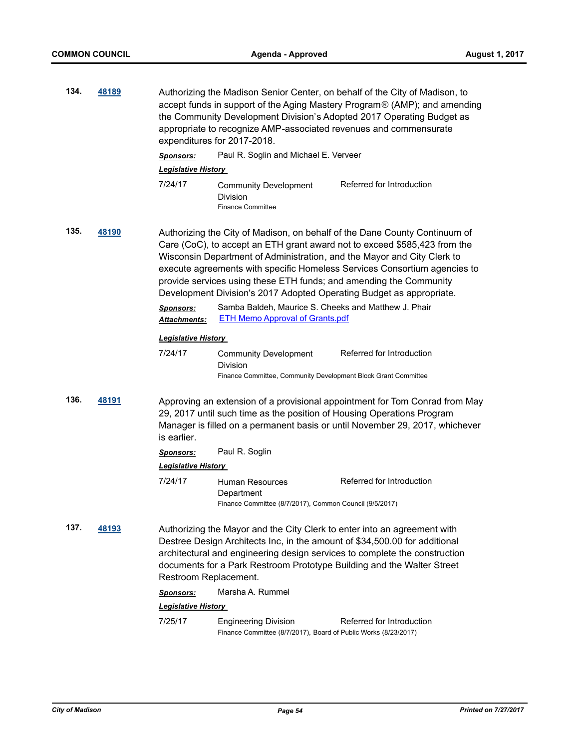**134.** **48189**

Authorizing the Madison Senior Center, on behalf of the City of Madison, to accept funds in support of the Aging Mastery Program® (AMP); and amending the Community Development Division's Adopted 2017 Operating Budget as appropriate to recognize AMP-associated revenues and commensurate expenditures for 2017-2018.

***Sponsors:*** Paul R. Soglin and Michael E. Verveer

***Legislative History***

7/24/17 Community Development Division — Referred for Introduction
Finance Committee

**135.** **48190**

Authorizing the City of Madison, on behalf of the Dane County Continuum of Care (CoC), to accept an ETH grant award not to exceed $585,423 from the Wisconsin Department of Administration, and the Mayor and City Clerk to execute agreements with specific Homeless Services Consortium agencies to provide services using these ETH funds; and amending the Community Development Division's 2017 Adopted Operating Budget as appropriate.

***Sponsors:*** Samba Baldeh, Maurice S. Cheeks and Matthew J. Phair

***Attachments:*** ETH Memo Approval of Grants.pdf

***Legislative History***

7/24/17 Community Development Division — Referred for Introduction
Finance Committee, Community Development Block Grant Committee

**136.** **48191**

Approving an extension of a provisional appointment for Tom Conrad from May 29, 2017 until such time as the position of Housing Operations Program Manager is filled on a permanent basis or until November 29, 2017, whichever is earlier.

***Sponsors:*** Paul R. Soglin

***Legislative History***

7/24/17 Human Resources Department — Referred for Introduction
Finance Committee (8/7/2017), Common Council (9/5/2017)

**137.** **48193**

Authorizing the Mayor and the City Clerk to enter into an agreement with Destree Design Architects Inc, in the amount of $34,500.00 for additional architectural and engineering design services to complete the construction documents for a Park Restroom Prototype Building and the Walter Street Restroom Replacement.

***Sponsors:*** Marsha A. Rummel

***Legislative History***

7/25/17 Engineering Division — Referred for Introduction
Finance Committee (8/7/2017), Board of Public Works (8/23/2017)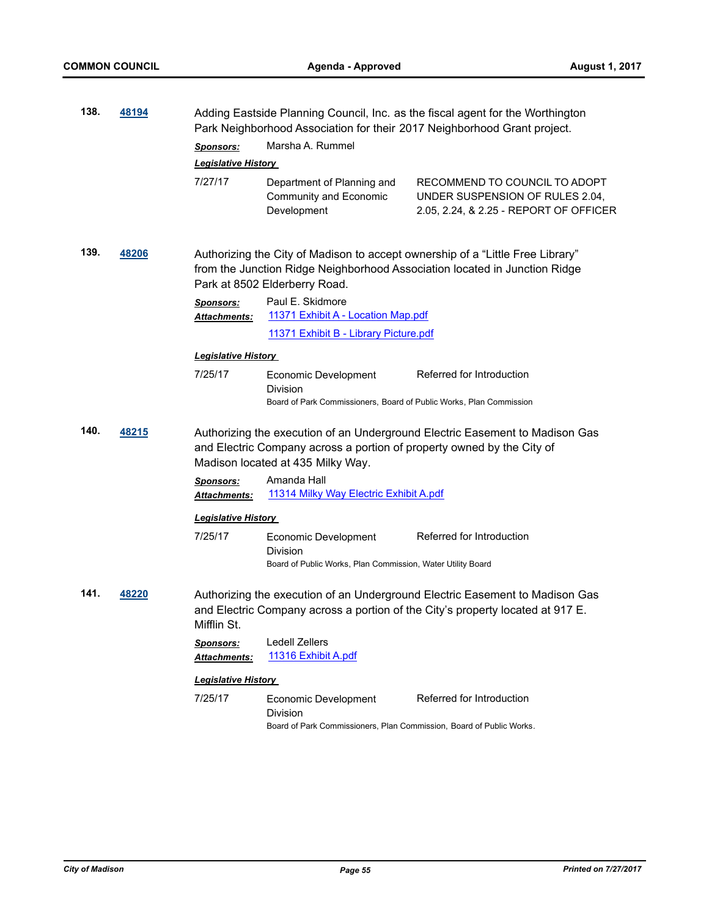**138.** **48194**

Adding Eastside Planning Council, Inc. as the fiscal agent for the Worthington Park Neighborhood Association for their 2017 Neighborhood Grant project.

***Sponsors:*** Marsha A. Rummel

***Legislative History***

| | | |
|---|---|---|
| 7/27/17 | Department of Planning and Community and Economic Development | RECOMMEND TO COUNCIL TO ADOPT UNDER SUSPENSION OF RULES 2.04, 2.05, 2.24, & 2.25 - REPORT OF OFFICER |

**139.** **48206**

Authorizing the City of Madison to accept ownership of a "Little Free Library" from the Junction Ridge Neighborhood Association located in Junction Ridge Park at 8502 Elderberry Road.

***Sponsors:*** Paul E. Skidmore

***Attachments:*** 11371 Exhibit A - Location Map.pdf
11371 Exhibit B - Library Picture.pdf

***Legislative History***

| | | |
|---|---|---|
| 7/25/17 | Economic Development Division | Referred for Introduction |

Board of Park Commissioners, Board of Public Works, Plan Commission

**140.** **48215**

Authorizing the execution of an Underground Electric Easement to Madison Gas and Electric Company across a portion of property owned by the City of Madison located at 435 Milky Way.

***Sponsors:*** Amanda Hall

***Attachments:*** 11314 Milky Way Electric Exhibit A.pdf

***Legislative History***

| | | |
|---|---|---|
| 7/25/17 | Economic Development Division | Referred for Introduction |

Board of Public Works, Plan Commission, Water Utility Board

**141.** **48220**

Authorizing the execution of an Underground Electric Easement to Madison Gas and Electric Company across a portion of the City's property located at 917 E. Mifflin St.

***Sponsors:*** Ledell Zellers

***Attachments:*** 11316 Exhibit A.pdf

***Legislative History***

| | | |
|---|---|---|
| 7/25/17 | Economic Development Division | Referred for Introduction |

Board of Park Commissioners, Plan Commission, Board of Public Works.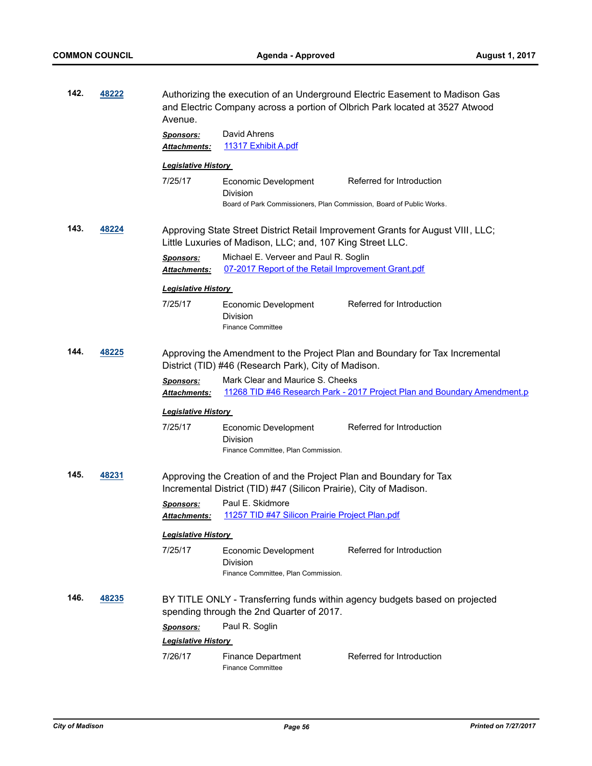**142.** **48222**

Authorizing the execution of an Underground Electric Easement to Madison Gas and Electric Company across a portion of Olbrich Park located at 3527 Atwood Avenue.

***Sponsors:*** David Ahrens

***Attachments:*** 11317 Exhibit A.pdf

***Legislative History***

| | | |
|---|---|---|
| 7/25/17 | Economic Development Division<br>Board of Park Commissioners, Plan Commission, Board of Public Works. | Referred for Introduction |

**143.** **48224**

Approving State Street District Retail Improvement Grants for August VIII, LLC; Little Luxuries of Madison, LLC; and, 107 King Street LLC.

***Sponsors:*** Michael E. Verveer and Paul R. Soglin

***Attachments:*** 07-2017 Report of the Retail Improvement Grant.pdf

***Legislative History***

| | | |
|---|---|---|
| 7/25/17 | Economic Development Division<br>Finance Committee | Referred for Introduction |

**144.** **48225**

Approving the Amendment to the Project Plan and Boundary for Tax Incremental District (TID) #46 (Research Park), City of Madison.

***Sponsors:*** Mark Clear and Maurice S. Cheeks

***Attachments:*** 11268 TID #46 Research Park - 2017 Project Plan and Boundary Amendment.p

***Legislative History***

| | | |
|---|---|---|
| 7/25/17 | Economic Development Division<br>Finance Committee, Plan Commission. | Referred for Introduction |

**145.** **48231**

Approving the Creation of and the Project Plan and Boundary for Tax Incremental District (TID) #47 (Silicon Prairie), City of Madison.

***Sponsors:*** Paul E. Skidmore

***Attachments:*** 11257 TID #47 Silicon Prairie Project Plan.pdf

***Legislative History***

| | | |
|---|---|---|
| 7/25/17 | Economic Development Division<br>Finance Committee, Plan Commission. | Referred for Introduction |

**146.** **48235**

BY TITLE ONLY - Transferring funds within agency budgets based on projected spending through the 2nd Quarter of 2017.

***Sponsors:*** Paul R. Soglin

***Legislative History***

| | | |
|---|---|---|
| 7/26/17 | Finance Department<br>Finance Committee | Referred for Introduction |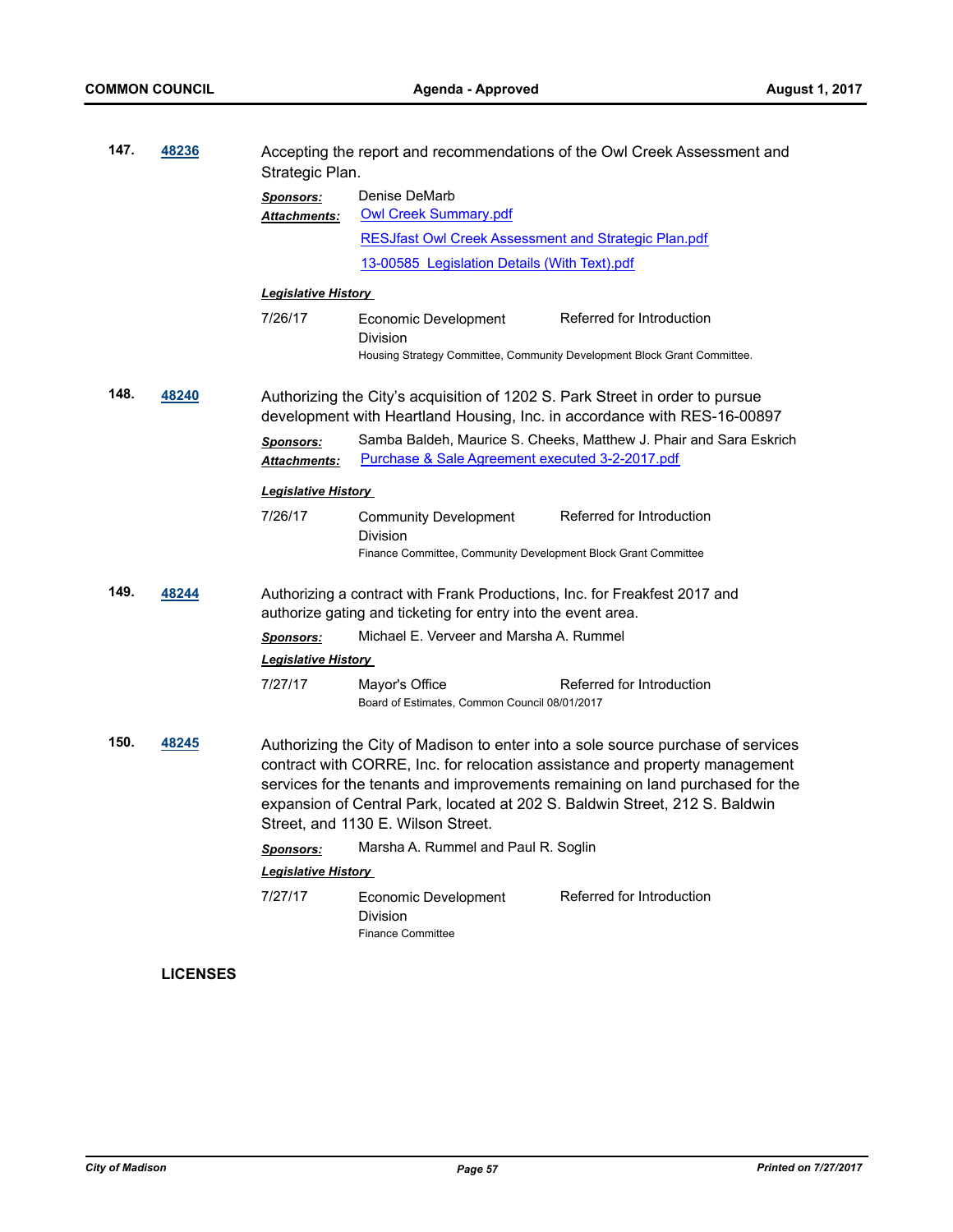**147.** **48236**

Accepting the report and recommendations of the Owl Creek Assessment and Strategic Plan.

***Sponsors:*** Denise DeMarb

***Attachments:*** Owl Creek Summary.pdf

RESJfast Owl Creek Assessment and Strategic Plan.pdf

13-00585 Legislation Details (With Text).pdf

***Legislative History***

| | | |
|---|---|---|
| 7/26/17 | Economic Development Division | Referred for Introduction |
| | Housing Strategy Committee, Community Development Block Grant Committee. | |

**148.** **48240**

Authorizing the City's acquisition of 1202 S. Park Street in order to pursue development with Heartland Housing, Inc. in accordance with RES-16-00897

***Sponsors:*** Samba Baldeh, Maurice S. Cheeks, Matthew J. Phair and Sara Eskrich

***Attachments:*** Purchase & Sale Agreement executed 3-2-2017.pdf

***Legislative History***

| | | |
|---|---|---|
| 7/26/17 | Community Development Division | Referred for Introduction |
| | Finance Committee, Community Development Block Grant Committee | |

**149.** **48244**

Authorizing a contract with Frank Productions, Inc. for Freakfest 2017 and authorize gating and ticketing for entry into the event area.

***Sponsors:*** Michael E. Verveer and Marsha A. Rummel

***Legislative History***

| | | |
|---|---|---|
| 7/27/17 | Mayor's Office | Referred for Introduction |
| | Board of Estimates, Common Council 08/01/2017 | |

**150.** **48245**

Authorizing the City of Madison to enter into a sole source purchase of services contract with CORRE, Inc. for relocation assistance and property management services for the tenants and improvements remaining on land purchased for the expansion of Central Park, located at 202 S. Baldwin Street, 212 S. Baldwin Street, and 1130 E. Wilson Street.

***Sponsors:*** Marsha A. Rummel and Paul R. Soglin

***Legislative History***

| | | |
|---|---|---|
| 7/27/17 | Economic Development Division | Referred for Introduction |
| | Finance Committee | |

**LICENSES**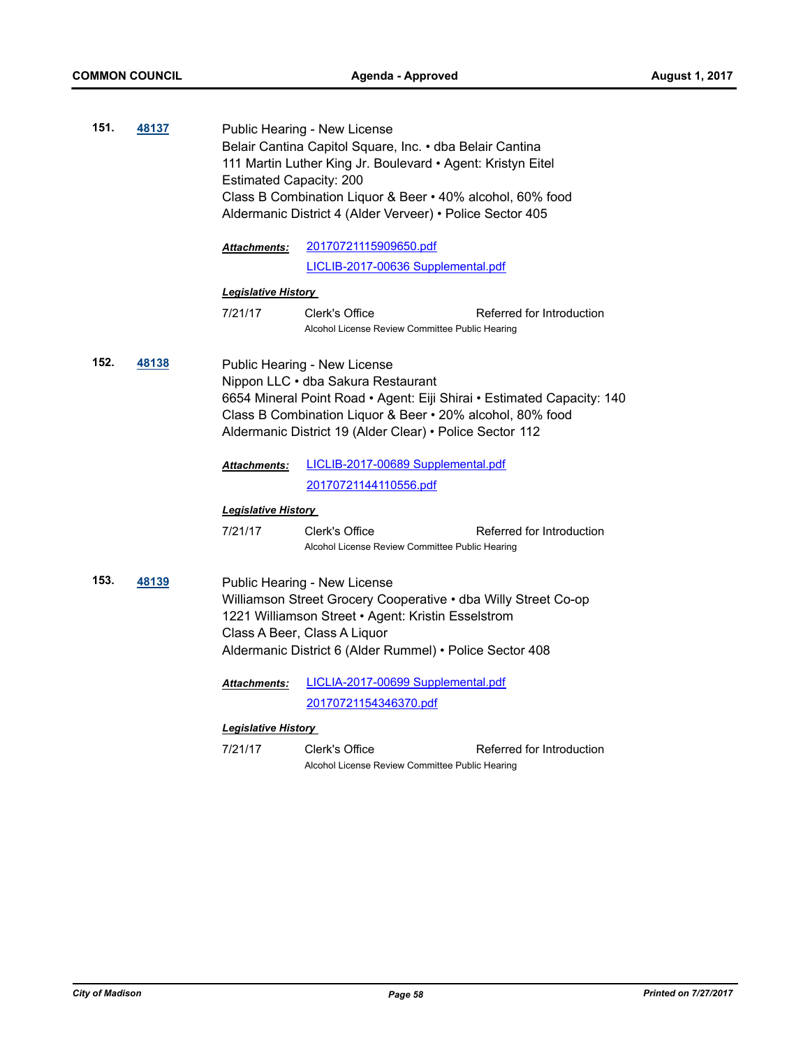**151.** **48137**

Public Hearing - New License
Belair Cantina Capitol Square, Inc. • dba Belair Cantina
111 Martin Luther King Jr. Boulevard • Agent: Kristyn Eitel
Estimated Capacity: 200
Class B Combination Liquor & Beer • 40% alcohol, 60% food
Aldermanic District 4 (Alder Verveer) • Police Sector 405

***Attachments:*** 20170721115909650.pdf
LICLIB-2017-00636 Supplemental.pdf

***Legislative History***

| | | |
|---|---|---|
| 7/21/17 | Clerk's Office<br>Alcohol License Review Committee Public Hearing | Referred for Introduction |

**152.** **48138**

Public Hearing - New License
Nippon LLC • dba Sakura Restaurant
6654 Mineral Point Road • Agent: Eiji Shirai • Estimated Capacity: 140
Class B Combination Liquor & Beer • 20% alcohol, 80% food
Aldermanic District 19 (Alder Clear) • Police Sector 112

***Attachments:*** LICLIB-2017-00689 Supplemental.pdf
20170721144110556.pdf

***Legislative History***

| | | |
|---|---|---|
| 7/21/17 | Clerk's Office<br>Alcohol License Review Committee Public Hearing | Referred for Introduction |

**153.** **48139**

Public Hearing - New License
Williamson Street Grocery Cooperative • dba Willy Street Co-op
1221 Williamson Street • Agent: Kristin Esselstrom
Class A Beer, Class A Liquor
Aldermanic District 6 (Alder Rummel) • Police Sector 408

***Attachments:*** LICLIA-2017-00699 Supplemental.pdf
20170721154346370.pdf

***Legislative History***

| | | |
|---|---|---|
| 7/21/17 | Clerk's Office<br>Alcohol License Review Committee Public Hearing | Referred for Introduction |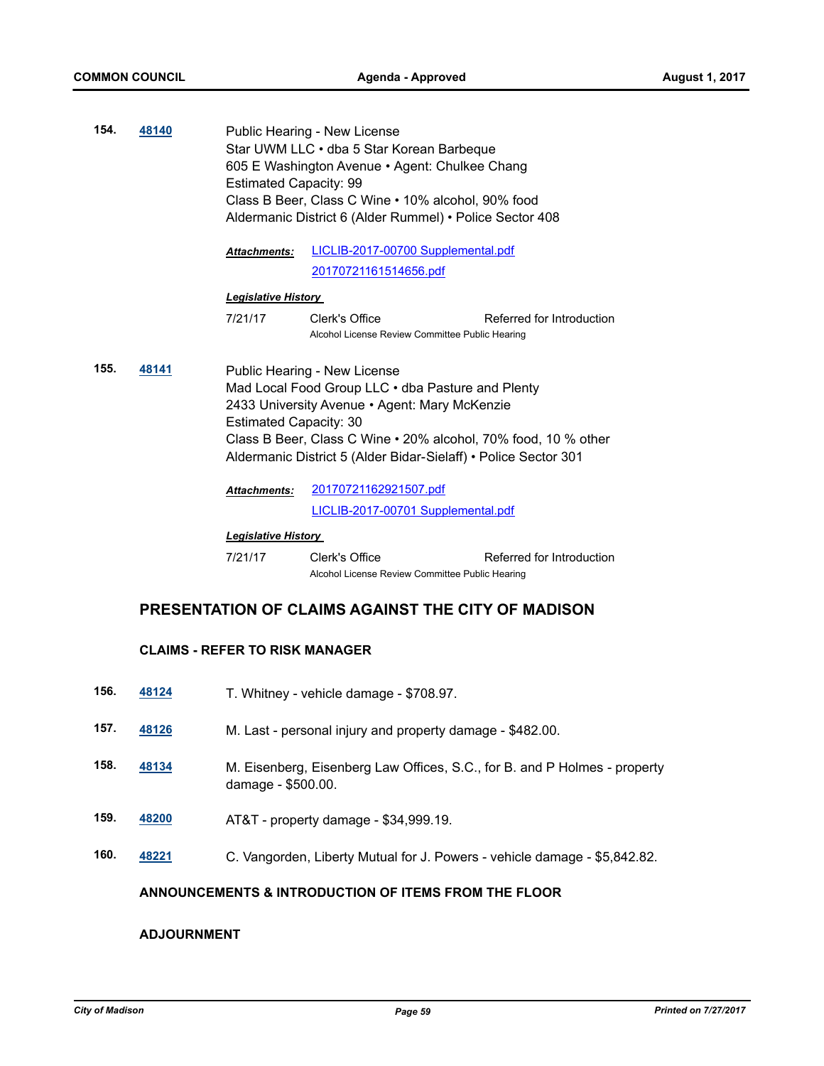**154.** **48140** Public Hearing - New License
Star UWM LLC • dba 5 Star Korean Barbeque
605 E Washington Avenue • Agent: Chulkee Chang
Estimated Capacity: 99
Class B Beer, Class C Wine • 10% alcohol, 90% food
Aldermanic District 6 (Alder Rummel) • Police Sector 408

***Attachments:*** LICLIB-2017-00700 Supplemental.pdf
20170721161514656.pdf

***Legislative History***

| | | |
|---|---|---|
| 7/21/17 | Clerk's Office<br>Alcohol License Review Committee Public Hearing | Referred for Introduction |

**155.** **48141** Public Hearing - New License
Mad Local Food Group LLC • dba Pasture and Plenty
2433 University Avenue • Agent: Mary McKenzie
Estimated Capacity: 30
Class B Beer, Class C Wine • 20% alcohol, 70% food, 10 % other
Aldermanic District 5 (Alder Bidar-Sielaff) • Police Sector 301

***Attachments:*** 20170721162921507.pdf
LICLIB-2017-00701 Supplemental.pdf

***Legislative History***

| | | |
|---|---|---|
| 7/21/17 | Clerk's Office<br>Alcohol License Review Committee Public Hearing | Referred for Introduction |

## PRESENTATION OF CLAIMS AGAINST THE CITY OF MADISON

### CLAIMS - REFER TO RISK MANAGER

**156.** **48124** T. Whitney - vehicle damage - $708.97.

**157.** **48126** M. Last - personal injury and property damage - $482.00.

**158.** **48134** M. Eisenberg, Eisenberg Law Offices, S.C., for B. and P Holmes - property damage - $500.00.

**159.** **48200** AT&T - property damage - $34,999.19.

**160.** **48221** C. Vangorden, Liberty Mutual for J. Powers - vehicle damage - $5,842.82.

### ANNOUNCEMENTS & INTRODUCTION OF ITEMS FROM THE FLOOR

### ADJOURNMENT